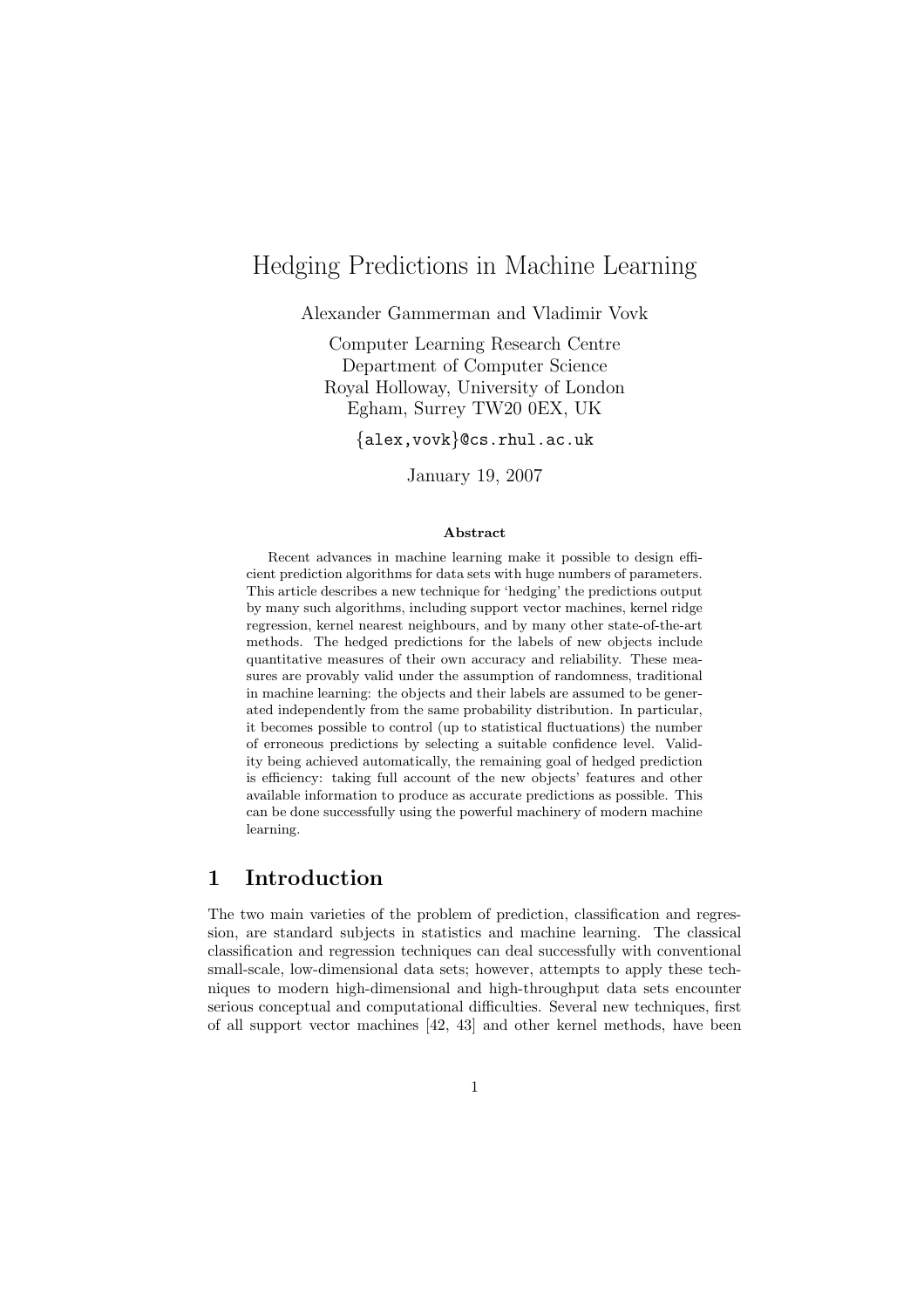# Hedging Predictions in Machine Learning

Alexander Gammerman and Vladimir Vovk

Computer Learning Research Centre
Department of Computer Science
Royal Holloway, University of London
Egham, Surrey TW20 0EX, UK

{alex,vovk}@cs.rhul.ac.uk

January 19, 2007

**Abstract**

Recent advances in machine learning make it possible to design efficient prediction algorithms for data sets with huge numbers of parameters. This article describes a new technique for 'hedging' the predictions output by many such algorithms, including support vector machines, kernel ridge regression, kernel nearest neighbours, and by many other state-of-the-art methods. The hedged predictions for the labels of new objects include quantitative measures of their own accuracy and reliability. These measures are provably valid under the assumption of randomness, traditional in machine learning: the objects and their labels are assumed to be generated independently from the same probability distribution. In particular, it becomes possible to control (up to statistical fluctuations) the number of erroneous predictions by selecting a suitable confidence level. Validity being achieved automatically, the remaining goal of hedged prediction is efficiency: taking full account of the new objects' features and other available information to produce as accurate predictions as possible. This can be done successfully using the powerful machinery of modern machine learning.

## 1 Introduction

The two main varieties of the problem of prediction, classification and regression, are standard subjects in statistics and machine learning. The classical classification and regression techniques can deal successfully with conventional small-scale, low-dimensional data sets; however, attempts to apply these techniques to modern high-dimensional and high-throughput data sets encounter serious conceptual and computational difficulties. Several new techniques, first of all support vector machines [42, 43] and other kernel methods, have been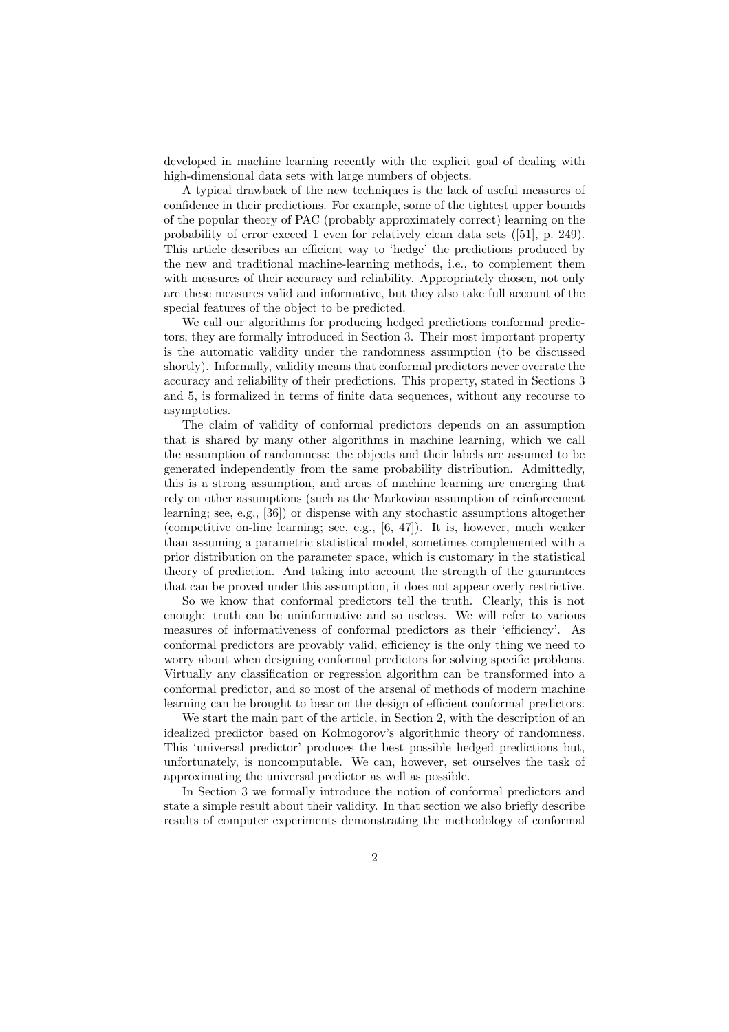developed in machine learning recently with the explicit goal of dealing with high-dimensional data sets with large numbers of objects.

A typical drawback of the new techniques is the lack of useful measures of confidence in their predictions. For example, some of the tightest upper bounds of the popular theory of PAC (probably approximately correct) learning on the probability of error exceed 1 even for relatively clean data sets ([51], p. 249). This article describes an efficient way to 'hedge' the predictions produced by the new and traditional machine-learning methods, i.e., to complement them with measures of their accuracy and reliability. Appropriately chosen, not only are these measures valid and informative, but they also take full account of the special features of the object to be predicted.

We call our algorithms for producing hedged predictions conformal predictors; they are formally introduced in Section 3. Their most important property is the automatic validity under the randomness assumption (to be discussed shortly). Informally, validity means that conformal predictors never overrate the accuracy and reliability of their predictions. This property, stated in Sections 3 and 5, is formalized in terms of finite data sequences, without any recourse to asymptotics.

The claim of validity of conformal predictors depends on an assumption that is shared by many other algorithms in machine learning, which we call the assumption of randomness: the objects and their labels are assumed to be generated independently from the same probability distribution. Admittedly, this is a strong assumption, and areas of machine learning are emerging that rely on other assumptions (such as the Markovian assumption of reinforcement learning; see, e.g., [36]) or dispense with any stochastic assumptions altogether (competitive on-line learning; see, e.g., [6, 47]). It is, however, much weaker than assuming a parametric statistical model, sometimes complemented with a prior distribution on the parameter space, which is customary in the statistical theory of prediction. And taking into account the strength of the guarantees that can be proved under this assumption, it does not appear overly restrictive.

So we know that conformal predictors tell the truth. Clearly, this is not enough: truth can be uninformative and so useless. We will refer to various measures of informativeness of conformal predictors as their 'efficiency'. As conformal predictors are provably valid, efficiency is the only thing we need to worry about when designing conformal predictors for solving specific problems. Virtually any classification or regression algorithm can be transformed into a conformal predictor, and so most of the arsenal of methods of modern machine learning can be brought to bear on the design of efficient conformal predictors.

We start the main part of the article, in Section 2, with the description of an idealized predictor based on Kolmogorov's algorithmic theory of randomness. This 'universal predictor' produces the best possible hedged predictions but, unfortunately, is noncomputable. We can, however, set ourselves the task of approximating the universal predictor as well as possible.

In Section 3 we formally introduce the notion of conformal predictors and state a simple result about their validity. In that section we also briefly describe results of computer experiments demonstrating the methodology of conformal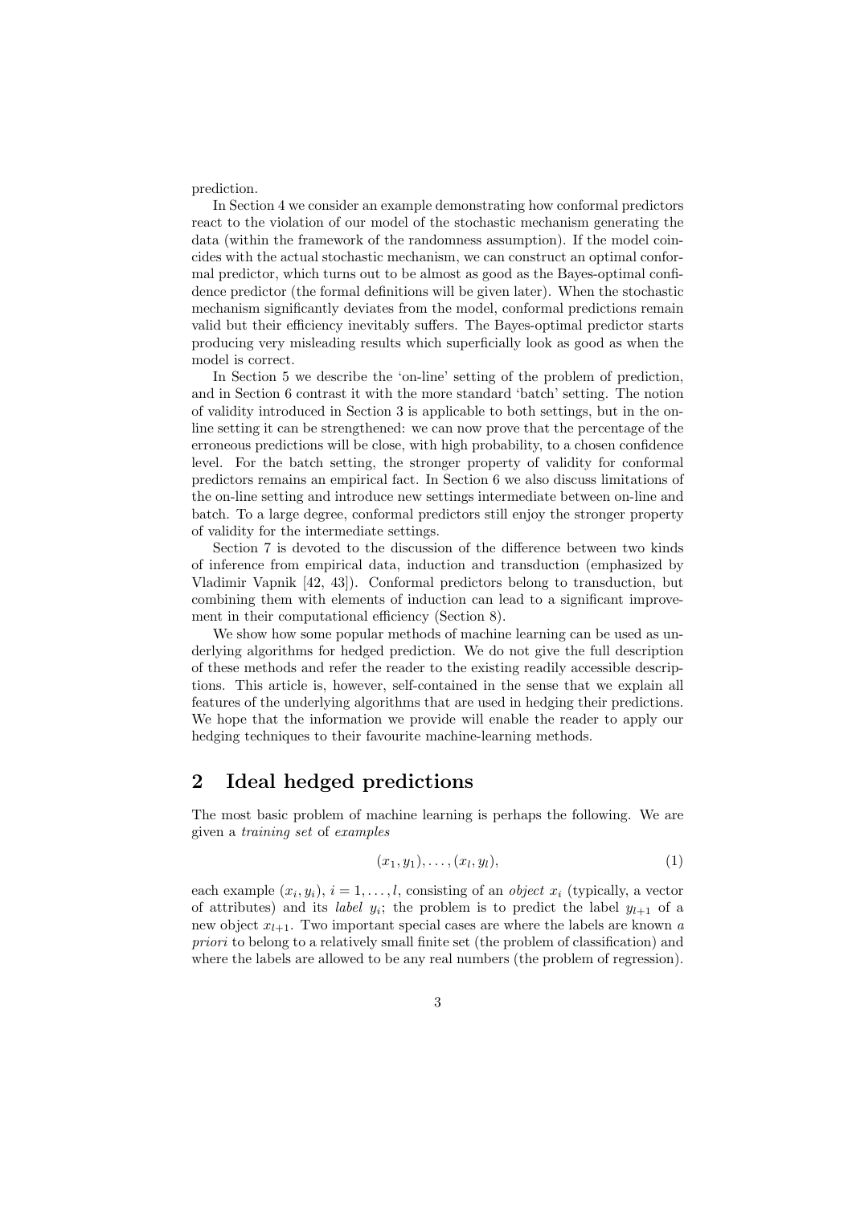prediction.

In Section 4 we consider an example demonstrating how conformal predictors react to the violation of our model of the stochastic mechanism generating the data (within the framework of the randomness assumption). If the model coincides with the actual stochastic mechanism, we can construct an optimal conformal predictor, which turns out to be almost as good as the Bayes-optimal confidence predictor (the formal definitions will be given later). When the stochastic mechanism significantly deviates from the model, conformal predictions remain valid but their efficiency inevitably suffers. The Bayes-optimal predictor starts producing very misleading results which superficially look as good as when the model is correct.

In Section 5 we describe the 'on-line' setting of the problem of prediction, and in Section 6 contrast it with the more standard 'batch' setting. The notion of validity introduced in Section 3 is applicable to both settings, but in the on-line setting it can be strengthened: we can now prove that the percentage of the erroneous predictions will be close, with high probability, to a chosen confidence level. For the batch setting, the stronger property of validity for conformal predictors remains an empirical fact. In Section 6 we also discuss limitations of the on-line setting and introduce new settings intermediate between on-line and batch. To a large degree, conformal predictors still enjoy the stronger property of validity for the intermediate settings.

Section 7 is devoted to the discussion of the difference between two kinds of inference from empirical data, induction and transduction (emphasized by Vladimir Vapnik [42, 43]). Conformal predictors belong to transduction, but combining them with elements of induction can lead to a significant improvement in their computational efficiency (Section 8).

We show how some popular methods of machine learning can be used as underlying algorithms for hedged prediction. We do not give the full description of these methods and refer the reader to the existing readily accessible descriptions. This article is, however, self-contained in the sense that we explain all features of the underlying algorithms that are used in hedging their predictions. We hope that the information we provide will enable the reader to apply our hedging techniques to their favourite machine-learning methods.

## 2 Ideal hedged predictions

The most basic problem of machine learning is perhaps the following. We are given a *training set* of *examples*

$$(x_1, y_1), \ldots, (x_l, y_l), \tag{1}$$

each example $(x_i, y_i)$, $i = 1, \ldots, l$, consisting of an *object* $x_i$ (typically, a vector of attributes) and its *label* $y_i$; the problem is to predict the label $y_{l+1}$ of a new object $x_{l+1}$. Two important special cases are where the labels are known *a priori* to belong to a relatively small finite set (the problem of classification) and where the labels are allowed to be any real numbers (the problem of regression).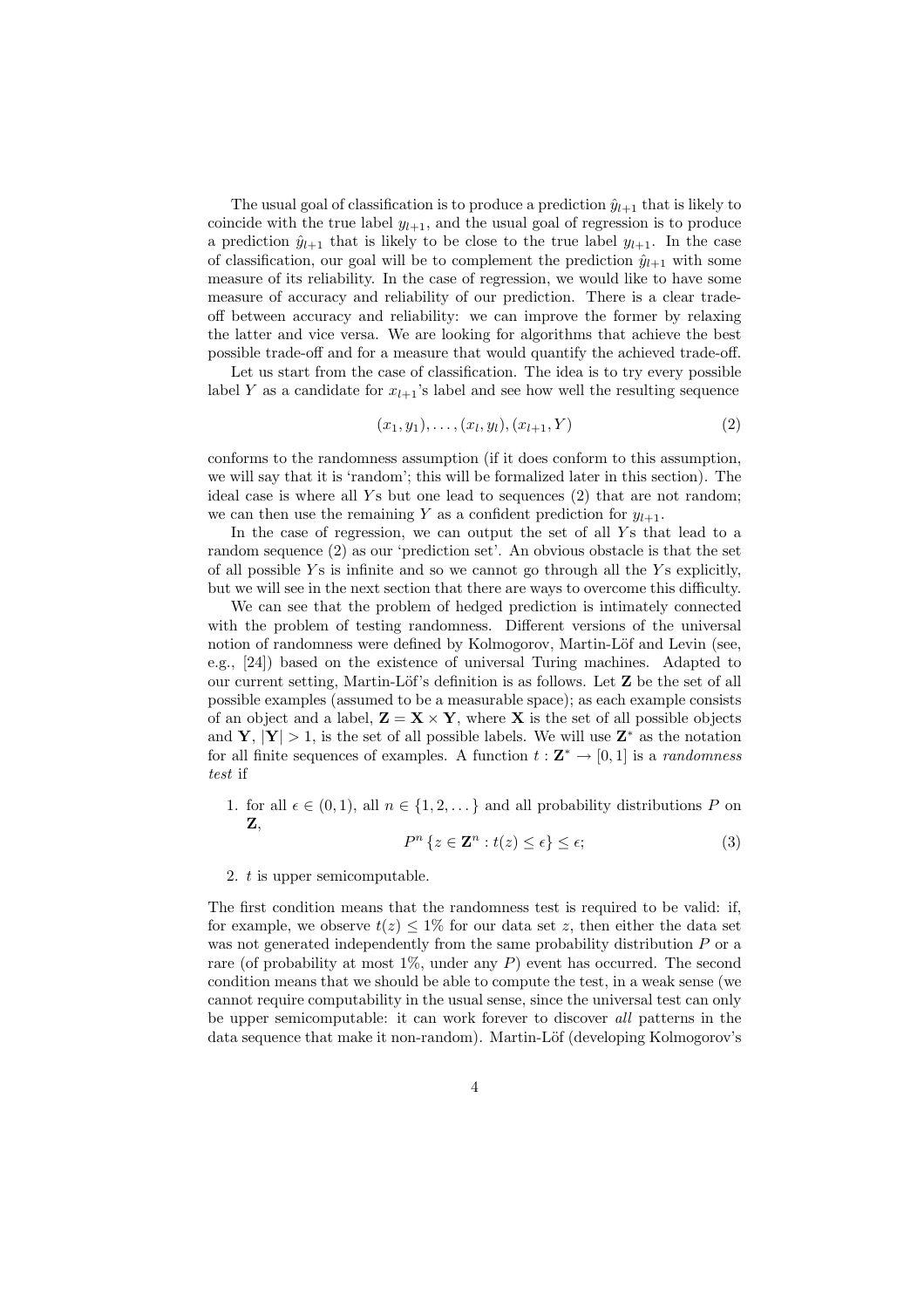The usual goal of classification is to produce a prediction $\hat{y}_{l+1}$ that is likely to coincide with the true label $y_{l+1}$, and the usual goal of regression is to produce a prediction $\hat{y}_{l+1}$ that is likely to be close to the true label $y_{l+1}$. In the case of classification, our goal will be to complement the prediction $\hat{y}_{l+1}$ with some measure of its reliability. In the case of regression, we would like to have some measure of accuracy and reliability of our prediction. There is a clear trade-off between accuracy and reliability: we can improve the former by relaxing the latter and vice versa. We are looking for algorithms that achieve the best possible trade-off and for a measure that would quantify the achieved trade-off.

Let us start from the case of classification. The idea is to try every possible label $Y$ as a candidate for $x_{l+1}$'s label and see how well the resulting sequence

$$(x_1, y_1), \dots, (x_l, y_l), (x_{l+1}, Y) \tag{2}$$

conforms to the randomness assumption (if it does conform to this assumption, we will say that it is 'random'; this will be formalized later in this section). The ideal case is where all $Y$s but one lead to sequences (2) that are not random; we can then use the remaining $Y$ as a confident prediction for $y_{l+1}$.

In the case of regression, we can output the set of all $Y$s that lead to a random sequence (2) as our 'prediction set'. An obvious obstacle is that the set of all possible $Y$s is infinite and so we cannot go through all the $Y$s explicitly, but we will see in the next section that there are ways to overcome this difficulty.

We can see that the problem of hedged prediction is intimately connected with the problem of testing randomness. Different versions of the universal notion of randomness were defined by Kolmogorov, Martin-Löf and Levin (see, e.g., [24]) based on the existence of universal Turing machines. Adapted to our current setting, Martin-Löf's definition is as follows. Let $\mathbf{Z}$ be the set of all possible examples (assumed to be a measurable space); as each example consists of an object and a label, $\mathbf{Z} = \mathbf{X} \times \mathbf{Y}$, where $\mathbf{X}$ is the set of all possible objects and $\mathbf{Y}$, $|\mathbf{Y}| > 1$, is the set of all possible labels. We will use $\mathbf{Z}^*$ as the notation for all finite sequences of examples. A function $t : \mathbf{Z}^* \to [0, 1]$ is a *randomness test* if

1. for all $\epsilon \in (0, 1)$, all $n \in \{1, 2, \dots\}$ and all probability distributions $P$ on $\mathbf{Z}$,
$$P^n \{z \in \mathbf{Z}^n : t(z) \leq \epsilon\} \leq \epsilon; \tag{3}$$
2. $t$ is upper semicomputable.

The first condition means that the randomness test is required to be valid: if, for example, we observe $t(z) \leq 1\%$ for our data set $z$, then either the data set was not generated independently from the same probability distribution $P$ or a rare (of probability at most 1%, under any $P$) event has occurred. The second condition means that we should be able to compute the test, in a weak sense (we cannot require computability in the usual sense, since the universal test can only be upper semicomputable: it can work forever to discover *all* patterns in the data sequence that make it non-random). Martin-Löf (developing Kolmogorov's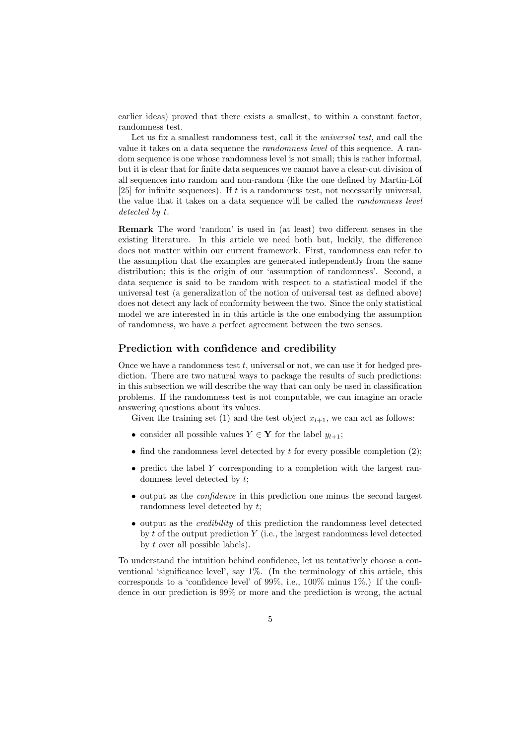earlier ideas) proved that there exists a smallest, to within a constant factor, randomness test.

Let us fix a smallest randomness test, call it the *universal test*, and call the value it takes on a data sequence the *randomness level* of this sequence. A random sequence is one whose randomness level is not small; this is rather informal, but it is clear that for finite data sequences we cannot have a clear-cut division of all sequences into random and non-random (like the one defined by Martin-Löf [25] for infinite sequences). If $t$ is a randomness test, not necessarily universal, the value that it takes on a data sequence will be called the *randomness level detected by $t$*.

**Remark** The word 'random' is used in (at least) two different senses in the existing literature. In this article we need both but, luckily, the difference does not matter within our current framework. First, randomness can refer to the assumption that the examples are generated independently from the same distribution; this is the origin of our 'assumption of randomness'. Second, a data sequence is said to be random with respect to a statistical model if the universal test (a generalization of the notion of universal test as defined above) does not detect any lack of conformity between the two. Since the only statistical model we are interested in in this article is the one embodying the assumption of randomness, we have a perfect agreement between the two senses.

### Prediction with confidence and credibility

Once we have a randomness test $t$, universal or not, we can use it for hedged prediction. There are two natural ways to package the results of such predictions: in this subsection we will describe the way that can only be used in classification problems. If the randomness test is not computable, we can imagine an oracle answering questions about its values.

Given the training set (1) and the test object $x_{l+1}$, we can act as follows:

- consider all possible values $Y \in \mathbf{Y}$ for the label $y_{l+1}$;
- find the randomness level detected by $t$ for every possible completion (2);
- predict the label $Y$ corresponding to a completion with the largest randomness level detected by $t$;
- output as the *confidence* in this prediction one minus the second largest randomness level detected by $t$;
- output as the *credibility* of this prediction the randomness level detected by $t$ of the output prediction $Y$ (i.e., the largest randomness level detected by $t$ over all possible labels).

To understand the intuition behind confidence, let us tentatively choose a conventional 'significance level', say 1%. (In the terminology of this article, this corresponds to a 'confidence level' of 99%, i.e., 100% minus 1%.) If the confidence in our prediction is 99% or more and the prediction is wrong, the actual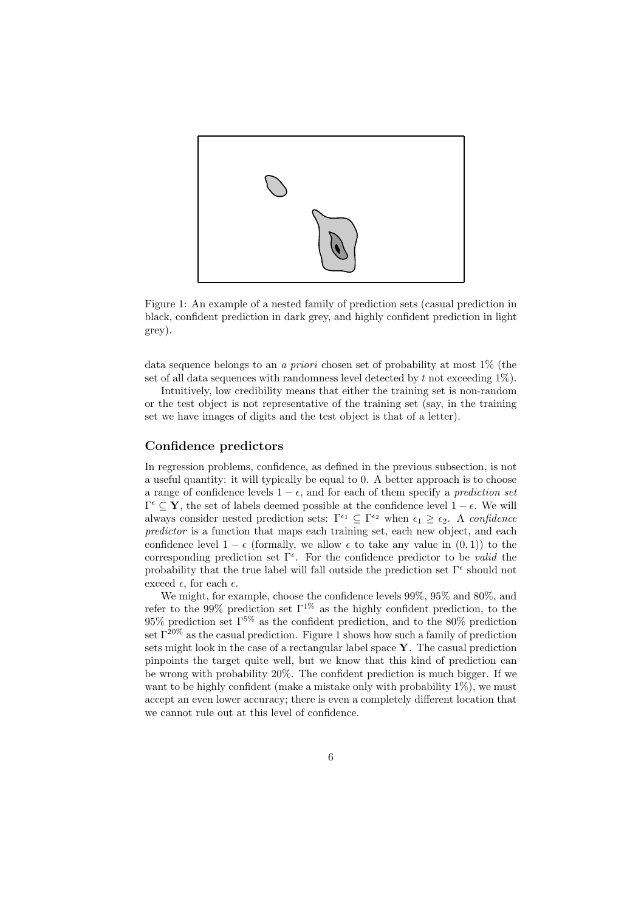Figure 1: An example of a nested family of prediction sets (casual prediction in black, confident prediction in dark grey, and highly confident prediction in light grey).

data sequence belongs to an *a priori* chosen set of probability at most 1% (the set of all data sequences with randomness level detected by $t$ not exceeding 1%).

Intuitively, low credibility means that either the training set is non-random or the test object is not representative of the training set (say, in the training set we have images of digits and the test object is that of a letter).

### Confidence predictors

In regression problems, confidence, as defined in the previous subsection, is not a useful quantity: it will typically be equal to 0. A better approach is to choose a range of confidence levels $1-\epsilon$, and for each of them specify a *prediction set* $\Gamma^\epsilon \subseteq \mathbf{Y}$, the set of labels deemed possible at the confidence level $1-\epsilon$. We will always consider nested prediction sets: $\Gamma^{\epsilon_1} \subseteq \Gamma^{\epsilon_2}$ when $\epsilon_1 \geq \epsilon_2$. A *confidence predictor* is a function that maps each training set, each new object, and each confidence level $1-\epsilon$ (formally, we allow $\epsilon$ to take any value in $(0,1)$) to the corresponding prediction set $\Gamma^\epsilon$. For the confidence predictor to be *valid* the probability that the true label will fall outside the prediction set $\Gamma^\epsilon$ should not exceed $\epsilon$, for each $\epsilon$.

We might, for example, choose the confidence levels 99%, 95% and 80%, and refer to the 99% prediction set $\Gamma^{1\%}$ as the highly confident prediction, to the 95% prediction set $\Gamma^{5\%}$ as the confident prediction, and to the 80% prediction set $\Gamma^{20\%}$ as the casual prediction. Figure 1 shows how such a family of prediction sets might look in the case of a rectangular label space $\mathbf{Y}$. The casual prediction pinpoints the target quite well, but we know that this kind of prediction can be wrong with probability 20%. The confident prediction is much bigger. If we want to be highly confident (make a mistake only with probability 1%), we must accept an even lower accuracy; there is even a completely different location that we cannot rule out at this level of confidence.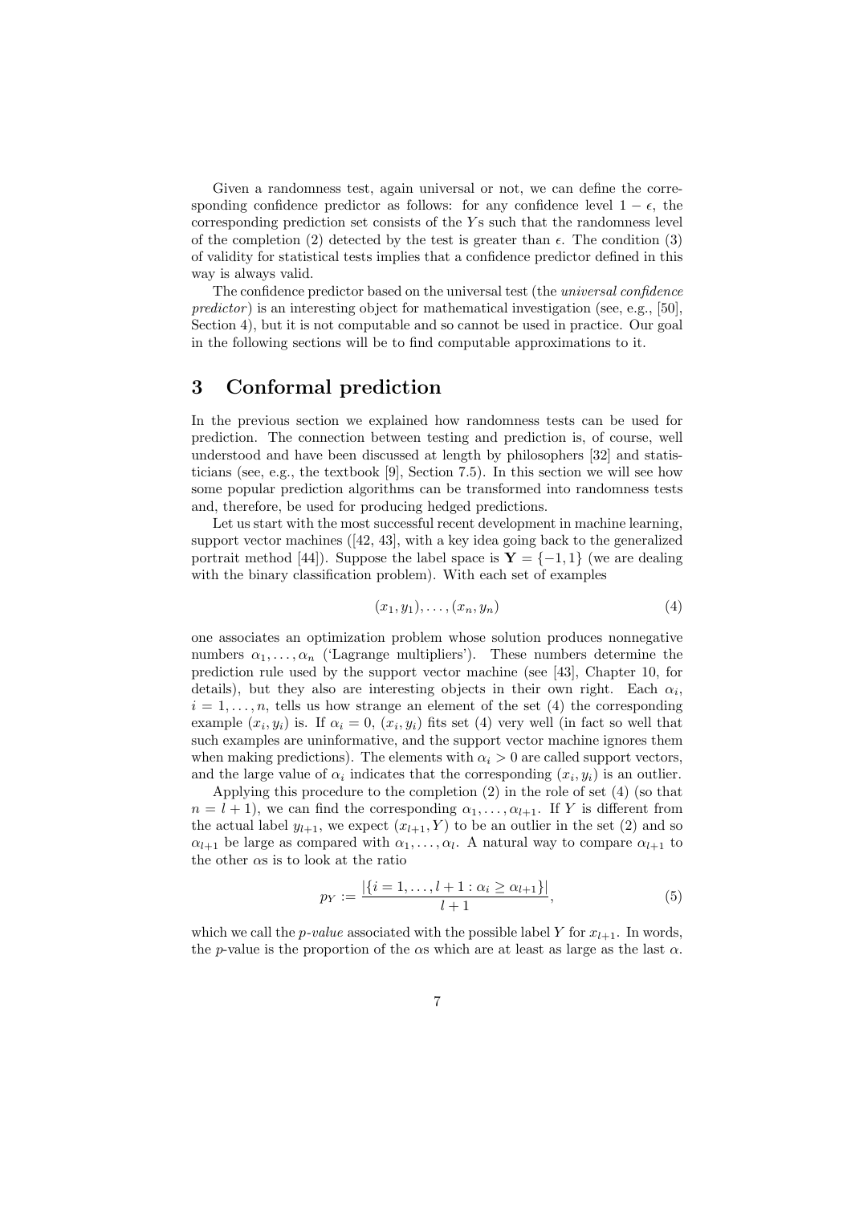Given a randomness test, again universal or not, we can define the corresponding confidence predictor as follows: for any confidence level $1 - \epsilon$, the corresponding prediction set consists of the $Y$s such that the randomness level of the completion (2) detected by the test is greater than $\epsilon$. The condition (3) of validity for statistical tests implies that a confidence predictor defined in this way is always valid.

The confidence predictor based on the universal test (the *universal confidence predictor*) is an interesting object for mathematical investigation (see, e.g., [50], Section 4), but it is not computable and so cannot be used in practice. Our goal in the following sections will be to find computable approximations to it.

## 3 Conformal prediction

In the previous section we explained how randomness tests can be used for prediction. The connection between testing and prediction is, of course, well understood and have been discussed at length by philosophers [32] and statisticians (see, e.g., the textbook [9], Section 7.5). In this section we will see how some popular prediction algorithms can be transformed into randomness tests and, therefore, be used for producing hedged predictions.

Let us start with the most successful recent development in machine learning, support vector machines ([42, 43], with a key idea going back to the generalized portrait method [44]). Suppose the label space is $\mathbf{Y} = \{-1, 1\}$ (we are dealing with the binary classification problem). With each set of examples

$$(x_1, y_1), \dots, (x_n, y_n) \tag{4}$$

one associates an optimization problem whose solution produces nonnegative numbers $\alpha_1, \dots, \alpha_n$ ('Lagrange multipliers'). These numbers determine the prediction rule used by the support vector machine (see [43], Chapter 10, for details), but they also are interesting objects in their own right. Each $\alpha_i$, $i = 1, \dots, n$, tells us how strange an element of the set (4) the corresponding example $(x_i, y_i)$ is. If $\alpha_i = 0$, $(x_i, y_i)$ fits set (4) very well (in fact so well that such examples are uninformative, and the support vector machine ignores them when making predictions). The elements with $\alpha_i > 0$ are called support vectors, and the large value of $\alpha_i$ indicates that the corresponding $(x_i, y_i)$ is an outlier.

Applying this procedure to the completion (2) in the role of set (4) (so that $n = l + 1$), we can find the corresponding $\alpha_1, \dots, \alpha_{l+1}$. If $Y$ is different from the actual label $y_{l+1}$, we expect $(x_{l+1}, Y)$ to be an outlier in the set (2) and so $\alpha_{l+1}$ be large as compared with $\alpha_1, \dots, \alpha_l$. A natural way to compare $\alpha_{l+1}$ to the other $\alpha$s is to look at the ratio

$$p_Y := \frac{|\{i = 1, \dots, l+1 : \alpha_i \geq \alpha_{l+1}\}|}{l+1}, \tag{5}$$

which we call the *p-value* associated with the possible label $Y$ for $x_{l+1}$. In words, the $p$-value is the proportion of the $\alpha$s which are at least as large as the last $\alpha$.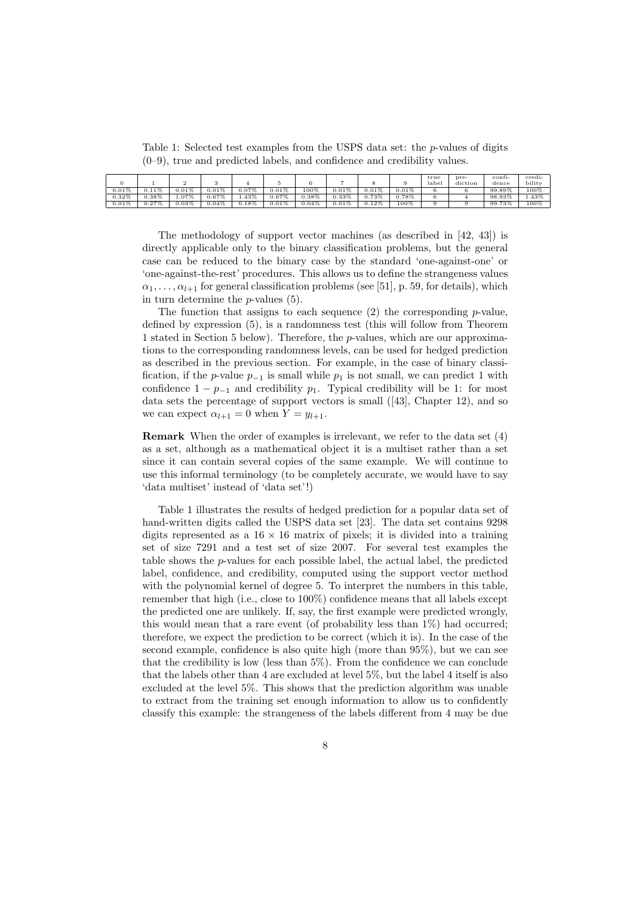Table 1: Selected test examples from the USPS data set: the $p$-values of digits (0–9), true and predicted labels, and confidence and credibility values.

| 0 | 1 | 2 | 3 | 4 | 5 | 6 | 7 | 8 | 9 | true label | prediction | confidence | credibility |
|---|---|---|---|---|---|---|---|---|---|---|---|---|---|
| 0.01% | 0.11% | 0.01% | 0.01% | 0.07% | 0.01% | 100% | 0.01% | 0.01% | 0.01% | 6 | 6 | 99.89% | 100% |
| 0.32% | 0.38% | 1.07% | 0.67% | 1.43% | 0.67% | 0.38% | 0.33% | 0.73% | 0.78% | 6 | 4 | 98.93% | 1.43% |
| 0.01% | 0.27% | 0.03% | 0.04% | 0.18% | 0.01% | 0.04% | 0.01% | 0.12% | 100% | 9 | 9 | 99.73% | 100% |

The methodology of support vector machines (as described in [42, 43]) is directly applicable only to the binary classification problems, but the general case can be reduced to the binary case by the standard 'one-against-one' or 'one-against-the-rest' procedures. This allows us to define the strangeness values $\alpha_1, \ldots, \alpha_{l+1}$ for general classification problems (see [51], p. 59, for details), which in turn determine the $p$-values (5).

The function that assigns to each sequence (2) the corresponding $p$-value, defined by expression (5), is a randomness test (this will follow from Theorem 1 stated in Section 5 below). Therefore, the $p$-values, which are our approximations to the corresponding randomness levels, can be used for hedged prediction as described in the previous section. For example, in the case of binary classification, if the $p$-value $p_{-1}$ is small while $p_1$ is not small, we can predict 1 with confidence $1 - p_{-1}$ and credibility $p_1$. Typical credibility will be 1: for most data sets the percentage of support vectors is small ([43], Chapter 12), and so we can expect $\alpha_{l+1} = 0$ when $Y = y_{l+1}$.

**Remark** When the order of examples is irrelevant, we refer to the data set (4) as a set, although as a mathematical object it is a multiset rather than a set since it can contain several copies of the same example. We will continue to use this informal terminology (to be completely accurate, we would have to say 'data multiset' instead of 'data set'!)

Table 1 illustrates the results of hedged prediction for a popular data set of hand-written digits called the USPS data set [23]. The data set contains 9298 digits represented as a $16 \times 16$ matrix of pixels; it is divided into a training set of size 7291 and a test set of size 2007. For several test examples the table shows the $p$-values for each possible label, the actual label, the predicted label, confidence, and credibility, computed using the support vector method with the polynomial kernel of degree 5. To interpret the numbers in this table, remember that high (i.e., close to 100%) confidence means that all labels except the predicted one are unlikely. If, say, the first example were predicted wrongly, this would mean that a rare event (of probability less than 1%) had occurred; therefore, we expect the prediction to be correct (which it is). In the case of the second example, confidence is also quite high (more than 95%), but we can see that the credibility is low (less than 5%). From the confidence we can conclude that the labels other than 4 are excluded at level 5%, but the label 4 itself is also excluded at the level 5%. This shows that the prediction algorithm was unable to extract from the training set enough information to allow us to confidently classify this example: the strangeness of the labels different from 4 may be due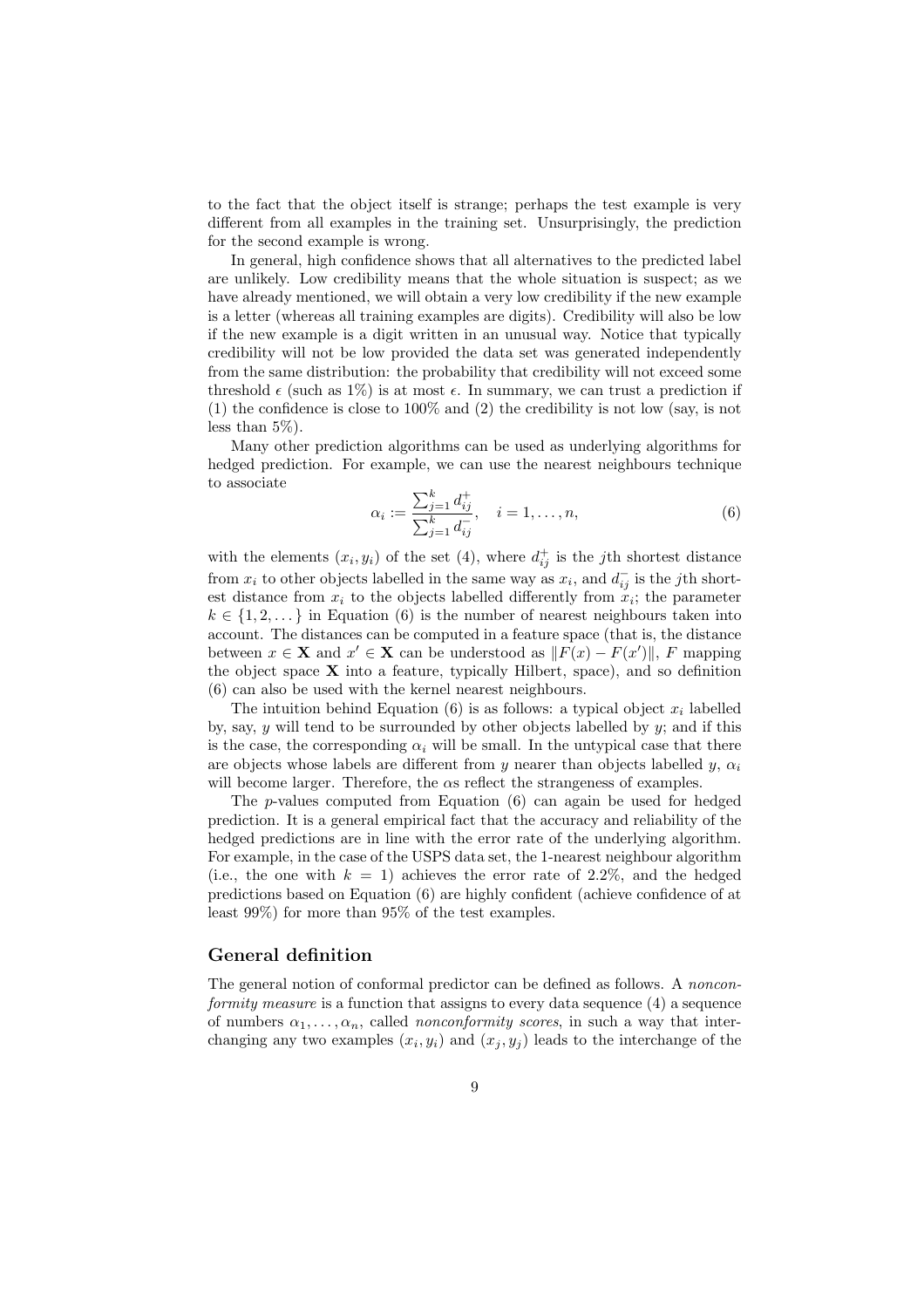to the fact that the object itself is strange; perhaps the test example is very different from all examples in the training set. Unsurprisingly, the prediction for the second example is wrong.

In general, high confidence shows that all alternatives to the predicted label are unlikely. Low credibility means that the whole situation is suspect; as we have already mentioned, we will obtain a very low credibility if the new example is a letter (whereas all training examples are digits). Credibility will also be low if the new example is a digit written in an unusual way. Notice that typically credibility will not be low provided the data set was generated independently from the same distribution: the probability that credibility will not exceed some threshold $\epsilon$ (such as 1%) is at most $\epsilon$. In summary, we can trust a prediction if (1) the confidence is close to 100% and (2) the credibility is not low (say, is not less than 5%).

Many other prediction algorithms can be used as underlying algorithms for hedged prediction. For example, we can use the nearest neighbours technique to associate

$$\alpha_i := \frac{\sum_{j=1}^{k} d_{ij}^{+}}{\sum_{j=1}^{k} d_{ij}^{-}}, \quad i = 1, \dots, n, \tag{6}$$

with the elements $(x_i, y_i)$ of the set (4), where $d_{ij}^{+}$ is the $j$th shortest distance from $x_i$ to other objects labelled in the same way as $x_i$, and $d_{ij}^{-}$ is the $j$th shortest distance from $x_i$ to the objects labelled differently from $x_i$; the parameter $k \in \{1, 2, \dots\}$ in Equation (6) is the number of nearest neighbours taken into account. The distances can be computed in a feature space (that is, the distance between $x \in \mathbf{X}$ and $x' \in \mathbf{X}$ can be understood as $\|F(x) - F(x')\|$, $F$ mapping the object space $\mathbf{X}$ into a feature, typically Hilbert, space), and so definition (6) can also be used with the kernel nearest neighbours.

The intuition behind Equation (6) is as follows: a typical object $x_i$ labelled by, say, $y$ will tend to be surrounded by other objects labelled by $y$; and if this is the case, the corresponding $\alpha_i$ will be small. In the untypical case that there are objects whose labels are different from $y$ nearer than objects labelled $y$, $\alpha_i$ will become larger. Therefore, the $\alpha$s reflect the strangeness of examples.

The $p$-values computed from Equation (6) can again be used for hedged prediction. It is a general empirical fact that the accuracy and reliability of the hedged predictions are in line with the error rate of the underlying algorithm. For example, in the case of the USPS data set, the 1-nearest neighbour algorithm (i.e., the one with $k = 1$) achieves the error rate of 2.2%, and the hedged predictions based on Equation (6) are highly confident (achieve confidence of at least 99%) for more than 95% of the test examples.

### General definition

The general notion of conformal predictor can be defined as follows. A *nonconformity measure* is a function that assigns to every data sequence (4) a sequence of numbers $\alpha_1, \dots, \alpha_n$, called *nonconformity scores*, in such a way that interchanging any two examples $(x_i, y_i)$ and $(x_j, y_j)$ leads to the interchange of the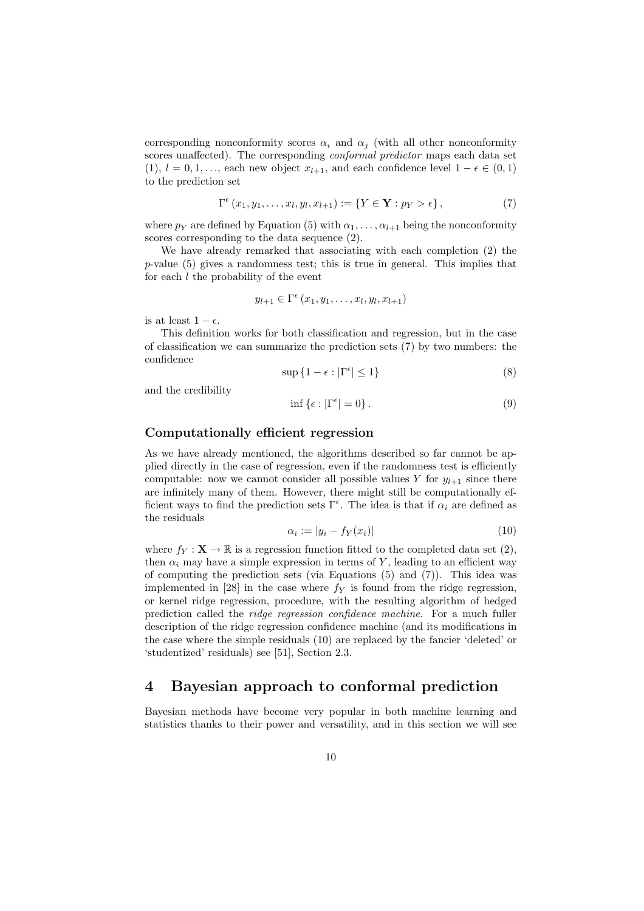corresponding nonconformity scores $\alpha_i$ and $\alpha_j$ (with all other nonconformity scores unaffected). The corresponding *conformal predictor* maps each data set (1), $l = 0, 1, \ldots$, each new object $x_{l+1}$, and each confidence level $1 - \epsilon \in (0, 1)$ to the prediction set

$$\Gamma^{\epsilon}(x_1, y_1, \ldots, x_l, y_l, x_{l+1}) := \{Y \in \mathbf{Y} : p_Y > \epsilon\}, \tag{7}$$

where $p_Y$ are defined by Equation (5) with $\alpha_1, \ldots, \alpha_{l+1}$ being the nonconformity scores corresponding to the data sequence (2).

We have already remarked that associating with each completion (2) the $p$-value (5) gives a randomness test; this is true in general. This implies that for each $l$ the probability of the event

$$y_{l+1} \in \Gamma^{\epsilon}(x_1, y_1, \ldots, x_l, y_l, x_{l+1})$$

is at least $1 - \epsilon$.

This definition works for both classification and regression, but in the case of classification we can summarize the prediction sets (7) by two numbers: the confidence

$$\sup\{1 - \epsilon : |\Gamma^{\epsilon}| \leq 1\} \tag{8}$$

and the credibility

$$\inf\{\epsilon : |\Gamma^{\epsilon}| = 0\}. \tag{9}$$

### Computationally efficient regression

As we have already mentioned, the algorithms described so far cannot be applied directly in the case of regression, even if the randomness test is efficiently computable: now we cannot consider all possible values $Y$ for $y_{l+1}$ since there are infinitely many of them. However, there might still be computationally efficient ways to find the prediction sets $\Gamma^{\epsilon}$. The idea is that if $\alpha_i$ are defined as the residuals

$$\alpha_i := |y_i - f_Y(x_i)| \tag{10}$$

where $f_Y : \mathbf{X} \to \mathbb{R}$ is a regression function fitted to the completed data set (2), then $\alpha_i$ may have a simple expression in terms of $Y$, leading to an efficient way of computing the prediction sets (via Equations (5) and (7)). This idea was implemented in [28] in the case where $f_Y$ is found from the ridge regression, or kernel ridge regression, procedure, with the resulting algorithm of hedged prediction called the *ridge regression confidence machine*. For a much fuller description of the ridge regression confidence machine (and its modifications in the case where the simple residuals (10) are replaced by the fancier 'deleted' or 'studentized' residuals) see [51], Section 2.3.

## 4 Bayesian approach to conformal prediction

Bayesian methods have become very popular in both machine learning and statistics thanks to their power and versatility, and in this section we will see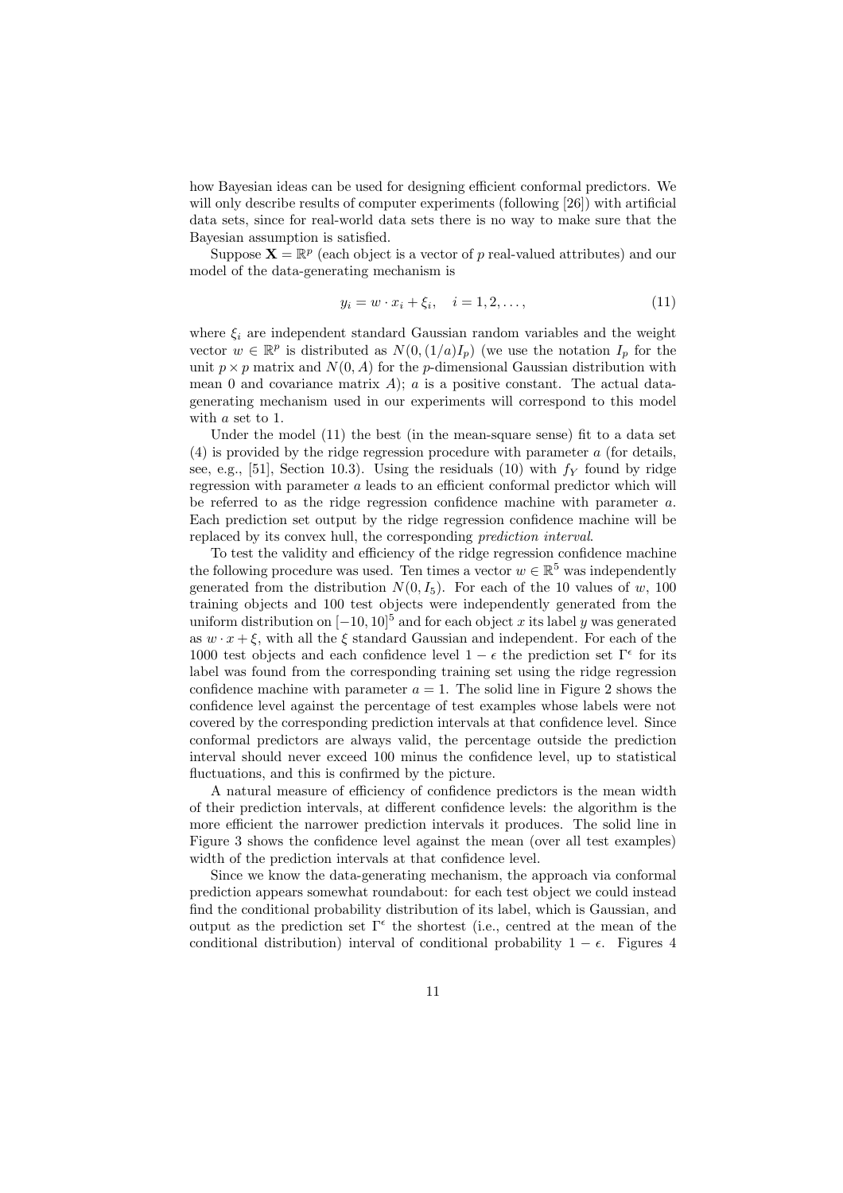how Bayesian ideas can be used for designing efficient conformal predictors. We will only describe results of computer experiments (following [26]) with artificial data sets, since for real-world data sets there is no way to make sure that the Bayesian assumption is satisfied.

Suppose $\mathbf{X} = \mathbb{R}^p$ (each object is a vector of $p$ real-valued attributes) and our model of the data-generating mechanism is

$$y_i = w \cdot x_i + \xi_i, \quad i = 1, 2, \dots, \tag{11}$$

where $\xi_i$ are independent standard Gaussian random variables and the weight vector $w \in \mathbb{R}^p$ is distributed as $N(0, (1/a)I_p)$ (we use the notation $I_p$ for the unit $p \times p$ matrix and $N(0, A)$ for the $p$-dimensional Gaussian distribution with mean 0 and covariance matrix $A$); $a$ is a positive constant. The actual data-generating mechanism used in our experiments will correspond to this model with $a$ set to 1.

Under the model (11) the best (in the mean-square sense) fit to a data set (4) is provided by the ridge regression procedure with parameter $a$ (for details, see, e.g., [51], Section 10.3). Using the residuals (10) with $f_Y$ found by ridge regression with parameter $a$ leads to an efficient conformal predictor which will be referred to as the ridge regression confidence machine with parameter $a$. Each prediction set output by the ridge regression confidence machine will be replaced by its convex hull, the corresponding *prediction interval*.

To test the validity and efficiency of the ridge regression confidence machine the following procedure was used. Ten times a vector $w \in \mathbb{R}^5$ was independently generated from the distribution $N(0, I_5)$. For each of the 10 values of $w$, 100 training objects and 100 test objects were independently generated from the uniform distribution on $[-10, 10]^5$ and for each object $x$ its label $y$ was generated as $w \cdot x + \xi$, with all the $\xi$ standard Gaussian and independent. For each of the 1000 test objects and each confidence level $1 - \epsilon$ the prediction set $\Gamma^\epsilon$ for its label was found from the corresponding training set using the ridge regression confidence machine with parameter $a = 1$. The solid line in Figure 2 shows the confidence level against the percentage of test examples whose labels were not covered by the corresponding prediction intervals at that confidence level. Since conformal predictors are always valid, the percentage outside the prediction interval should never exceed 100 minus the confidence level, up to statistical fluctuations, and this is confirmed by the picture.

A natural measure of efficiency of confidence predictors is the mean width of their prediction intervals, at different confidence levels: the algorithm is the more efficient the narrower prediction intervals it produces. The solid line in Figure 3 shows the confidence level against the mean (over all test examples) width of the prediction intervals at that confidence level.

Since we know the data-generating mechanism, the approach via conformal prediction appears somewhat roundabout: for each test object we could instead find the conditional probability distribution of its label, which is Gaussian, and output as the prediction set $\Gamma^\epsilon$ the shortest (i.e., centred at the mean of the conditional distribution) interval of conditional probability $1 - \epsilon$. Figures 4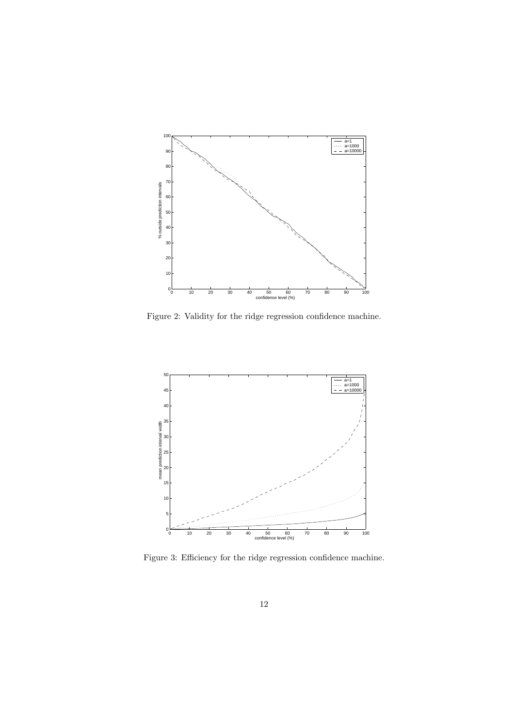Figure 2: Validity for the ridge regression confidence machine.

Figure 3: Efficiency for the ridge regression confidence machine.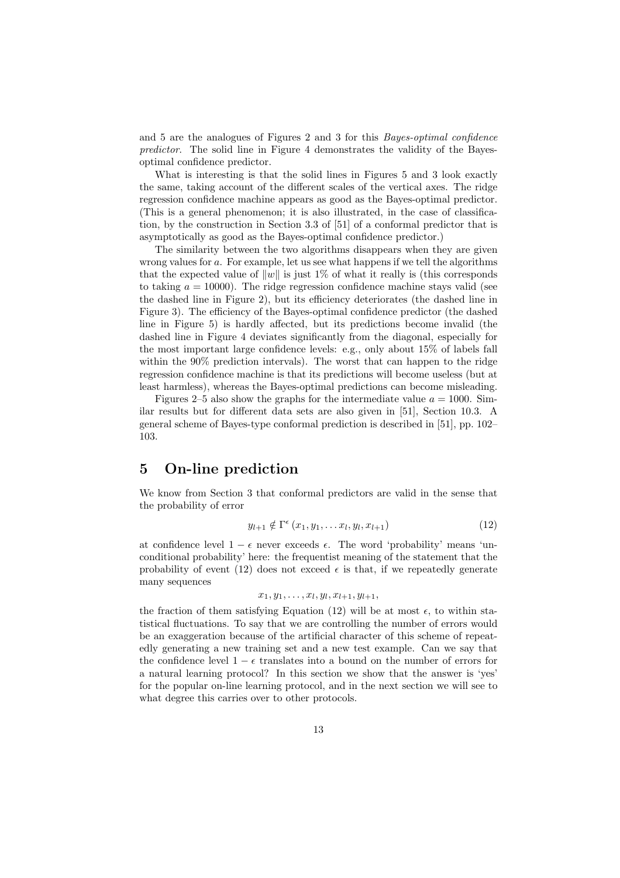and 5 are the analogues of Figures 2 and 3 for this *Bayes-optimal confidence predictor*. The solid line in Figure 4 demonstrates the validity of the Bayes-optimal confidence predictor.

What is interesting is that the solid lines in Figures 5 and 3 look exactly the same, taking account of the different scales of the vertical axes. The ridge regression confidence machine appears as good as the Bayes-optimal predictor. (This is a general phenomenon; it is also illustrated, in the case of classification, by the construction in Section 3.3 of [51] of a conformal predictor that is asymptotically as good as the Bayes-optimal confidence predictor.)

The similarity between the two algorithms disappears when they are given wrong values for $a$. For example, let us see what happens if we tell the algorithms that the expected value of $\|w\|$ is just 1% of what it really is (this corresponds to taking $a = 10000$). The ridge regression confidence machine stays valid (see the dashed line in Figure 2), but its efficiency deteriorates (the dashed line in Figure 3). The efficiency of the Bayes-optimal confidence predictor (the dashed line in Figure 5) is hardly affected, but its predictions become invalid (the dashed line in Figure 4 deviates significantly from the diagonal, especially for the most important large confidence levels: e.g., only about 15% of labels fall within the 90% prediction intervals). The worst that can happen to the ridge regression confidence machine is that its predictions will become useless (but at least harmless), whereas the Bayes-optimal predictions can become misleading.

Figures 2–5 also show the graphs for the intermediate value $a = 1000$. Similar results but for different data sets are also given in [51], Section 10.3. A general scheme of Bayes-type conformal prediction is described in [51], pp. 102–103.

## 5 On-line prediction

We know from Section 3 that conformal predictors are valid in the sense that the probability of error

$$y_{l+1} \notin \Gamma^{\epsilon}(x_1, y_1, \dots x_l, y_l, x_{l+1}) \tag{12}$$

at confidence level $1 - \epsilon$ never exceeds $\epsilon$. The word 'probability' means 'unconditional probability' here: the frequentist meaning of the statement that the probability of event (12) does not exceed $\epsilon$ is that, if we repeatedly generate many sequences

$$x_1, y_1, \dots, x_l, y_l, x_{l+1}, y_{l+1},$$

the fraction of them satisfying Equation (12) will be at most $\epsilon$, to within statistical fluctuations. To say that we are controlling the number of errors would be an exaggeration because of the artificial character of this scheme of repeatedly generating a new training set and a new test example. Can we say that the confidence level $1 - \epsilon$ translates into a bound on the number of errors for a natural learning protocol? In this section we show that the answer is 'yes' for the popular on-line learning protocol, and in the next section we will see to what degree this carries over to other protocols.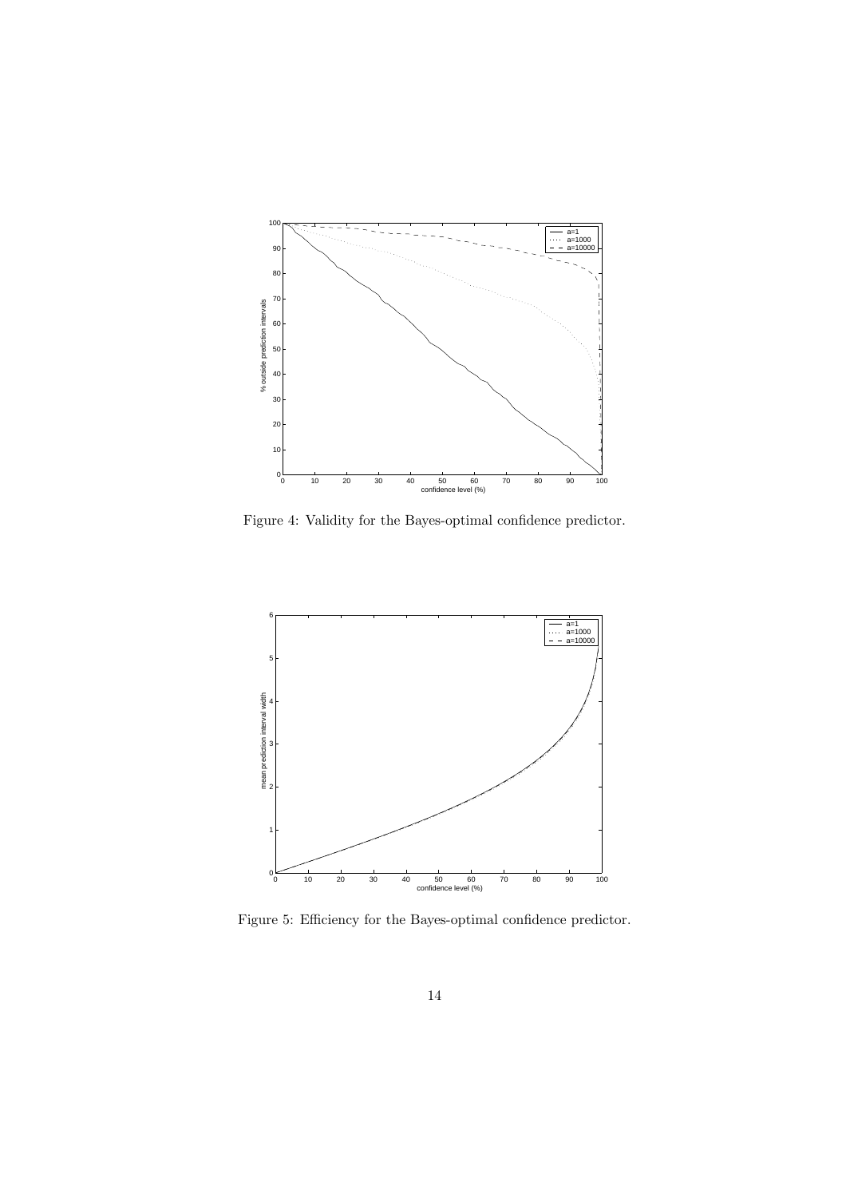Figure 4: Validity for the Bayes-optimal confidence predictor.

Figure 5: Efficiency for the Bayes-optimal confidence predictor.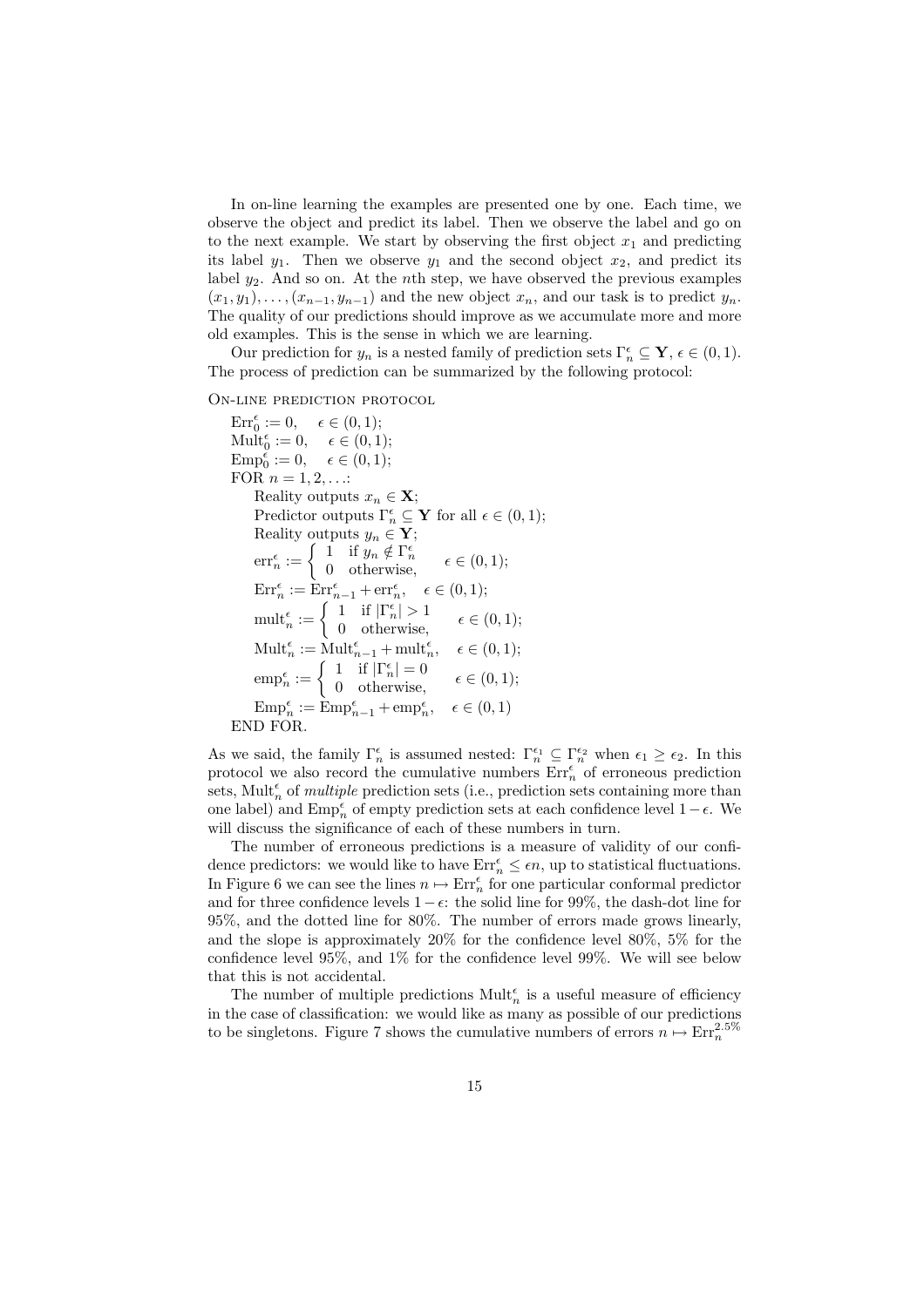In on-line learning the examples are presented one by one. Each time, we observe the object and predict its label. Then we observe the label and go on to the next example. We start by observing the first object $x_1$ and predicting its label $y_1$. Then we observe $y_1$ and the second object $x_2$, and predict its label $y_2$. And so on. At the $n$th step, we have observed the previous examples $(x_1, y_1), \ldots, (x_{n-1}, y_{n-1})$ and the new object $x_n$, and our task is to predict $y_n$. The quality of our predictions should improve as we accumulate more and more old examples. This is the sense in which we are learning.

Our prediction for $y_n$ is a nested family of prediction sets $\Gamma_n^\epsilon \subseteq \mathbf{Y}$, $\epsilon \in (0,1)$. The process of prediction can be summarized by the following protocol:

On-line prediction protocol

$\mathrm{Err}_0^\epsilon := 0, \quad \epsilon \in (0,1);$
$\mathrm{Mult}_0^\epsilon := 0, \quad \epsilon \in (0,1);$
$\mathrm{Emp}_0^\epsilon := 0, \quad \epsilon \in (0,1);$
FOR $n = 1, 2, \ldots$:
  Reality outputs $x_n \in \mathbf{X}$;
  Predictor outputs $\Gamma_n^\epsilon \subseteq \mathbf{Y}$ for all $\epsilon \in (0,1)$;
  Reality outputs $y_n \in \mathbf{Y}$;
  $\mathrm{err}_n^\epsilon := \begin{cases} 1 & \text{if } y_n \notin \Gamma_n^\epsilon \\ 0 & \text{otherwise,} \end{cases} \quad \epsilon \in (0,1);$
  $\mathrm{Err}_n^\epsilon := \mathrm{Err}_{n-1}^\epsilon + \mathrm{err}_n^\epsilon, \quad \epsilon \in (0,1);$
  $\mathrm{mult}_n^\epsilon := \begin{cases} 1 & \text{if } |\Gamma_n^\epsilon| > 1 \\ 0 & \text{otherwise,} \end{cases} \quad \epsilon \in (0,1);$
  $\mathrm{Mult}_n^\epsilon := \mathrm{Mult}_{n-1}^\epsilon + \mathrm{mult}_n^\epsilon, \quad \epsilon \in (0,1);$
  $\mathrm{emp}_n^\epsilon := \begin{cases} 1 & \text{if } |\Gamma_n^\epsilon| = 0 \\ 0 & \text{otherwise,} \end{cases} \quad \epsilon \in (0,1);$
  $\mathrm{Emp}_n^\epsilon := \mathrm{Emp}_{n-1}^\epsilon + \mathrm{emp}_n^\epsilon, \quad \epsilon \in (0,1)$
END FOR.

As we said, the family $\Gamma_n^\epsilon$ is assumed nested: $\Gamma_n^{\epsilon_1} \subseteq \Gamma_n^{\epsilon_2}$ when $\epsilon_1 \geq \epsilon_2$. In this protocol we also record the cumulative numbers $\mathrm{Err}_n^\epsilon$ of erroneous prediction sets, $\mathrm{Mult}_n^\epsilon$ of *multiple* prediction sets (i.e., prediction sets containing more than one label) and $\mathrm{Emp}_n^\epsilon$ of empty prediction sets at each confidence level $1-\epsilon$. We will discuss the significance of each of these numbers in turn.

The number of erroneous predictions is a measure of validity of our confidence predictors: we would like to have $\mathrm{Err}_n^\epsilon \leq \epsilon n$, up to statistical fluctuations. In Figure 6 we can see the lines $n \mapsto \mathrm{Err}_n^\epsilon$ for one particular conformal predictor and for three confidence levels $1-\epsilon$: the solid line for 99%, the dash-dot line for 95%, and the dotted line for 80%. The number of errors made grows linearly, and the slope is approximately 20% for the confidence level 80%, 5% for the confidence level 95%, and 1% for the confidence level 99%. We will see below that this is not accidental.

The number of multiple predictions $\mathrm{Mult}_n^\epsilon$ is a useful measure of efficiency in the case of classification: we would like as many as possible of our predictions to be singletons. Figure 7 shows the cumulative numbers of errors $n \mapsto \mathrm{Err}_n^{2.5\%}$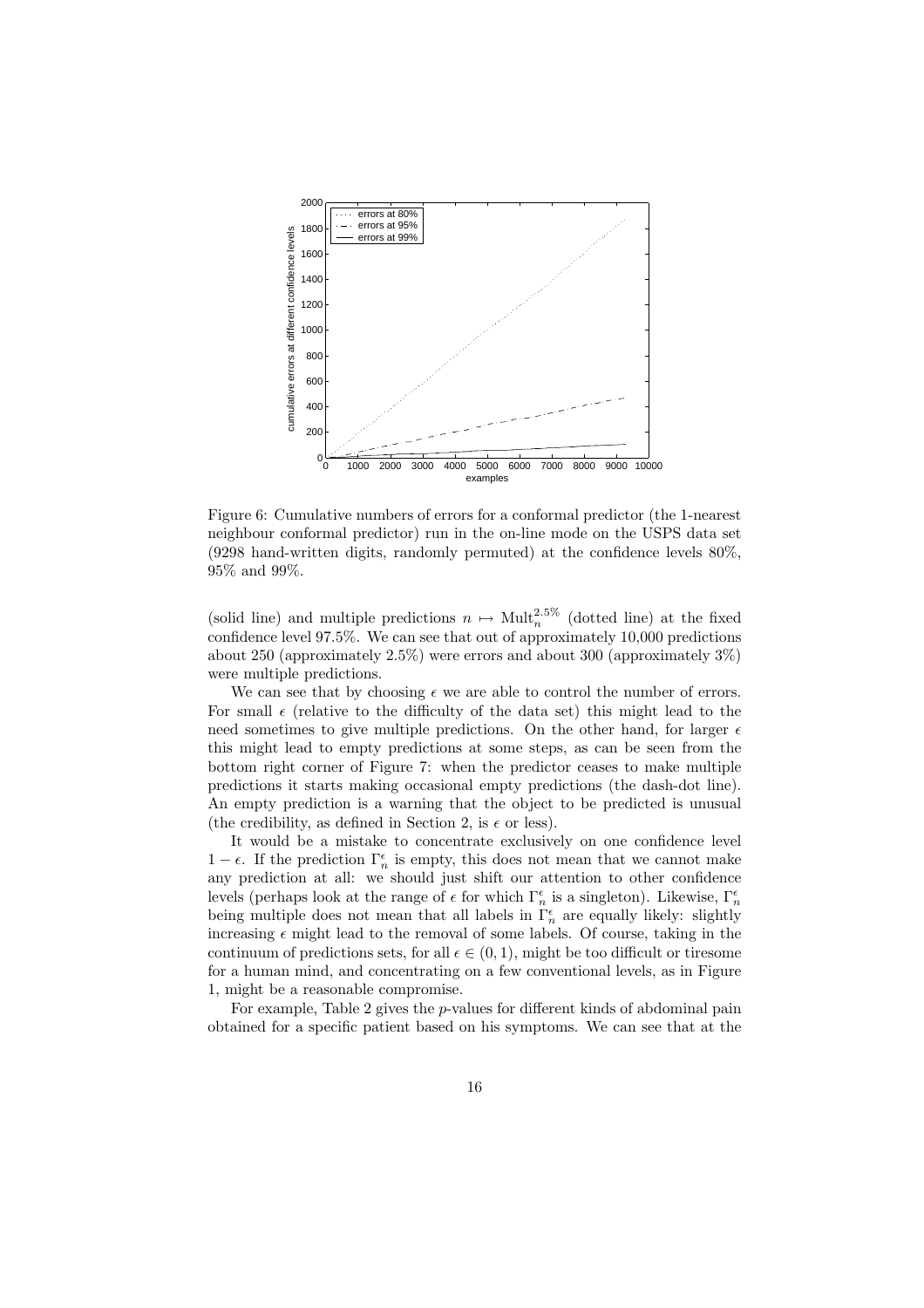Figure 6: Cumulative numbers of errors for a conformal predictor (the 1-nearest neighbour conformal predictor) run in the on-line mode on the USPS data set (9298 hand-written digits, randomly permuted) at the confidence levels 80%, 95% and 99%.

(solid line) and multiple predictions $n \mapsto \mathrm{Mult}_n^{2.5\%}$ (dotted line) at the fixed confidence level 97.5%. We can see that out of approximately 10,000 predictions about 250 (approximately 2.5%) were errors and about 300 (approximately 3%) were multiple predictions.

We can see that by choosing $\epsilon$ we are able to control the number of errors. For small $\epsilon$ (relative to the difficulty of the data set) this might lead to the need sometimes to give multiple predictions. On the other hand, for larger $\epsilon$ this might lead to empty predictions at some steps, as can be seen from the bottom right corner of Figure 7: when the predictor ceases to make multiple predictions it starts making occasional empty predictions (the dash-dot line). An empty prediction is a warning that the object to be predicted is unusual (the credibility, as defined in Section 2, is $\epsilon$ or less).

It would be a mistake to concentrate exclusively on one confidence level $1-\epsilon$. If the prediction $\Gamma_n^\epsilon$ is empty, this does not mean that we cannot make any prediction at all: we should just shift our attention to other confidence levels (perhaps look at the range of $\epsilon$ for which $\Gamma_n^\epsilon$ is a singleton). Likewise, $\Gamma_n^\epsilon$ being multiple does not mean that all labels in $\Gamma_n^\epsilon$ are equally likely: slightly increasing $\epsilon$ might lead to the removal of some labels. Of course, taking in the continuum of predictions sets, for all $\epsilon \in (0,1)$, might be too difficult or tiresome for a human mind, and concentrating on a few conventional levels, as in Figure 1, might be a reasonable compromise.

For example, Table 2 gives the $p$-values for different kinds of abdominal pain obtained for a specific patient based on his symptoms. We can see that at the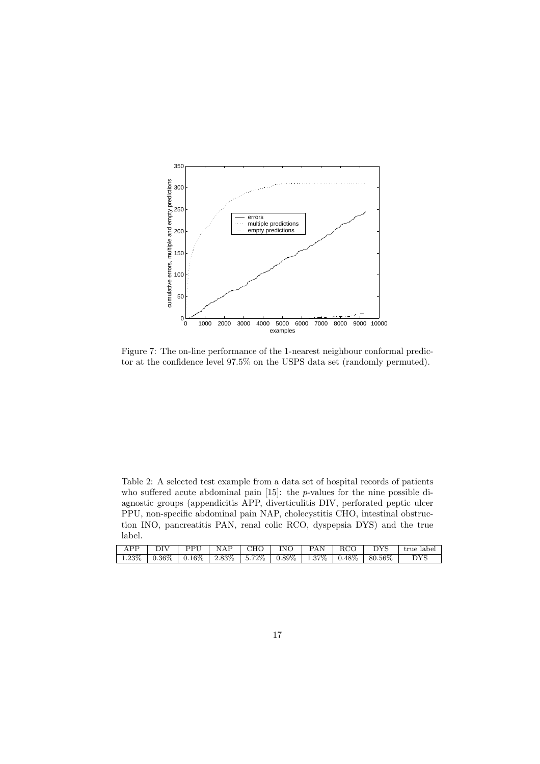Figure 7: The on-line performance of the 1-nearest neighbour conformal predictor at the confidence level 97.5% on the USPS data set (randomly permuted).

Table 2: A selected test example from a data set of hospital records of patients who suffered acute abdominal pain [15]: the $p$-values for the nine possible diagnostic groups (appendicitis APP, diverticulitis DIV, perforated peptic ulcer PPU, non-specific abdominal pain NAP, cholecystitis CHO, intestinal obstruction INO, pancreatitis PAN, renal colic RCO, dyspepsia DYS) and the true label.

| APP | DIV | PPU | NAP | CHO | INO | PAN | RCO | DYS | true label |
|---|---|---|---|---|---|---|---|---|---|
| 1.23% | 0.36% | 0.16% | 2.83% | 5.72% | 0.89% | 1.37% | 0.48% | 80.56% | DYS |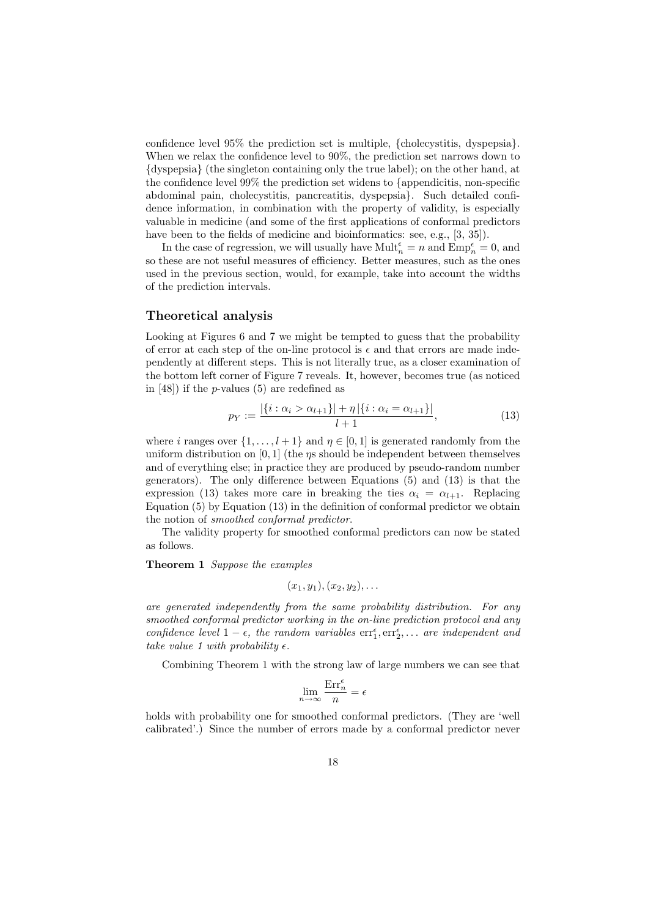confidence level 95% the prediction set is multiple, {cholecystitis, dyspepsia}. When we relax the confidence level to 90%, the prediction set narrows down to {dyspepsia} (the singleton containing only the true label); on the other hand, at the confidence level 99% the prediction set widens to {appendicitis, non-specific abdominal pain, cholecystitis, pancreatitis, dyspepsia}. Such detailed confidence information, in combination with the property of validity, is especially valuable in medicine (and some of the first applications of conformal predictors have been to the fields of medicine and bioinformatics: see, e.g., [3, 35]).

In the case of regression, we will usually have $\text{Mult}_n^\epsilon = n$ and $\text{Emp}_n^\epsilon = 0$, and so these are not useful measures of efficiency. Better measures, such as the ones used in the previous section, would, for example, take into account the widths of the prediction intervals.

## Theoretical analysis

Looking at Figures 6 and 7 we might be tempted to guess that the probability of error at each step of the on-line protocol is $\epsilon$ and that errors are made independently at different steps. This is not literally true, as a closer examination of the bottom left corner of Figure 7 reveals. It, however, becomes true (as noticed in [48]) if the $p$-values (5) are redefined as

$$p_Y := \frac{|\{i : \alpha_i > \alpha_{l+1}\}| + \eta\,|\{i : \alpha_i = \alpha_{l+1}\}|}{l+1}, \tag{13}$$

where $i$ ranges over $\{1, \ldots, l+1\}$ and $\eta \in [0,1]$ is generated randomly from the uniform distribution on $[0,1]$ (the $\eta$s should be independent between themselves and of everything else; in practice they are produced by pseudo-random number generators). The only difference between Equations (5) and (13) is that the expression (13) takes more care in breaking the ties $\alpha_i = \alpha_{l+1}$. Replacing Equation (5) by Equation (13) in the definition of conformal predictor we obtain the notion of *smoothed conformal predictor*.

The validity property for smoothed conformal predictors can now be stated as follows.

**Theorem 1** *Suppose the examples*

$$(x_1, y_1), (x_2, y_2), \ldots$$

*are generated independently from the same probability distribution. For any smoothed conformal predictor working in the on-line prediction protocol and any confidence level $1 - \epsilon$, the random variables $\text{err}_1^\epsilon, \text{err}_2^\epsilon, \ldots$ are independent and take value 1 with probability $\epsilon$.*

Combining Theorem 1 with the strong law of large numbers we can see that

$$\lim_{n\to\infty} \frac{\text{Err}_n^\epsilon}{n} = \epsilon$$

holds with probability one for smoothed conformal predictors. (They are 'well calibrated'.) Since the number of errors made by a conformal predictor never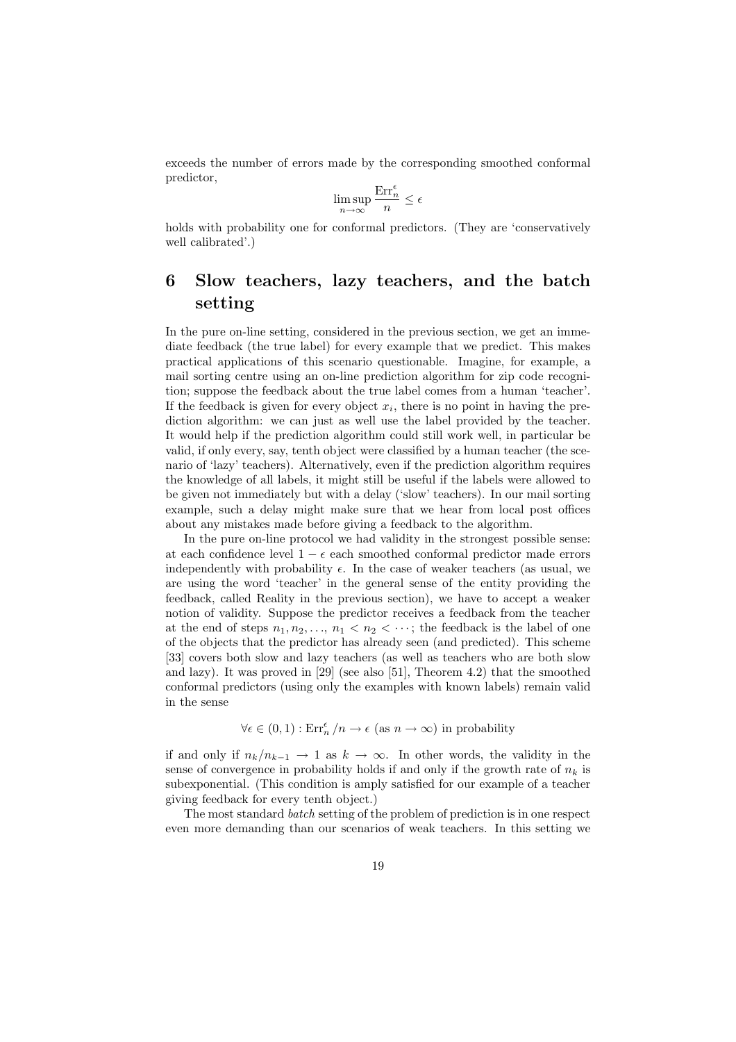exceeds the number of errors made by the corresponding smoothed conformal predictor,

$$\limsup_{n\to\infty} \frac{\mathrm{Err}_n^\epsilon}{n} \le \epsilon$$

holds with probability one for conformal predictors. (They are 'conservatively well calibrated'.)

# 6 Slow teachers, lazy teachers, and the batch setting

In the pure on-line setting, considered in the previous section, we get an immediate feedback (the true label) for every example that we predict. This makes practical applications of this scenario questionable. Imagine, for example, a mail sorting centre using an on-line prediction algorithm for zip code recognition; suppose the feedback about the true label comes from a human 'teacher'. If the feedback is given for every object $x_i$, there is no point in having the prediction algorithm: we can just as well use the label provided by the teacher. It would help if the prediction algorithm could still work well, in particular be valid, if only every, say, tenth object were classified by a human teacher (the scenario of 'lazy' teachers). Alternatively, even if the prediction algorithm requires the knowledge of all labels, it might still be useful if the labels were allowed to be given not immediately but with a delay ('slow' teachers). In our mail sorting example, such a delay might make sure that we hear from local post offices about any mistakes made before giving a feedback to the algorithm.

In the pure on-line protocol we had validity in the strongest possible sense: at each confidence level $1-\epsilon$ each smoothed conformal predictor made errors independently with probability $\epsilon$. In the case of weaker teachers (as usual, we are using the word 'teacher' in the general sense of the entity providing the feedback, called Reality in the previous section), we have to accept a weaker notion of validity. Suppose the predictor receives a feedback from the teacher at the end of steps $n_1, n_2, \ldots$, $n_1 < n_2 < \cdots$; the feedback is the label of one of the objects that the predictor has already seen (and predicted). This scheme [33] covers both slow and lazy teachers (as well as teachers who are both slow and lazy). It was proved in [29] (see also [51], Theorem 4.2) that the smoothed conformal predictors (using only the examples with known labels) remain valid in the sense

$$\forall \epsilon \in (0,1) : \mathrm{Err}_n^\epsilon / n \to \epsilon \text{ (as } n \to \infty\text{) in probability}$$

if and only if $n_k/n_{k-1} \to 1$ as $k \to \infty$. In other words, the validity in the sense of convergence in probability holds if and only if the growth rate of $n_k$ is subexponential. (This condition is amply satisfied for our example of a teacher giving feedback for every tenth object.)

The most standard *batch* setting of the problem of prediction is in one respect even more demanding than our scenarios of weak teachers. In this setting we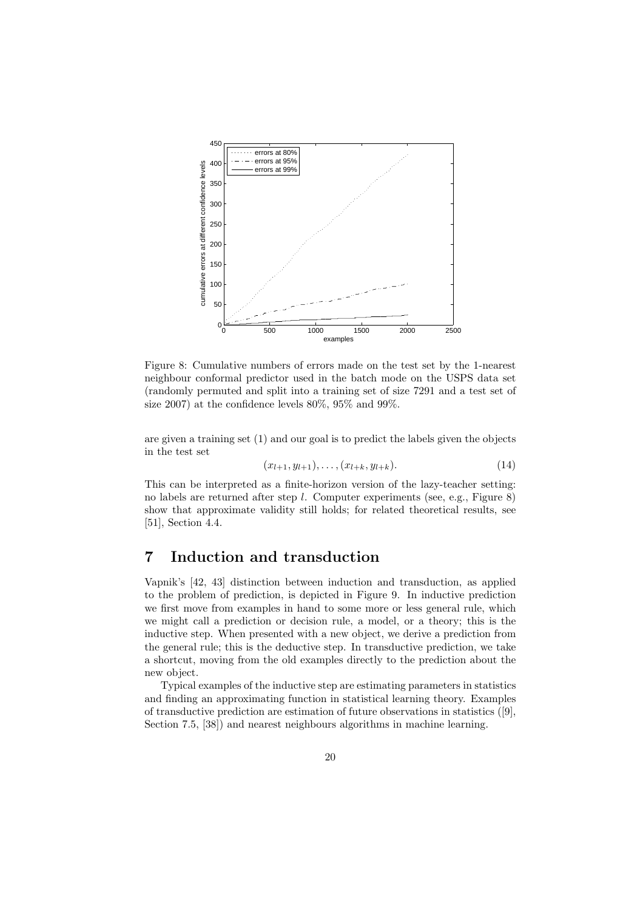Figure 8: Cumulative numbers of errors made on the test set by the 1-nearest neighbour conformal predictor used in the batch mode on the USPS data set (randomly permuted and split into a training set of size 7291 and a test set of size 2007) at the confidence levels 80%, 95% and 99%.

are given a training set (1) and our goal is to predict the labels given the objects in the test set

$$(x_{l+1}, y_{l+1}), \dots, (x_{l+k}, y_{l+k}). \tag{14}$$

This can be interpreted as a finite-horizon version of the lazy-teacher setting: no labels are returned after step $l$. Computer experiments (see, e.g., Figure 8) show that approximate validity still holds; for related theoretical results, see [51], Section 4.4.

# 7 Induction and transduction

Vapnik's [42, 43] distinction between induction and transduction, as applied to the problem of prediction, is depicted in Figure 9. In inductive prediction we first move from examples in hand to some more or less general rule, which we might call a prediction or decision rule, a model, or a theory; this is the inductive step. When presented with a new object, we derive a prediction from the general rule; this is the deductive step. In transductive prediction, we take a shortcut, moving from the old examples directly to the prediction about the new object.

Typical examples of the inductive step are estimating parameters in statistics and finding an approximating function in statistical learning theory. Examples of transductive prediction are estimation of future observations in statistics ([9], Section 7.5, [38]) and nearest neighbours algorithms in machine learning.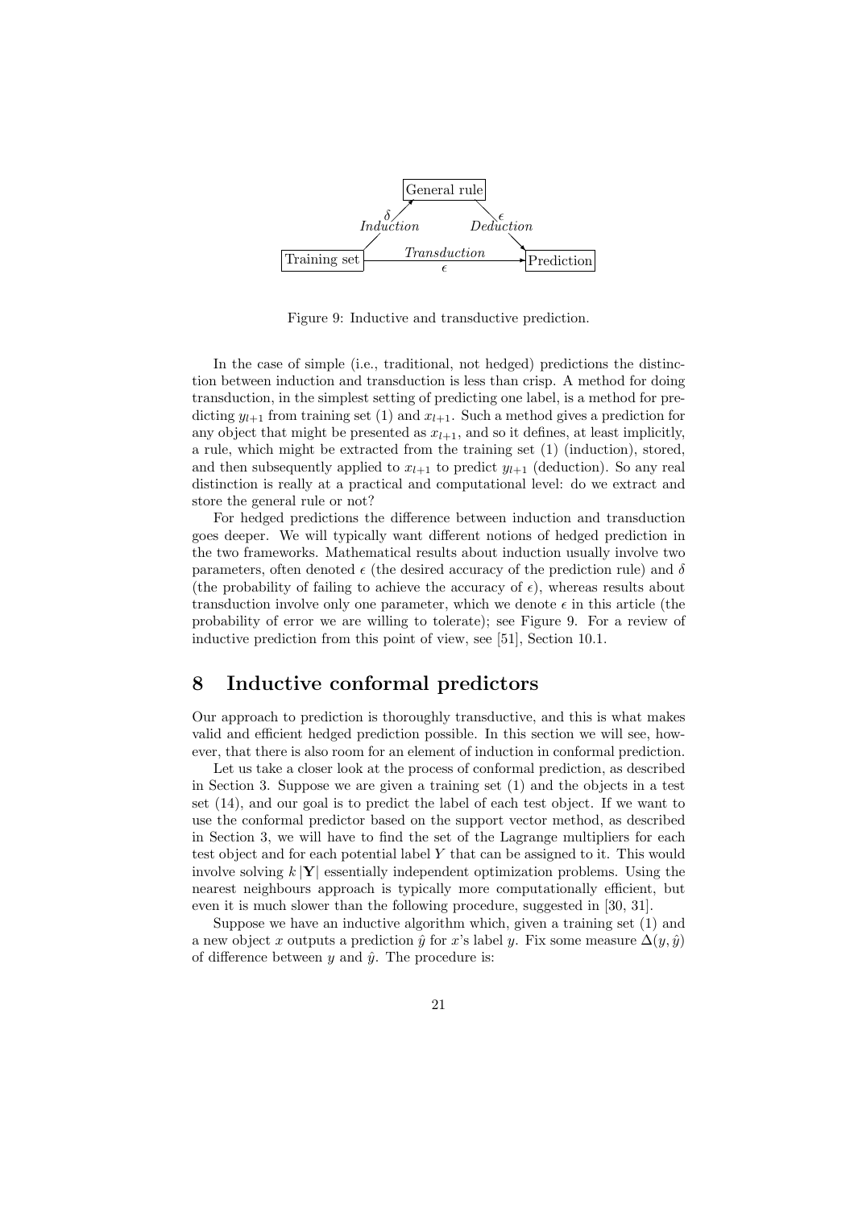Figure 9: Inductive and transductive prediction.

In the case of simple (i.e., traditional, not hedged) predictions the distinction between induction and transduction is less than crisp. A method for doing transduction, in the simplest setting of predicting one label, is a method for predicting $y_{l+1}$ from training set (1) and $x_{l+1}$. Such a method gives a prediction for any object that might be presented as $x_{l+1}$, and so it defines, at least implicitly, a rule, which might be extracted from the training set (1) (induction), stored, and then subsequently applied to $x_{l+1}$ to predict $y_{l+1}$ (deduction). So any real distinction is really at a practical and computational level: do we extract and store the general rule or not?

For hedged predictions the difference between induction and transduction goes deeper. We will typically want different notions of hedged prediction in the two frameworks. Mathematical results about induction usually involve two parameters, often denoted $\epsilon$ (the desired accuracy of the prediction rule) and $\delta$ (the probability of failing to achieve the accuracy of $\epsilon$), whereas results about transduction involve only one parameter, which we denote $\epsilon$ in this article (the probability of error we are willing to tolerate); see Figure 9. For a review of inductive prediction from this point of view, see [51], Section 10.1.

# 8 Inductive conformal predictors

Our approach to prediction is thoroughly transductive, and this is what makes valid and efficient hedged prediction possible. In this section we will see, however, that there is also room for an element of induction in conformal prediction.

Let us take a closer look at the process of conformal prediction, as described in Section 3. Suppose we are given a training set (1) and the objects in a test set (14), and our goal is to predict the label of each test object. If we want to use the conformal predictor based on the support vector method, as described in Section 3, we will have to find the set of the Lagrange multipliers for each test object and for each potential label $Y$ that can be assigned to it. This would involve solving $k\,|\mathbf{Y}|$ essentially independent optimization problems. Using the nearest neighbours approach is typically more computationally efficient, but even it is much slower than the following procedure, suggested in [30, 31].

Suppose we have an inductive algorithm which, given a training set (1) and a new object $x$ outputs a prediction $\hat{y}$ for $x$'s label $y$. Fix some measure $\Delta(y, \hat{y})$ of difference between $y$ and $\hat{y}$. The procedure is: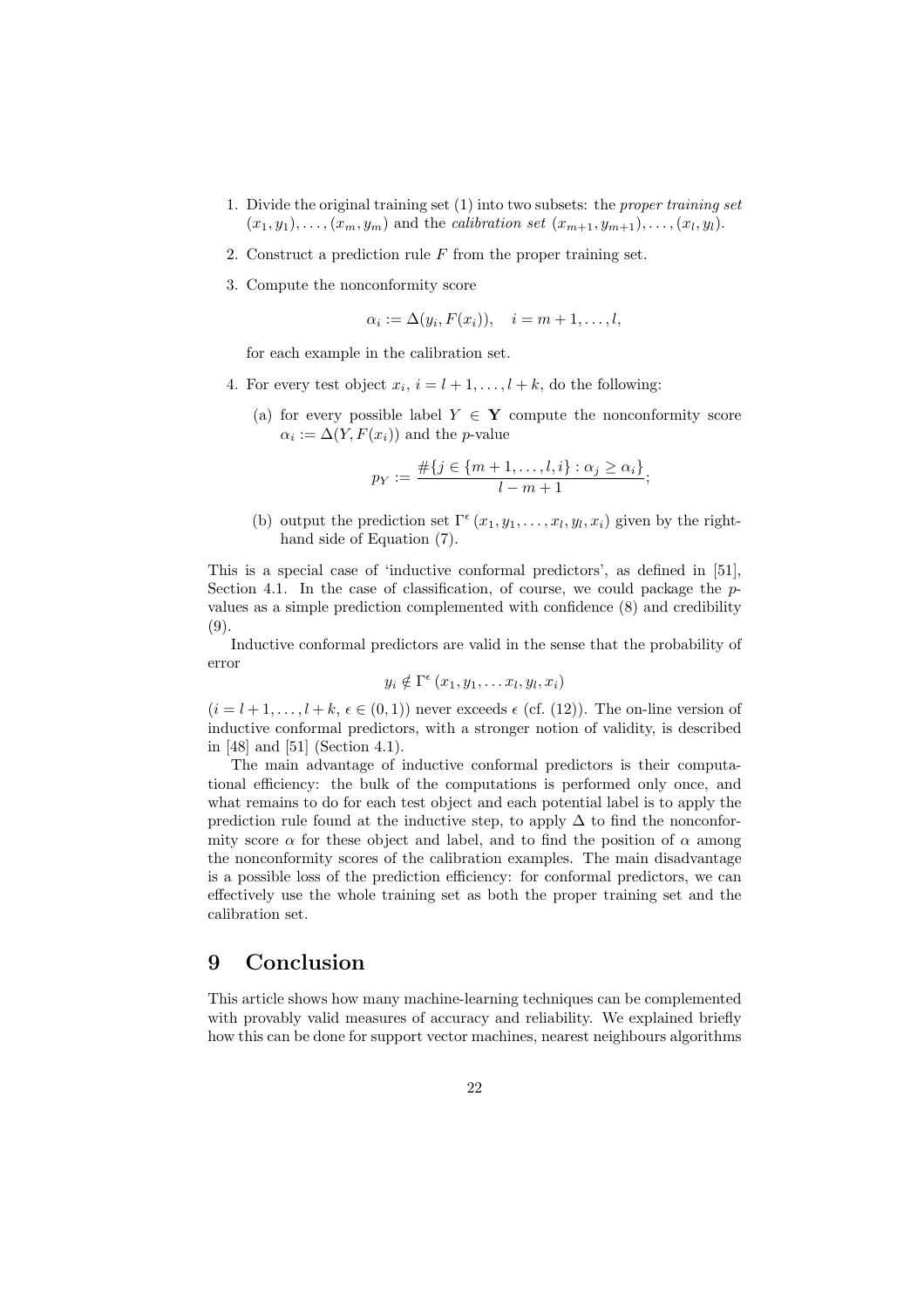1. Divide the original training set (1) into two subsets: the *proper training set* $(x_1, y_1), \dots, (x_m, y_m)$ and the *calibration set* $(x_{m+1}, y_{m+1}), \dots, (x_l, y_l)$.
2. Construct a prediction rule $F$ from the proper training set.
3. Compute the nonconformity score

$$\alpha_i := \Delta(y_i, F(x_i)), \quad i = m+1, \dots, l,$$

   for each example in the calibration set.

4. For every test object $x_i$, $i = l+1, \dots, l+k$, do the following:
   (a) for every possible label $Y \in \mathbf{Y}$ compute the nonconformity score $\alpha_i := \Delta(Y, F(x_i))$ and the $p$-value

$$p_Y := \frac{\#\{j \in \{m+1, \dots, l, i\} : \alpha_j \geq \alpha_i\}}{l - m + 1};$$

   (b) output the prediction set $\Gamma^\epsilon(x_1, y_1, \dots, x_l, y_l, x_i)$ given by the right-hand side of Equation (7).

This is a special case of 'inductive conformal predictors', as defined in [51], Section 4.1. In the case of classification, of course, we could package the $p$-values as a simple prediction complemented with confidence (8) and credibility (9).

Inductive conformal predictors are valid in the sense that the probability of error

$$y_i \notin \Gamma^\epsilon(x_1, y_1, \dots x_l, y_l, x_i)$$

($i = l+1, \dots, l+k$, $\epsilon \in (0,1)$) never exceeds $\epsilon$ (cf. (12)). The on-line version of inductive conformal predictors, with a stronger notion of validity, is described in [48] and [51] (Section 4.1).

The main advantage of inductive conformal predictors is their computational efficiency: the bulk of the computations is performed only once, and what remains to do for each test object and each potential label is to apply the prediction rule found at the inductive step, to apply $\Delta$ to find the nonconformity score $\alpha$ for these object and label, and to find the position of $\alpha$ among the nonconformity scores of the calibration examples. The main disadvantage is a possible loss of the prediction efficiency: for conformal predictors, we can effectively use the whole training set as both the proper training set and the calibration set.

# 9 Conclusion

This article shows how many machine-learning techniques can be complemented with provably valid measures of accuracy and reliability. We explained briefly how this can be done for support vector machines, nearest neighbours algorithms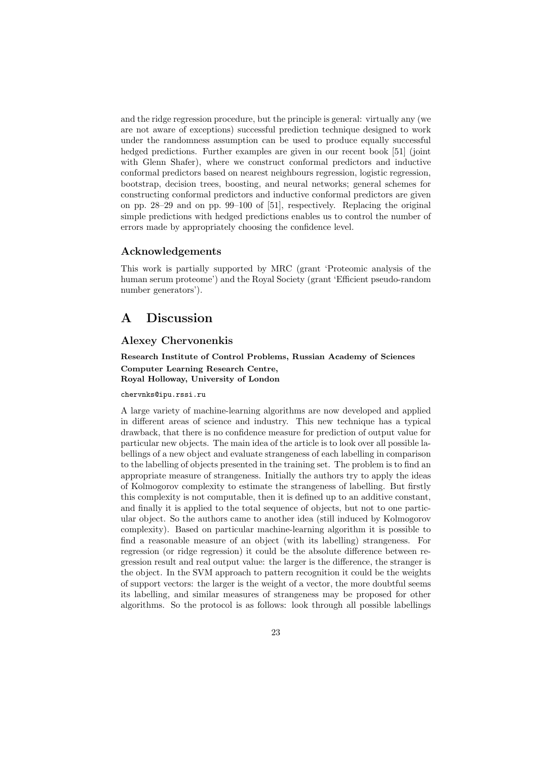and the ridge regression procedure, but the principle is general: virtually any (we are not aware of exceptions) successful prediction technique designed to work under the randomness assumption can be used to produce equally successful hedged predictions. Further examples are given in our recent book [51] (joint with Glenn Shafer), where we construct conformal predictors and inductive conformal predictors based on nearest neighbours regression, logistic regression, bootstrap, decision trees, boosting, and neural networks; general schemes for constructing conformal predictors and inductive conformal predictors are given on pp. 28–29 and on pp. 99–100 of [51], respectively. Replacing the original simple predictions with hedged predictions enables us to control the number of errors made by appropriately choosing the confidence level.

### Acknowledgements

This work is partially supported by MRC (grant 'Proteomic analysis of the human serum proteome') and the Royal Society (grant 'Efficient pseudo-random number generators').

# A Discussion

### Alexey Chervonenkis

**Research Institute of Control Problems, Russian Academy of Sciences**
**Computer Learning Research Centre,**
**Royal Holloway, University of London**

chervnks@ipu.rssi.ru

A large variety of machine-learning algorithms are now developed and applied in different areas of science and industry. This new technique has a typical drawback, that there is no confidence measure for prediction of output value for particular new objects. The main idea of the article is to look over all possible labellings of a new object and evaluate strangeness of each labelling in comparison to the labelling of objects presented in the training set. The problem is to find an appropriate measure of strangeness. Initially the authors try to apply the ideas of Kolmogorov complexity to estimate the strangeness of labelling. But firstly this complexity is not computable, then it is defined up to an additive constant, and finally it is applied to the total sequence of objects, but not to one particular object. So the authors came to another idea (still induced by Kolmogorov complexity). Based on particular machine-learning algorithm it is possible to find a reasonable measure of an object (with its labelling) strangeness. For regression (or ridge regression) it could be the absolute difference between regression result and real output value: the larger is the difference, the stranger is the object. In the SVM approach to pattern recognition it could be the weights of support vectors: the larger is the weight of a vector, the more doubtful seems its labelling, and similar measures of strangeness may be proposed for other algorithms. So the protocol is as follows: look through all possible labellings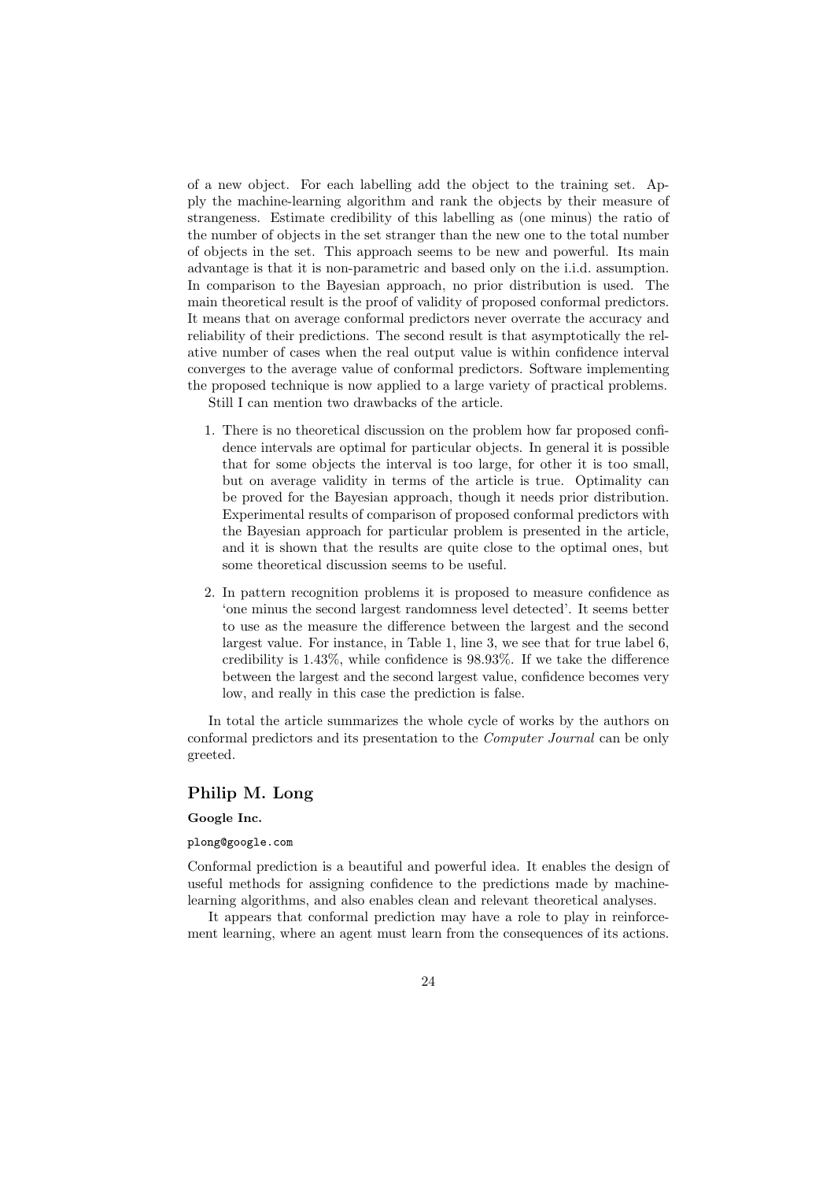of a new object. For each labelling add the object to the training set. Apply the machine-learning algorithm and rank the objects by their measure of strangeness. Estimate credibility of this labelling as (one minus) the ratio of the number of objects in the set stranger than the new one to the total number of objects in the set. This approach seems to be new and powerful. Its main advantage is that it is non-parametric and based only on the i.i.d. assumption. In comparison to the Bayesian approach, no prior distribution is used. The main theoretical result is the proof of validity of proposed conformal predictors. It means that on average conformal predictors never overrate the accuracy and reliability of their predictions. The second result is that asymptotically the relative number of cases when the real output value is within confidence interval converges to the average value of conformal predictors. Software implementing the proposed technique is now applied to a large variety of practical problems.

Still I can mention two drawbacks of the article.

1. There is no theoretical discussion on the problem how far proposed confidence intervals are optimal for particular objects. In general it is possible that for some objects the interval is too large, for other it is too small, but on average validity in terms of the article is true. Optimality can be proved for the Bayesian approach, though it needs prior distribution. Experimental results of comparison of proposed conformal predictors with the Bayesian approach for particular problem is presented in the article, and it is shown that the results are quite close to the optimal ones, but some theoretical discussion seems to be useful.

2. In pattern recognition problems it is proposed to measure confidence as 'one minus the second largest randomness level detected'. It seems better to use as the measure the difference between the largest and the second largest value. For instance, in Table 1, line 3, we see that for true label 6, credibility is 1.43%, while confidence is 98.93%. If we take the difference between the largest and the second largest value, confidence becomes very low, and really in this case the prediction is false.

In total the article summarizes the whole cycle of works by the authors on conformal predictors and its presentation to the *Computer Journal* can be only greeted.

## Philip M. Long

**Google Inc.**

plong@google.com

Conformal prediction is a beautiful and powerful idea. It enables the design of useful methods for assigning confidence to the predictions made by machine-learning algorithms, and also enables clean and relevant theoretical analyses.

It appears that conformal prediction may have a role to play in reinforcement learning, where an agent must learn from the consequences of its actions.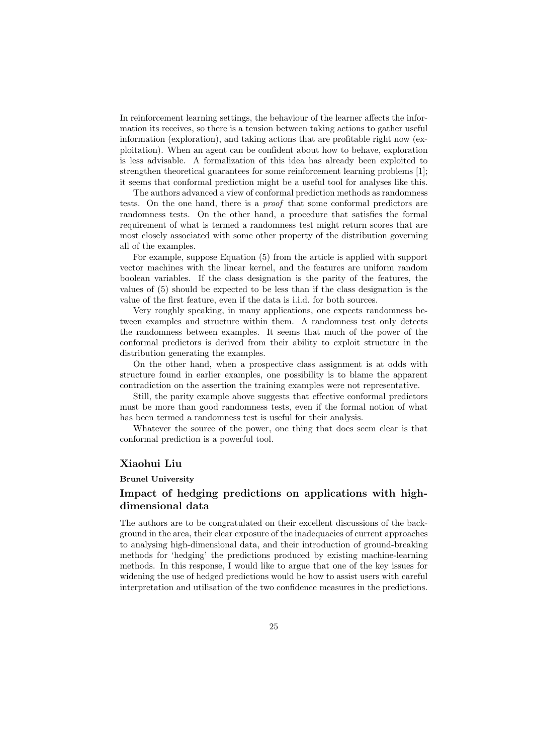In reinforcement learning settings, the behaviour of the learner affects the information its receives, so there is a tension between taking actions to gather useful information (exploration), and taking actions that are profitable right now (exploitation). When an agent can be confident about how to behave, exploration is less advisable. A formalization of this idea has already been exploited to strengthen theoretical guarantees for some reinforcement learning problems [1]; it seems that conformal prediction might be a useful tool for analyses like this.

The authors advanced a view of conformal prediction methods as randomness tests. On the one hand, there is a *proof* that some conformal predictors are randomness tests. On the other hand, a procedure that satisfies the formal requirement of what is termed a randomness test might return scores that are most closely associated with some other property of the distribution governing all of the examples.

For example, suppose Equation (5) from the article is applied with support vector machines with the linear kernel, and the features are uniform random boolean variables. If the class designation is the parity of the features, the values of (5) should be expected to be less than if the class designation is the value of the first feature, even if the data is i.i.d. for both sources.

Very roughly speaking, in many applications, one expects randomness between examples and structure within them. A randomness test only detects the randomness between examples. It seems that much of the power of the conformal predictors is derived from their ability to exploit structure in the distribution generating the examples.

On the other hand, when a prospective class assignment is at odds with structure found in earlier examples, one possibility is to blame the apparent contradiction on the assertion the training examples were not representative.

Still, the parity example above suggests that effective conformal predictors must be more than good randomness tests, even if the formal notion of what has been termed a randomness test is useful for their analysis.

Whatever the source of the power, one thing that does seem clear is that conformal prediction is a powerful tool.

## Xiaohui Liu

**Brunel University**

### Impact of hedging predictions on applications with high-dimensional data

The authors are to be congratulated on their excellent discussions of the background in the area, their clear exposure of the inadequacies of current approaches to analysing high-dimensional data, and their introduction of ground-breaking methods for 'hedging' the predictions produced by existing machine-learning methods. In this response, I would like to argue that one of the key issues for widening the use of hedged predictions would be how to assist users with careful interpretation and utilisation of the two confidence measures in the predictions.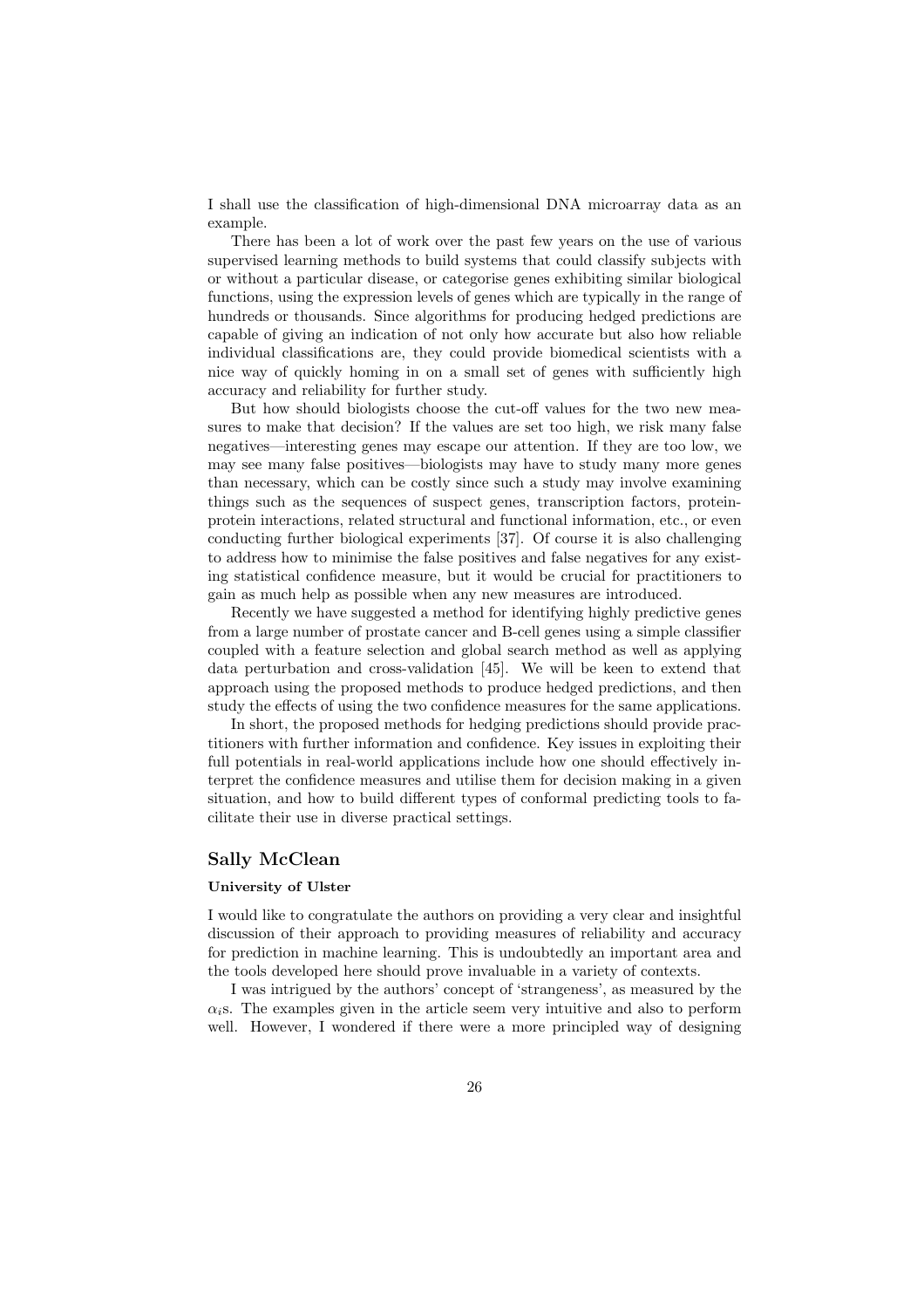I shall use the classification of high-dimensional DNA microarray data as an example.

There has been a lot of work over the past few years on the use of various supervised learning methods to build systems that could classify subjects with or without a particular disease, or categorise genes exhibiting similar biological functions, using the expression levels of genes which are typically in the range of hundreds or thousands. Since algorithms for producing hedged predictions are capable of giving an indication of not only how accurate but also how reliable individual classifications are, they could provide biomedical scientists with a nice way of quickly homing in on a small set of genes with sufficiently high accuracy and reliability for further study.

But how should biologists choose the cut-off values for the two new measures to make that decision? If the values are set too high, we risk many false negatives—interesting genes may escape our attention. If they are too low, we may see many false positives—biologists may have to study many more genes than necessary, which can be costly since such a study may involve examining things such as the sequences of suspect genes, transcription factors, protein-protein interactions, related structural and functional information, etc., or even conducting further biological experiments [37]. Of course it is also challenging to address how to minimise the false positives and false negatives for any existing statistical confidence measure, but it would be crucial for practitioners to gain as much help as possible when any new measures are introduced.

Recently we have suggested a method for identifying highly predictive genes from a large number of prostate cancer and B-cell genes using a simple classifier coupled with a feature selection and global search method as well as applying data perturbation and cross-validation [45]. We will be keen to extend that approach using the proposed methods to produce hedged predictions, and then study the effects of using the two confidence measures for the same applications.

In short, the proposed methods for hedging predictions should provide practitioners with further information and confidence. Key issues in exploiting their full potentials in real-world applications include how one should effectively interpret the confidence measures and utilise them for decision making in a given situation, and how to build different types of conformal predicting tools to facilitate their use in diverse practical settings.

## Sally McClean

**University of Ulster**

I would like to congratulate the authors on providing a very clear and insightful discussion of their approach to providing measures of reliability and accuracy for prediction in machine learning. This is undoubtedly an important area and the tools developed here should prove invaluable in a variety of contexts.

I was intrigued by the authors' concept of 'strangeness', as measured by the $\alpha_i$s. The examples given in the article seem very intuitive and also to perform well. However, I wondered if there were a more principled way of designing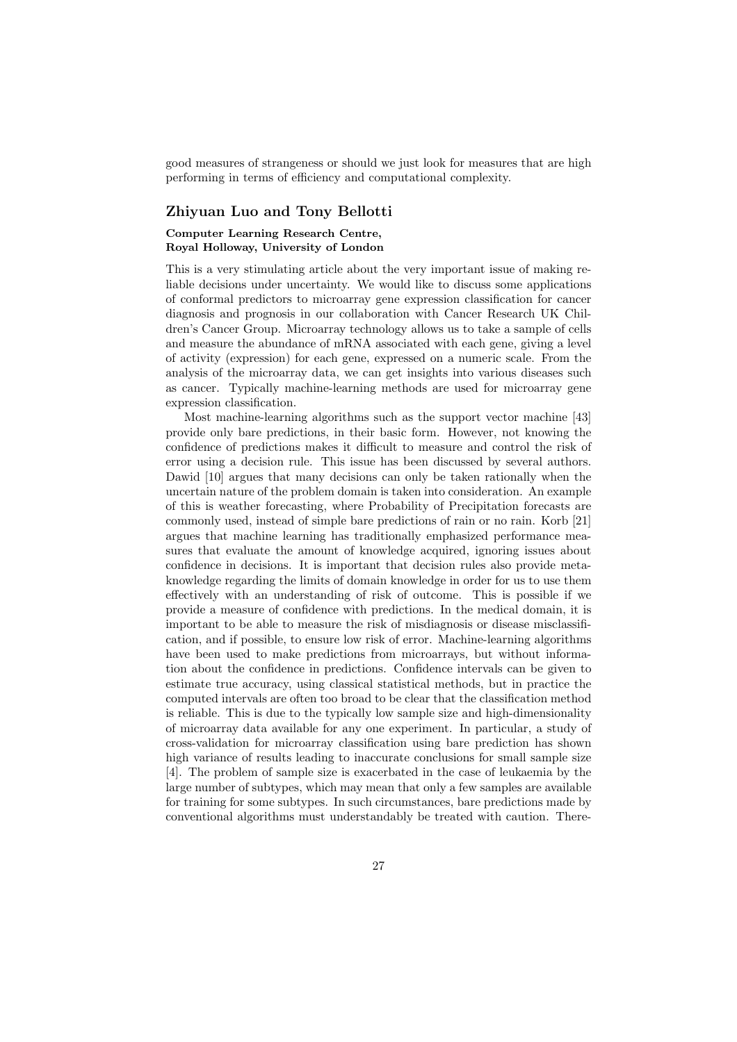good measures of strangeness or should we just look for measures that are high performing in terms of efficiency and computational complexity.

## Zhiyuan Luo and Tony Bellotti

**Computer Learning Research Centre, Royal Holloway, University of London**

This is a very stimulating article about the very important issue of making reliable decisions under uncertainty. We would like to discuss some applications of conformal predictors to microarray gene expression classification for cancer diagnosis and prognosis in our collaboration with Cancer Research UK Children's Cancer Group. Microarray technology allows us to take a sample of cells and measure the abundance of mRNA associated with each gene, giving a level of activity (expression) for each gene, expressed on a numeric scale. From the analysis of the microarray data, we can get insights into various diseases such as cancer. Typically machine-learning methods are used for microarray gene expression classification.

Most machine-learning algorithms such as the support vector machine [43] provide only bare predictions, in their basic form. However, not knowing the confidence of predictions makes it difficult to measure and control the risk of error using a decision rule. This issue has been discussed by several authors. Dawid [10] argues that many decisions can only be taken rationally when the uncertain nature of the problem domain is taken into consideration. An example of this is weather forecasting, where Probability of Precipitation forecasts are commonly used, instead of simple bare predictions of rain or no rain. Korb [21] argues that machine learning has traditionally emphasized performance measures that evaluate the amount of knowledge acquired, ignoring issues about confidence in decisions. It is important that decision rules also provide meta-knowledge regarding the limits of domain knowledge in order for us to use them effectively with an understanding of risk of outcome. This is possible if we provide a measure of confidence with predictions. In the medical domain, it is important to be able to measure the risk of misdiagnosis or disease misclassification, and if possible, to ensure low risk of error. Machine-learning algorithms have been used to make predictions from microarrays, but without information about the confidence in predictions. Confidence intervals can be given to estimate true accuracy, using classical statistical methods, but in practice the computed intervals are often too broad to be clear that the classification method is reliable. This is due to the typically low sample size and high-dimensionality of microarray data available for any one experiment. In particular, a study of cross-validation for microarray classification using bare prediction has shown high variance of results leading to inaccurate conclusions for small sample size [4]. The problem of sample size is exacerbated in the case of leukaemia by the large number of subtypes, which may mean that only a few samples are available for training for some subtypes. In such circumstances, bare predictions made by conventional algorithms must understandably be treated with caution. There-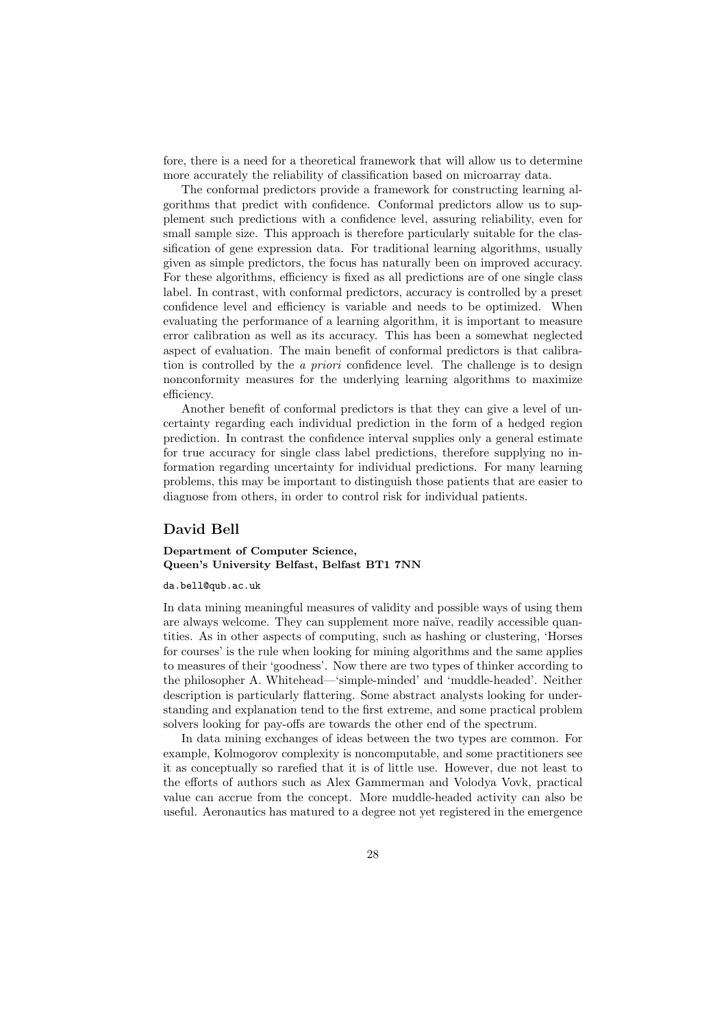fore, there is a need for a theoretical framework that will allow us to determine more accurately the reliability of classification based on microarray data.

The conformal predictors provide a framework for constructing learning algorithms that predict with confidence. Conformal predictors allow us to supplement such predictions with a confidence level, assuring reliability, even for small sample size. This approach is therefore particularly suitable for the classification of gene expression data. For traditional learning algorithms, usually given as simple predictors, the focus has naturally been on improved accuracy. For these algorithms, efficiency is fixed as all predictions are of one single class label. In contrast, with conformal predictors, accuracy is controlled by a preset confidence level and efficiency is variable and needs to be optimized. When evaluating the performance of a learning algorithm, it is important to measure error calibration as well as its accuracy. This has been a somewhat neglected aspect of evaluation. The main benefit of conformal predictors is that calibration is controlled by the *a priori* confidence level. The challenge is to design nonconformity measures for the underlying learning algorithms to maximize efficiency.

Another benefit of conformal predictors is that they can give a level of uncertainty regarding each individual prediction in the form of a hedged region prediction. In contrast the confidence interval supplies only a general estimate for true accuracy for single class label predictions, therefore supplying no information regarding uncertainty for individual predictions. For many learning problems, this may be important to distinguish those patients that are easier to diagnose from others, in order to control risk for individual patients.

## David Bell

**Department of Computer Science,**
**Queen's University Belfast, Belfast BT1 7NN**

`da.bell@qub.ac.uk`

In data mining meaningful measures of validity and possible ways of using them are always welcome. They can supplement more naïve, readily accessible quantities. As in other aspects of computing, such as hashing or clustering, 'Horses for courses' is the rule when looking for mining algorithms and the same applies to measures of their 'goodness'. Now there are two types of thinker according to the philosopher A. Whitehead—'simple-minded' and 'muddle-headed'. Neither description is particularly flattering. Some abstract analysts looking for understanding and explanation tend to the first extreme, and some practical problem solvers looking for pay-offs are towards the other end of the spectrum.

In data mining exchanges of ideas between the two types are common. For example, Kolmogorov complexity is noncomputable, and some practitioners see it as conceptually so rarefied that it is of little use. However, due not least to the efforts of authors such as Alex Gammerman and Volodya Vovk, practical value can accrue from the concept. More muddle-headed activity can also be useful. Aeronautics has matured to a degree not yet registered in the emergence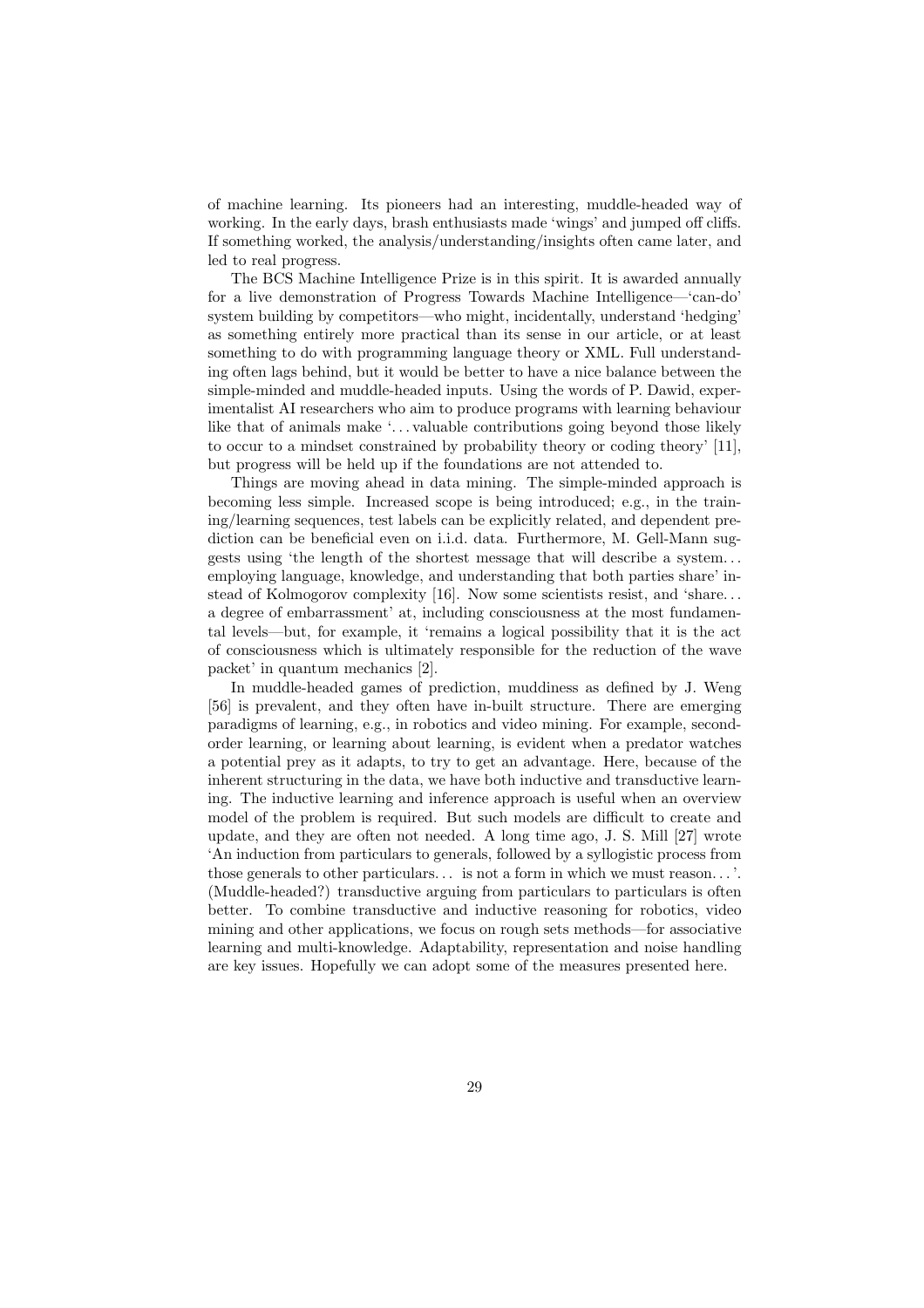of machine learning. Its pioneers had an interesting, muddle-headed way of working. In the early days, brash enthusiasts made 'wings' and jumped off cliffs. If something worked, the analysis/understanding/insights often came later, and led to real progress.

The BCS Machine Intelligence Prize is in this spirit. It is awarded annually for a live demonstration of Progress Towards Machine Intelligence—'can-do' system building by competitors—who might, incidentally, understand 'hedging' as something entirely more practical than its sense in our article, or at least something to do with programming language theory or XML. Full understanding often lags behind, but it would be better to have a nice balance between the simple-minded and muddle-headed inputs. Using the words of P. Dawid, experimentalist AI researchers who aim to produce programs with learning behaviour like that of animals make '... valuable contributions going beyond those likely to occur to a mindset constrained by probability theory or coding theory' [11], but progress will be held up if the foundations are not attended to.

Things are moving ahead in data mining. The simple-minded approach is becoming less simple. Increased scope is being introduced; e.g., in the training/learning sequences, test labels can be explicitly related, and dependent prediction can be beneficial even on i.i.d. data. Furthermore, M. Gell-Mann suggests using 'the length of the shortest message that will describe a system... employing language, knowledge, and understanding that both parties share' instead of Kolmogorov complexity [16]. Now some scientists resist, and 'share... a degree of embarrassment' at, including consciousness at the most fundamental levels—but, for example, it 'remains a logical possibility that it is the act of consciousness which is ultimately responsible for the reduction of the wave packet' in quantum mechanics [2].

In muddle-headed games of prediction, muddiness as defined by J. Weng [56] is prevalent, and they often have in-built structure. There are emerging paradigms of learning, e.g., in robotics and video mining. For example, second-order learning, or learning about learning, is evident when a predator watches a potential prey as it adapts, to try to get an advantage. Here, because of the inherent structuring in the data, we have both inductive and transductive learning. The inductive learning and inference approach is useful when an overview model of the problem is required. But such models are difficult to create and update, and they are often not needed. A long time ago, J. S. Mill [27] wrote 'An induction from particulars to generals, followed by a syllogistic process from those generals to other particulars... is not a form in which we must reason...'. (Muddle-headed?) transductive arguing from particulars to particulars is often better. To combine transductive and inductive reasoning for robotics, video mining and other applications, we focus on rough sets methods—for associative learning and multi-knowledge. Adaptability, representation and noise handling are key issues. Hopefully we can adopt some of the measures presented here.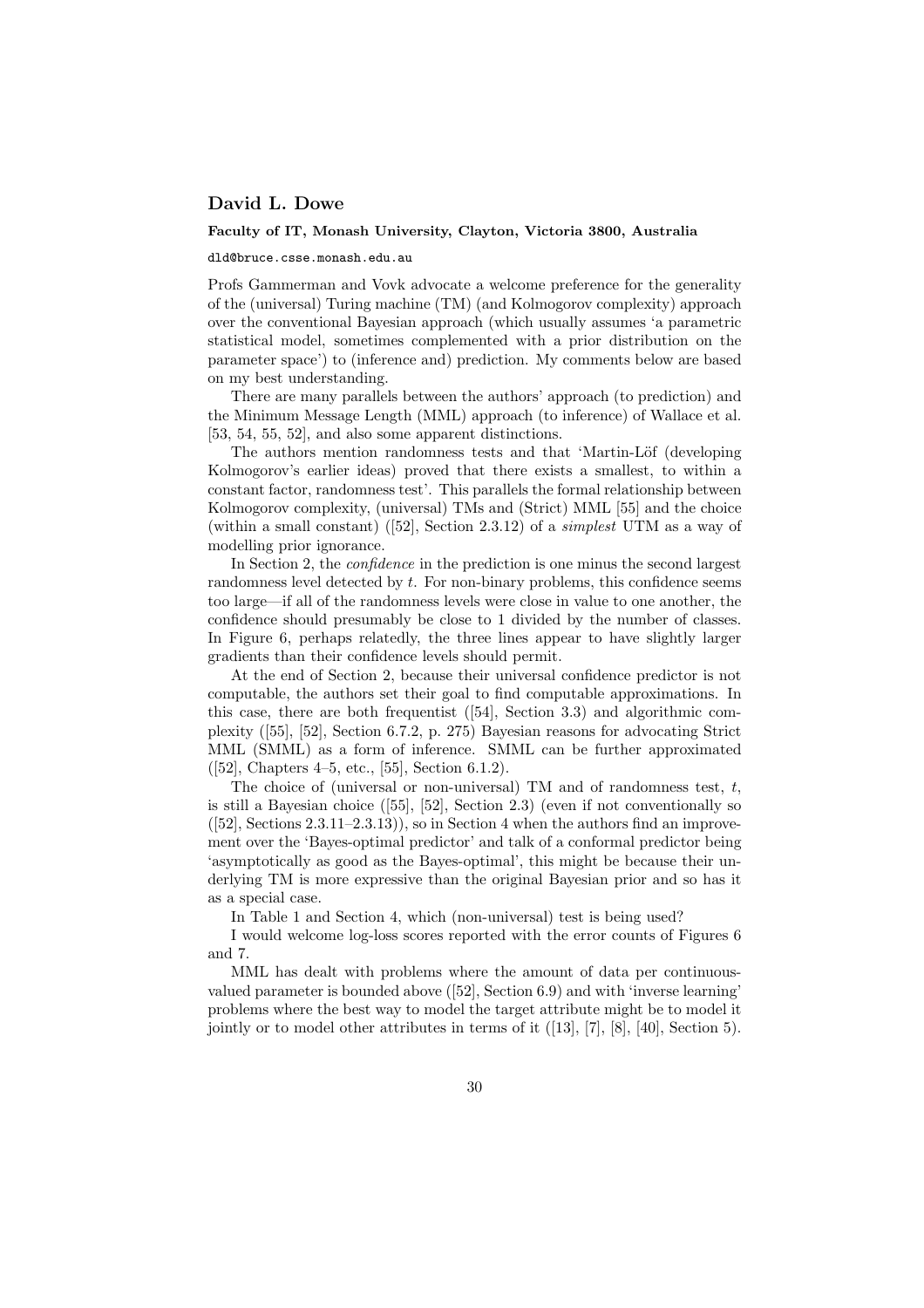## David L. Dowe

**Faculty of IT, Monash University, Clayton, Victoria 3800, Australia**

dld@bruce.csse.monash.edu.au

Profs Gammerman and Vovk advocate a welcome preference for the generality of the (universal) Turing machine (TM) (and Kolmogorov complexity) approach over the conventional Bayesian approach (which usually assumes 'a parametric statistical model, sometimes complemented with a prior distribution on the parameter space') to (inference and) prediction. My comments below are based on my best understanding.

There are many parallels between the authors' approach (to prediction) and the Minimum Message Length (MML) approach (to inference) of Wallace et al. [53, 54, 55, 52], and also some apparent distinctions.

The authors mention randomness tests and that 'Martin-Löf (developing Kolmogorov's earlier ideas) proved that there exists a smallest, to within a constant factor, randomness test'. This parallels the formal relationship between Kolmogorov complexity, (universal) TMs and (Strict) MML [55] and the choice (within a small constant) ([52], Section 2.3.12) of a *simplest* UTM as a way of modelling prior ignorance.

In Section 2, the *confidence* in the prediction is one minus the second largest randomness level detected by $t$. For non-binary problems, this confidence seems too large—if all of the randomness levels were close in value to one another, the confidence should presumably be close to 1 divided by the number of classes. In Figure 6, perhaps relatedly, the three lines appear to have slightly larger gradients than their confidence levels should permit.

At the end of Section 2, because their universal confidence predictor is not computable, the authors set their goal to find computable approximations. In this case, there are both frequentist ([54], Section 3.3) and algorithmic complexity ([55], [52], Section 6.7.2, p. 275) Bayesian reasons for advocating Strict MML (SMML) as a form of inference. SMML can be further approximated ([52], Chapters 4–5, etc., [55], Section 6.1.2).

The choice of (universal or non-universal) TM and of randomness test, $t$, is still a Bayesian choice ([55], [52], Section 2.3) (even if not conventionally so ([52], Sections 2.3.11–2.3.13)), so in Section 4 when the authors find an improvement over the 'Bayes-optimal predictor' and talk of a conformal predictor being 'asymptotically as good as the Bayes-optimal', this might be because their underlying TM is more expressive than the original Bayesian prior and so has it as a special case.

In Table 1 and Section 4, which (non-universal) test is being used?

I would welcome log-loss scores reported with the error counts of Figures 6 and 7.

MML has dealt with problems where the amount of data per continuous-valued parameter is bounded above ([52], Section 6.9) and with 'inverse learning' problems where the best way to model the target attribute might be to model it jointly or to model other attributes in terms of it ([13], [7], [8], [40], Section 5).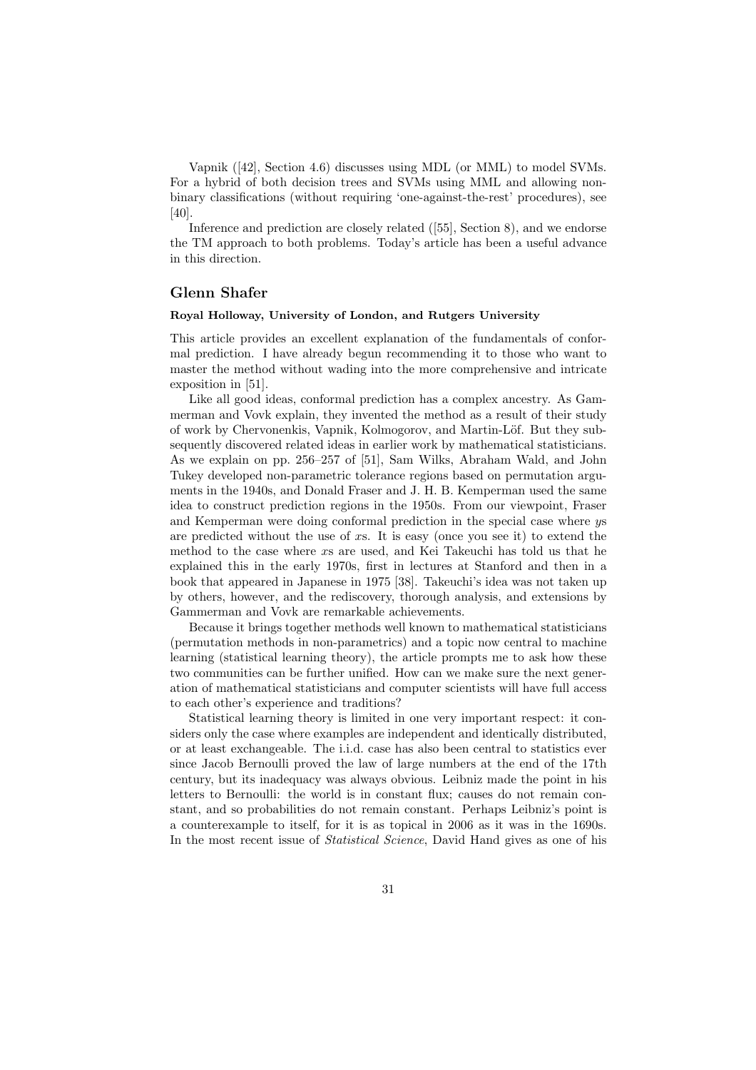Vapnik ([42], Section 4.6) discusses using MDL (or MML) to model SVMs. For a hybrid of both decision trees and SVMs using MML and allowing non-binary classifications (without requiring 'one-against-the-rest' procedures), see [40].

Inference and prediction are closely related ([55], Section 8), and we endorse the TM approach to both problems. Today's article has been a useful advance in this direction.

## Glenn Shafer

**Royal Holloway, University of London, and Rutgers University**

This article provides an excellent explanation of the fundamentals of conformal prediction. I have already begun recommending it to those who want to master the method without wading into the more comprehensive and intricate exposition in [51].

Like all good ideas, conformal prediction has a complex ancestry. As Gammerman and Vovk explain, they invented the method as a result of their study of work by Chervonenkis, Vapnik, Kolmogorov, and Martin-Löf. But they subsequently discovered related ideas in earlier work by mathematical statisticians. As we explain on pp. 256–257 of [51], Sam Wilks, Abraham Wald, and John Tukey developed non-parametric tolerance regions based on permutation arguments in the 1940s, and Donald Fraser and J. H. B. Kemperman used the same idea to construct prediction regions in the 1950s. From our viewpoint, Fraser and Kemperman were doing conformal prediction in the special case where $y$s are predicted without the use of $x$s. It is easy (once you see it) to extend the method to the case where $x$s are used, and Kei Takeuchi has told us that he explained this in the early 1970s, first in lectures at Stanford and then in a book that appeared in Japanese in 1975 [38]. Takeuchi's idea was not taken up by others, however, and the rediscovery, thorough analysis, and extensions by Gammerman and Vovk are remarkable achievements.

Because it brings together methods well known to mathematical statisticians (permutation methods in non-parametrics) and a topic now central to machine learning (statistical learning theory), the article prompts me to ask how these two communities can be further unified. How can we make sure the next generation of mathematical statisticians and computer scientists will have full access to each other's experience and traditions?

Statistical learning theory is limited in one very important respect: it considers only the case where examples are independent and identically distributed, or at least exchangeable. The i.i.d. case has also been central to statistics ever since Jacob Bernoulli proved the law of large numbers at the end of the 17th century, but its inadequacy was always obvious. Leibniz made the point in his letters to Bernoulli: the world is in constant flux; causes do not remain constant, and so probabilities do not remain constant. Perhaps Leibniz's point is a counterexample to itself, for it is as topical in 2006 as it was in the 1690s. In the most recent issue of *Statistical Science*, David Hand gives as one of his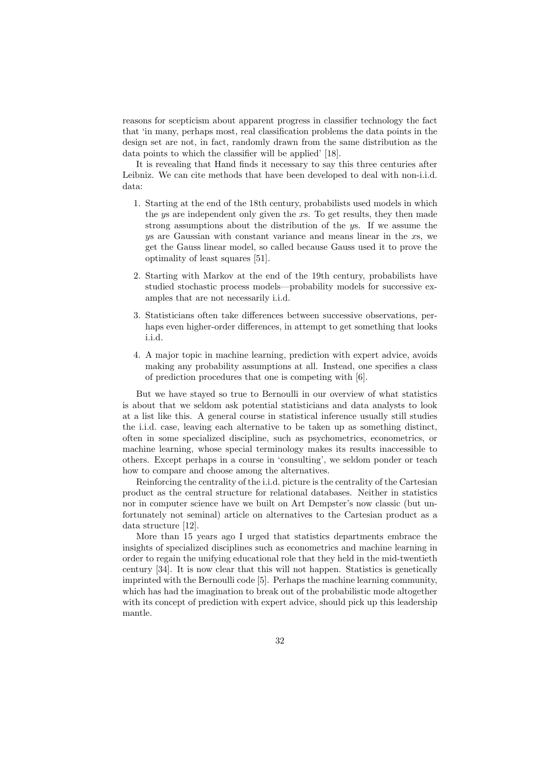reasons for scepticism about apparent progress in classifier technology the fact that 'in many, perhaps most, real classification problems the data points in the design set are not, in fact, randomly drawn from the same distribution as the data points to which the classifier will be applied' [18].

It is revealing that Hand finds it necessary to say this three centuries after Leibniz. We can cite methods that have been developed to deal with non-i.i.d. data:

1. Starting at the end of the 18th century, probabilists used models in which the $y$s are independent only given the $x$s. To get results, they then made strong assumptions about the distribution of the $y$s. If we assume the $y$s are Gaussian with constant variance and means linear in the $x$s, we get the Gauss linear model, so called because Gauss used it to prove the optimality of least squares [51].

2. Starting with Markov at the end of the 19th century, probabilists have studied stochastic process models—probability models for successive examples that are not necessarily i.i.d.

3. Statisticians often take differences between successive observations, perhaps even higher-order differences, in attempt to get something that looks i.i.d.

4. A major topic in machine learning, prediction with expert advice, avoids making any probability assumptions at all. Instead, one specifies a class of prediction procedures that one is competing with [6].

But we have stayed so true to Bernoulli in our overview of what statistics is about that we seldom ask potential statisticians and data analysts to look at a list like this. A general course in statistical inference usually still studies the i.i.d. case, leaving each alternative to be taken up as something distinct, often in some specialized discipline, such as psychometrics, econometrics, or machine learning, whose special terminology makes its results inaccessible to others. Except perhaps in a course in 'consulting', we seldom ponder or teach how to compare and choose among the alternatives.

Reinforcing the centrality of the i.i.d. picture is the centrality of the Cartesian product as the central structure for relational databases. Neither in statistics nor in computer science have we built on Art Dempster's now classic (but unfortunately not seminal) article on alternatives to the Cartesian product as a data structure [12].

More than 15 years ago I urged that statistics departments embrace the insights of specialized disciplines such as econometrics and machine learning in order to regain the unifying educational role that they held in the mid-twentieth century [34]. It is now clear that this will not happen. Statistics is genetically imprinted with the Bernoulli code [5]. Perhaps the machine learning community, which has had the imagination to break out of the probabilistic mode altogether with its concept of prediction with expert advice, should pick up this leadership mantle.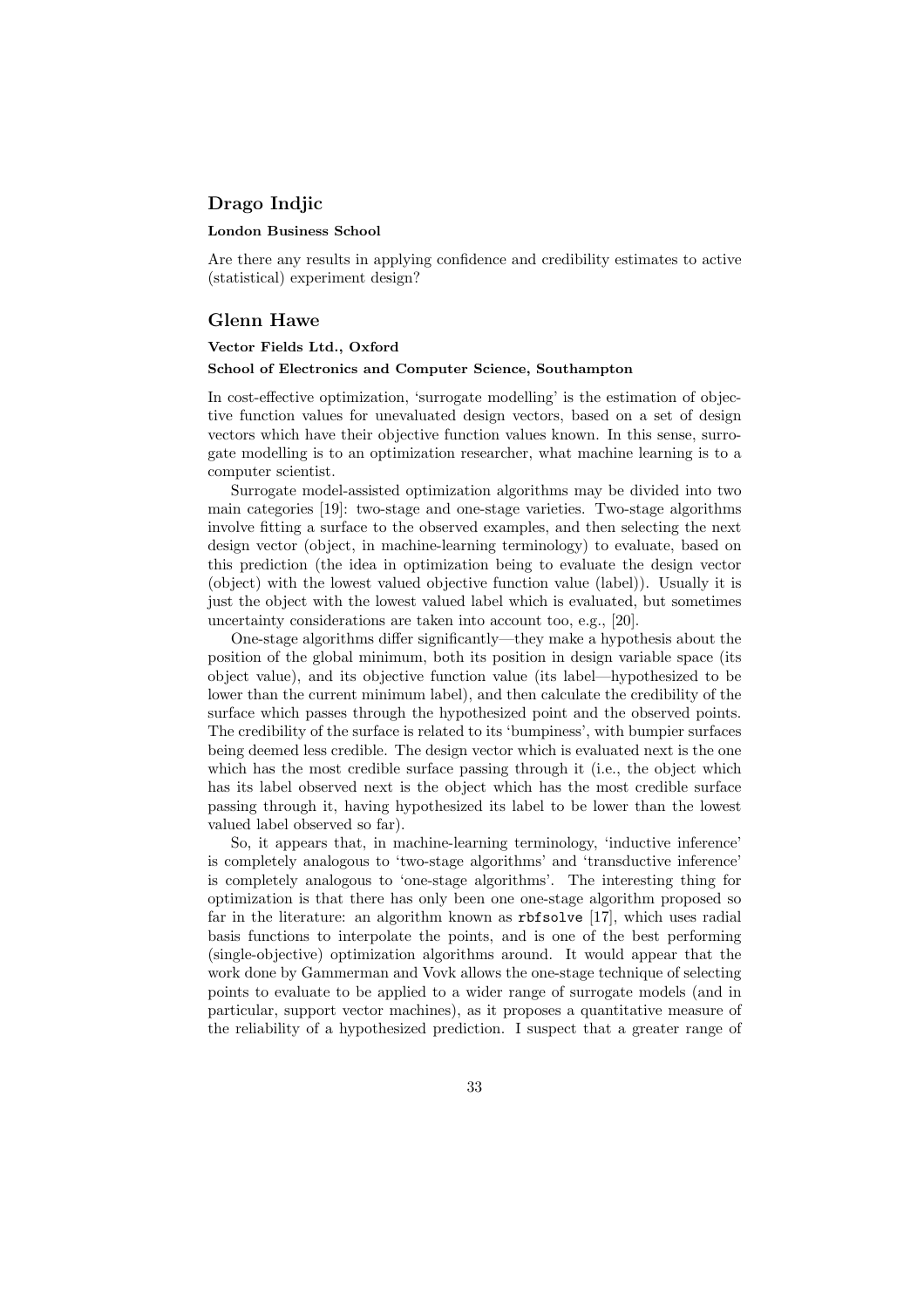## Drago Indjic

**London Business School**

Are there any results in applying confidence and credibility estimates to active (statistical) experiment design?

## Glenn Hawe

**Vector Fields Ltd., Oxford**

**School of Electronics and Computer Science, Southampton**

In cost-effective optimization, 'surrogate modelling' is the estimation of objective function values for unevaluated design vectors, based on a set of design vectors which have their objective function values known. In this sense, surrogate modelling is to an optimization researcher, what machine learning is to a computer scientist.

Surrogate model-assisted optimization algorithms may be divided into two main categories [19]: two-stage and one-stage varieties. Two-stage algorithms involve fitting a surface to the observed examples, and then selecting the next design vector (object, in machine-learning terminology) to evaluate, based on this prediction (the idea in optimization being to evaluate the design vector (object) with the lowest valued objective function value (label)). Usually it is just the object with the lowest valued label which is evaluated, but sometimes uncertainty considerations are taken into account too, e.g., [20].

One-stage algorithms differ significantly—they make a hypothesis about the position of the global minimum, both its position in design variable space (its object value), and its objective function value (its label—hypothesized to be lower than the current minimum label), and then calculate the credibility of the surface which passes through the hypothesized point and the observed points. The credibility of the surface is related to its 'bumpiness', with bumpier surfaces being deemed less credible. The design vector which is evaluated next is the one which has the most credible surface passing through it (i.e., the object which has its label observed next is the object which has the most credible surface passing through it, having hypothesized its label to be lower than the lowest valued label observed so far).

So, it appears that, in machine-learning terminology, 'inductive inference' is completely analogous to 'two-stage algorithms' and 'transductive inference' is completely analogous to 'one-stage algorithms'. The interesting thing for optimization is that there has only been one one-stage algorithm proposed so far in the literature: an algorithm known as `rbfsolve` [17], which uses radial basis functions to interpolate the points, and is one of the best performing (single-objective) optimization algorithms around. It would appear that the work done by Gammerman and Vovk allows the one-stage technique of selecting points to evaluate to be applied to a wider range of surrogate models (and in particular, support vector machines), as it proposes a quantitative measure of the reliability of a hypothesized prediction. I suspect that a greater range of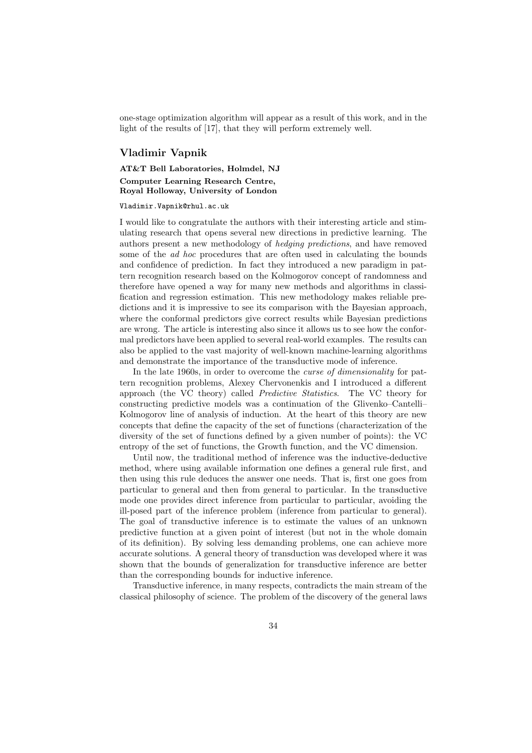one-stage optimization algorithm will appear as a result of this work, and in the light of the results of [17], that they will perform extremely well.

## Vladimir Vapnik

**AT&T Bell Laboratories, Holmdel, NJ**

**Computer Learning Research Centre, Royal Holloway, University of London**

Vladimir.Vapnik@rhul.ac.uk

I would like to congratulate the authors with their interesting article and stimulating research that opens several new directions in predictive learning. The authors present a new methodology of *hedging predictions*, and have removed some of the *ad hoc* procedures that are often used in calculating the bounds and confidence of prediction. In fact they introduced a new paradigm in pattern recognition research based on the Kolmogorov concept of randomness and therefore have opened a way for many new methods and algorithms in classification and regression estimation. This new methodology makes reliable predictions and it is impressive to see its comparison with the Bayesian approach, where the conformal predictors give correct results while Bayesian predictions are wrong. The article is interesting also since it allows us to see how the conformal predictors have been applied to several real-world examples. The results can also be applied to the vast majority of well-known machine-learning algorithms and demonstrate the importance of the transductive mode of inference.

In the late 1960s, in order to overcome the *curse of dimensionality* for pattern recognition problems, Alexey Chervonenkis and I introduced a different approach (the VC theory) called *Predictive Statistics*. The VC theory for constructing predictive models was a continuation of the Glivenko–Cantelli–Kolmogorov line of analysis of induction. At the heart of this theory are new concepts that define the capacity of the set of functions (characterization of the diversity of the set of functions defined by a given number of points): the VC entropy of the set of functions, the Growth function, and the VC dimension.

Until now, the traditional method of inference was the inductive-deductive method, where using available information one defines a general rule first, and then using this rule deduces the answer one needs. That is, first one goes from particular to general and then from general to particular. In the transductive mode one provides direct inference from particular to particular, avoiding the ill-posed part of the inference problem (inference from particular to general). The goal of transductive inference is to estimate the values of an unknown predictive function at a given point of interest (but not in the whole domain of its definition). By solving less demanding problems, one can achieve more accurate solutions. A general theory of transduction was developed where it was shown that the bounds of generalization for transductive inference are better than the corresponding bounds for inductive inference.

Transductive inference, in many respects, contradicts the main stream of the classical philosophy of science. The problem of the discovery of the general laws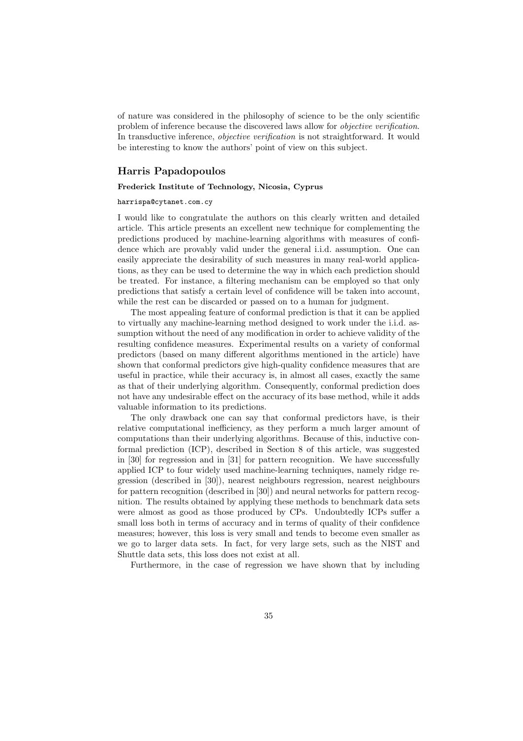of nature was considered in the philosophy of science to be the only scientific problem of inference because the discovered laws allow for *objective verification*. In transductive inference, *objective verification* is not straightforward. It would be interesting to know the authors' point of view on this subject.

## Harris Papadopoulos

**Frederick Institute of Technology, Nicosia, Cyprus**

harrispa@cytanet.com.cy

I would like to congratulate the authors on this clearly written and detailed article. This article presents an excellent new technique for complementing the predictions produced by machine-learning algorithms with measures of confidence which are provably valid under the general i.i.d. assumption. One can easily appreciate the desirability of such measures in many real-world applications, as they can be used to determine the way in which each prediction should be treated. For instance, a filtering mechanism can be employed so that only predictions that satisfy a certain level of confidence will be taken into account, while the rest can be discarded or passed on to a human for judgment.

The most appealing feature of conformal prediction is that it can be applied to virtually any machine-learning method designed to work under the i.i.d. assumption without the need of any modification in order to achieve validity of the resulting confidence measures. Experimental results on a variety of conformal predictors (based on many different algorithms mentioned in the article) have shown that conformal predictors give high-quality confidence measures that are useful in practice, while their accuracy is, in almost all cases, exactly the same as that of their underlying algorithm. Consequently, conformal prediction does not have any undesirable effect on the accuracy of its base method, while it adds valuable information to its predictions.

The only drawback one can say that conformal predictors have, is their relative computational inefficiency, as they perform a much larger amount of computations than their underlying algorithms. Because of this, inductive conformal prediction (ICP), described in Section 8 of this article, was suggested in [30] for regression and in [31] for pattern recognition. We have successfully applied ICP to four widely used machine-learning techniques, namely ridge regression (described in [30]), nearest neighbours regression, nearest neighbours for pattern recognition (described in [30]) and neural networks for pattern recognition. The results obtained by applying these methods to benchmark data sets were almost as good as those produced by CPs. Undoubtedly ICPs suffer a small loss both in terms of accuracy and in terms of quality of their confidence measures; however, this loss is very small and tends to become even smaller as we go to larger data sets. In fact, for very large sets, such as the NIST and Shuttle data sets, this loss does not exist at all.

Furthermore, in the case of regression we have shown that by including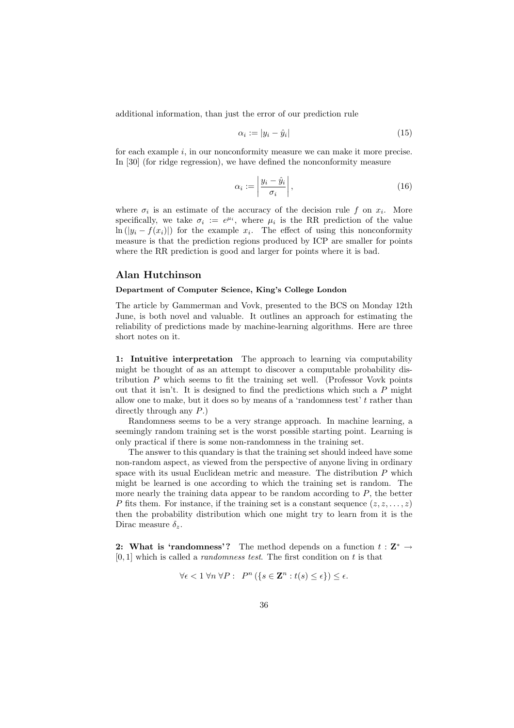additional information, than just the error of our prediction rule

$$\alpha_i := |y_i - \hat{y}_i| \tag{15}$$

for each example $i$, in our nonconformity measure we can make it more precise. In [30] (for ridge regression), we have defined the nonconformity measure

$$\alpha_i := \left| \frac{y_i - \hat{y}_i}{\sigma_i} \right|, \tag{16}$$

where $\sigma_i$ is an estimate of the accuracy of the decision rule $f$ on $x_i$. More specifically, we take $\sigma_i := e^{\mu_i}$, where $\mu_i$ is the RR prediction of the value $\ln(|y_i - f(x_i)|)$ for the example $x_i$. The effect of using this nonconformity measure is that the prediction regions produced by ICP are smaller for points where the RR prediction is good and larger for points where it is bad.

## Alan Hutchinson

**Department of Computer Science, King's College London**

The article by Gammerman and Vovk, presented to the BCS on Monday 12th June, is both novel and valuable. It outlines an approach for estimating the reliability of predictions made by machine-learning algorithms. Here are three short notes on it.

**1: Intuitive interpretation** The approach to learning via computability might be thought of as an attempt to discover a computable probability distribution $P$ which seems to fit the training set well. (Professor Vovk points out that it isn't. It is designed to find the predictions which such a $P$ might allow one to make, but it does so by means of a 'randomness test' $t$ rather than directly through any $P$.)

Randomness seems to be a very strange approach. In machine learning, a seemingly random training set is the worst possible starting point. Learning is only practical if there is some non-randomness in the training set.

The answer to this quandary is that the training set should indeed have some non-random aspect, as viewed from the perspective of anyone living in ordinary space with its usual Euclidean metric and measure. The distribution $P$ which might be learned is one according to which the training set is random. The more nearly the training data appear to be random according to $P$, the better $P$ fits them. For instance, if the training set is a constant sequence $(z, z, \ldots, z)$ then the probability distribution which one might try to learn from it is the Dirac measure $\delta_z$.

**2: What is 'randomness'?** The method depends on a function $t : \mathbf{Z}^* \to [0, 1]$ which is called a *randomness test*. The first condition on $t$ is that

$$\forall \epsilon < 1 \; \forall n \; \forall P : \; P^n \left( \{ s \in \mathbf{Z}^n : t(s) \leq \epsilon \} \right) \leq \epsilon.$$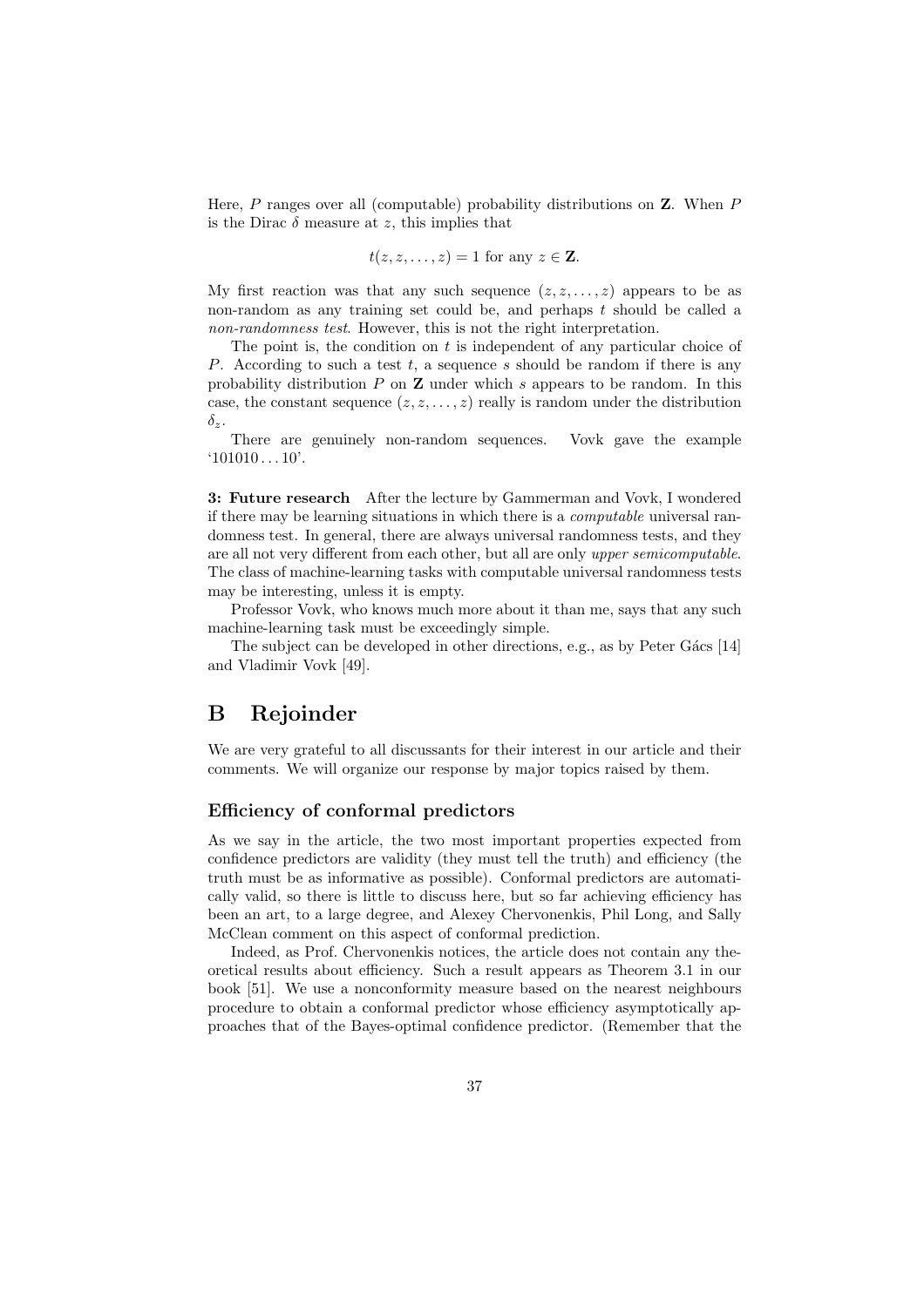Here, $P$ ranges over all (computable) probability distributions on $\mathbf{Z}$. When $P$ is the Dirac $\delta$ measure at $z$, this implies that

$$t(z, z, \dots, z) = 1 \text{ for any } z \in \mathbf{Z}.$$

My first reaction was that any such sequence $(z, z, \dots, z)$ appears to be as non-random as any training set could be, and perhaps $t$ should be called a *non-randomness test*. However, this is not the right interpretation.

The point is, the condition on $t$ is independent of any particular choice of $P$. According to such a test $t$, a sequence $s$ should be random if there is any probability distribution $P$ on $\mathbf{Z}$ under which $s$ appears to be random. In this case, the constant sequence $(z, z, \dots, z)$ really is random under the distribution $\delta_z$.

There are genuinely non-random sequences. Vovk gave the example '101010...10'.

**3: Future research** After the lecture by Gammerman and Vovk, I wondered if there may be learning situations in which there is a *computable* universal randomness test. In general, there are always universal randomness tests, and they are all not very different from each other, but all are only *upper semicomputable*. The class of machine-learning tasks with computable universal randomness tests may be interesting, unless it is empty.

Professor Vovk, who knows much more about it than me, says that any such machine-learning task must be exceedingly simple.

The subject can be developed in other directions, e.g., as by Peter Gács [14] and Vladimir Vovk [49].

# B Rejoinder

We are very grateful to all discussants for their interest in our article and their comments. We will organize our response by major topics raised by them.

## Efficiency of conformal predictors

As we say in the article, the two most important properties expected from confidence predictors are validity (they must tell the truth) and efficiency (the truth must be as informative as possible). Conformal predictors are automatically valid, so there is little to discuss here, but so far achieving efficiency has been an art, to a large degree, and Alexey Chervonenkis, Phil Long, and Sally McClean comment on this aspect of conformal prediction.

Indeed, as Prof. Chervonenkis notices, the article does not contain any theoretical results about efficiency. Such a result appears as Theorem 3.1 in our book [51]. We use a nonconformity measure based on the nearest neighbours procedure to obtain a conformal predictor whose efficiency asymptotically approaches that of the Bayes-optimal confidence predictor. (Remember that the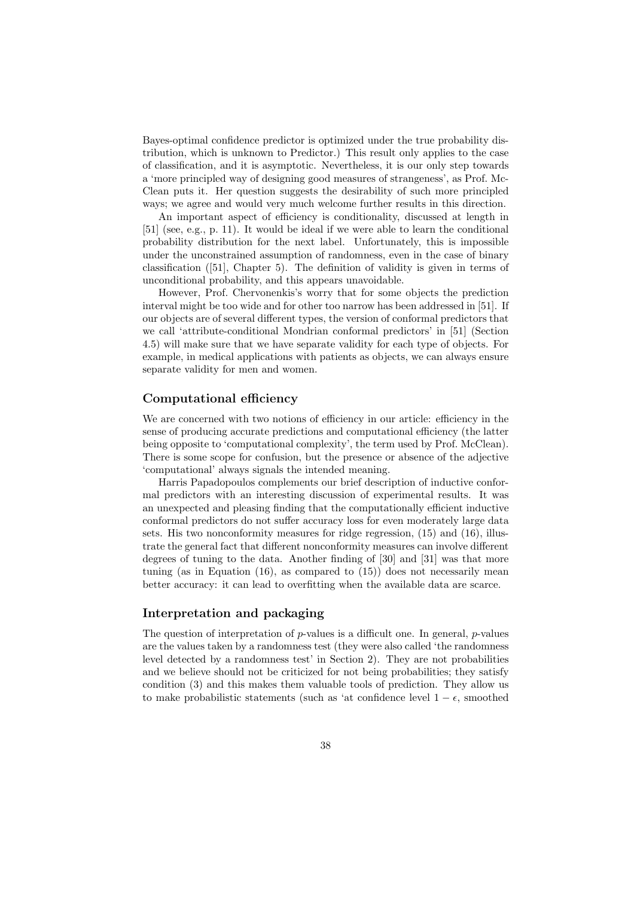Bayes-optimal confidence predictor is optimized under the true probability distribution, which is unknown to Predictor.) This result only applies to the case of classification, and it is asymptotic. Nevertheless, it is our only step towards a 'more principled way of designing good measures of strangeness', as Prof. McClean puts it. Her question suggests the desirability of such more principled ways; we agree and would very much welcome further results in this direction.

An important aspect of efficiency is conditionality, discussed at length in [51] (see, e.g., p. 11). It would be ideal if we were able to learn the conditional probability distribution for the next label. Unfortunately, this is impossible under the unconstrained assumption of randomness, even in the case of binary classification ([51], Chapter 5). The definition of validity is given in terms of unconditional probability, and this appears unavoidable.

However, Prof. Chervonenkis's worry that for some objects the prediction interval might be too wide and for other too narrow has been addressed in [51]. If our objects are of several different types, the version of conformal predictors that we call 'attribute-conditional Mondrian conformal predictors' in [51] (Section 4.5) will make sure that we have separate validity for each type of objects. For example, in medical applications with patients as objects, we can always ensure separate validity for men and women.

### Computational efficiency

We are concerned with two notions of efficiency in our article: efficiency in the sense of producing accurate predictions and computational efficiency (the latter being opposite to 'computational complexity', the term used by Prof. McClean). There is some scope for confusion, but the presence or absence of the adjective 'computational' always signals the intended meaning.

Harris Papadopoulos complements our brief description of inductive conformal predictors with an interesting discussion of experimental results. It was an unexpected and pleasing finding that the computationally efficient inductive conformal predictors do not suffer accuracy loss for even moderately large data sets. His two nonconformity measures for ridge regression, (15) and (16), illustrate the general fact that different nonconformity measures can involve different degrees of tuning to the data. Another finding of [30] and [31] was that more tuning (as in Equation (16), as compared to (15)) does not necessarily mean better accuracy: it can lead to overfitting when the available data are scarce.

### Interpretation and packaging

The question of interpretation of $p$-values is a difficult one. In general, $p$-values are the values taken by a randomness test (they were also called 'the randomness level detected by a randomness test' in Section 2). They are not probabilities and we believe should not be criticized for not being probabilities; they satisfy condition (3) and this makes them valuable tools of prediction. They allow us to make probabilistic statements (such as 'at confidence level $1 - \epsilon$, smoothed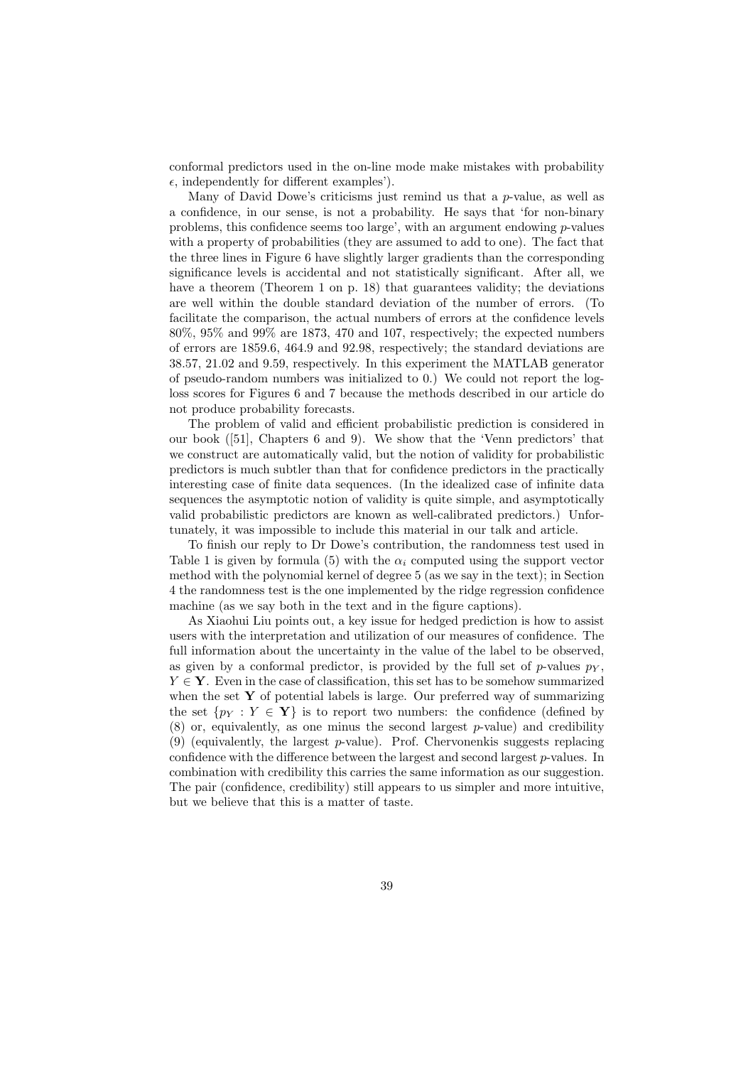conformal predictors used in the on-line mode make mistakes with probability $\epsilon$, independently for different examples').

Many of David Dowe's criticisms just remind us that a $p$-value, as well as a confidence, in our sense, is not a probability. He says that 'for non-binary problems, this confidence seems too large', with an argument endowing $p$-values with a property of probabilities (they are assumed to add to one). The fact that the three lines in Figure 6 have slightly larger gradients than the corresponding significance levels is accidental and not statistically significant. After all, we have a theorem (Theorem 1 on p. 18) that guarantees validity; the deviations are well within the double standard deviation of the number of errors. (To facilitate the comparison, the actual numbers of errors at the confidence levels 80%, 95% and 99% are 1873, 470 and 107, respectively; the expected numbers of errors are 1859.6, 464.9 and 92.98, respectively; the standard deviations are 38.57, 21.02 and 9.59, respectively. In this experiment the MATLAB generator of pseudo-random numbers was initialized to 0.) We could not report the log-loss scores for Figures 6 and 7 because the methods described in our article do not produce probability forecasts.

The problem of valid and efficient probabilistic prediction is considered in our book ([51], Chapters 6 and 9). We show that the 'Venn predictors' that we construct are automatically valid, but the notion of validity for probabilistic predictors is much subtler than that for confidence predictors in the practically interesting case of finite data sequences. (In the idealized case of infinite data sequences the asymptotic notion of validity is quite simple, and asymptotically valid probabilistic predictors are known as well-calibrated predictors.) Unfortunately, it was impossible to include this material in our talk and article.

To finish our reply to Dr Dowe's contribution, the randomness test used in Table 1 is given by formula (5) with the $\alpha_i$ computed using the support vector method with the polynomial kernel of degree 5 (as we say in the text); in Section 4 the randomness test is the one implemented by the ridge regression confidence machine (as we say both in the text and in the figure captions).

As Xiaohui Liu points out, a key issue for hedged prediction is how to assist users with the interpretation and utilization of our measures of confidence. The full information about the uncertainty in the value of the label to be observed, as given by a conformal predictor, is provided by the full set of $p$-values $p_Y$, $Y \in \mathbf{Y}$. Even in the case of classification, this set has to be somehow summarized when the set $\mathbf{Y}$ of potential labels is large. Our preferred way of summarizing the set $\{p_Y : Y \in \mathbf{Y}\}$ is to report two numbers: the confidence (defined by (8) or, equivalently, as one minus the second largest $p$-value) and credibility (9) (equivalently, the largest $p$-value). Prof. Chervonenkis suggests replacing confidence with the difference between the largest and second largest $p$-values. In combination with credibility this carries the same information as our suggestion. The pair (confidence, credibility) still appears to us simpler and more intuitive, but we believe that this is a matter of taste.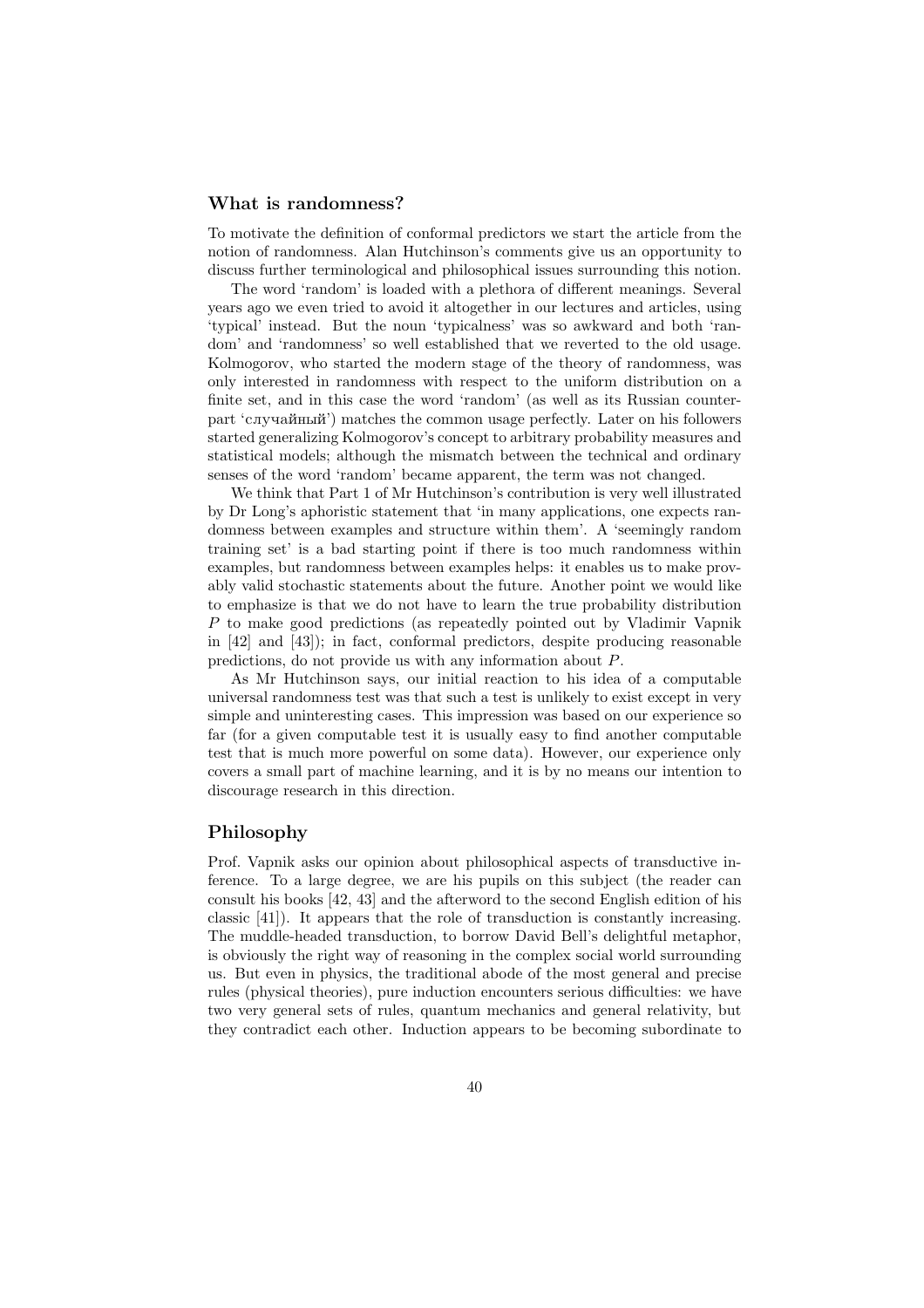## What is randomness?

To motivate the definition of conformal predictors we start the article from the notion of randomness. Alan Hutchinson's comments give us an opportunity to discuss further terminological and philosophical issues surrounding this notion.

The word 'random' is loaded with a plethora of different meanings. Several years ago we even tried to avoid it altogether in our lectures and articles, using 'typical' instead. But the noun 'typicalness' was so awkward and both 'random' and 'randomness' so well established that we reverted to the old usage. Kolmogorov, who started the modern stage of the theory of randomness, was only interested in randomness with respect to the uniform distribution on a finite set, and in this case the word 'random' (as well as its Russian counterpart 'случайный') matches the common usage perfectly. Later on his followers started generalizing Kolmogorov's concept to arbitrary probability measures and statistical models; although the mismatch between the technical and ordinary senses of the word 'random' became apparent, the term was not changed.

We think that Part 1 of Mr Hutchinson's contribution is very well illustrated by Dr Long's aphoristic statement that 'in many applications, one expects randomness between examples and structure within them'. A 'seemingly random training set' is a bad starting point if there is too much randomness within examples, but randomness between examples helps: it enables us to make provably valid stochastic statements about the future. Another point we would like to emphasize is that we do not have to learn the true probability distribution $P$ to make good predictions (as repeatedly pointed out by Vladimir Vapnik in [42] and [43]); in fact, conformal predictors, despite producing reasonable predictions, do not provide us with any information about $P$.

As Mr Hutchinson says, our initial reaction to his idea of a computable universal randomness test was that such a test is unlikely to exist except in very simple and uninteresting cases. This impression was based on our experience so far (for a given computable test it is usually easy to find another computable test that is much more powerful on some data). However, our experience only covers a small part of machine learning, and it is by no means our intention to discourage research in this direction.

## Philosophy

Prof. Vapnik asks our opinion about philosophical aspects of transductive inference. To a large degree, we are his pupils on this subject (the reader can consult his books [42, 43] and the afterword to the second English edition of his classic [41]). It appears that the role of transduction is constantly increasing. The muddle-headed transduction, to borrow David Bell's delightful metaphor, is obviously the right way of reasoning in the complex social world surrounding us. But even in physics, the traditional abode of the most general and precise rules (physical theories), pure induction encounters serious difficulties: we have two very general sets of rules, quantum mechanics and general relativity, but they contradict each other. Induction appears to be becoming subordinate to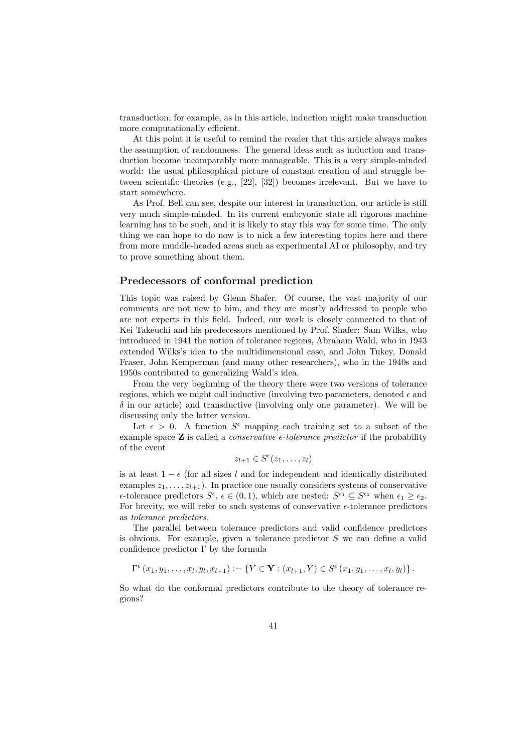transduction; for example, as in this article, induction might make transduction more computationally efficient.

At this point it is useful to remind the reader that this article always makes the assumption of randomness. The general ideas such as induction and transduction become incomparably more manageable. This is a very simple-minded world: the usual philosophical picture of constant creation of and struggle between scientific theories (e.g., [22], [32]) becomes irrelevant. But we have to start somewhere.

As Prof. Bell can see, despite our interest in transduction, our article is still very much simple-minded. In its current embryonic state all rigorous machine learning has to be such, and it is likely to stay this way for some time. The only thing we can hope to do now is to nick a few interesting topics here and there from more muddle-headed areas such as experimental AI or philosophy, and try to prove something about them.

### Predecessors of conformal prediction

This topic was raised by Glenn Shafer. Of course, the vast majority of our comments are not new to him, and they are mostly addressed to people who are not experts in this field. Indeed, our work is closely connected to that of Kei Takeuchi and his predecessors mentioned by Prof. Shafer: Sam Wilks, who introduced in 1941 the notion of tolerance regions, Abraham Wald, who in 1943 extended Wilks's idea to the multidimensional case, and John Tukey, Donald Fraser, John Kemperman (and many other researchers), who in the 1940s and 1950s contributed to generalizing Wald's idea.

From the very beginning of the theory there were two versions of tolerance regions, which we might call inductive (involving two parameters, denoted $\epsilon$ and $\delta$ in our article) and transductive (involving only one parameter). We will be discussing only the latter version.

Let $\epsilon > 0$. A function $S^\epsilon$ mapping each training set to a subset of the example space $\mathbf{Z}$ is called a *conservative $\epsilon$-tolerance predictor* if the probability of the event

$$z_{l+1} \in S^\epsilon(z_1, \dots, z_l)$$

is at least $1 - \epsilon$ (for all sizes $l$ and for independent and identically distributed examples $z_1, \dots, z_{l+1}$). In practice one usually considers systems of conservative $\epsilon$-tolerance predictors $S^\epsilon$, $\epsilon \in (0, 1)$, which are nested: $S^{\epsilon_1} \subseteq S^{\epsilon_2}$ when $\epsilon_1 \geq \epsilon_2$. For brevity, we will refer to such systems of conservative $\epsilon$-tolerance predictors as *tolerance predictors*.

The parallel between tolerance predictors and valid confidence predictors is obvious. For example, given a tolerance predictor $S$ we can define a valid confidence predictor $\Gamma$ by the formula

$$\Gamma^\epsilon(x_1, y_1, \dots, x_l, y_l, x_{l+1}) := \{Y \in \mathbf{Y} : (x_{l+1}, Y) \in S^\epsilon(x_1, y_1, \dots, x_l, y_l)\}.$$

So what do the conformal predictors contribute to the theory of tolerance regions?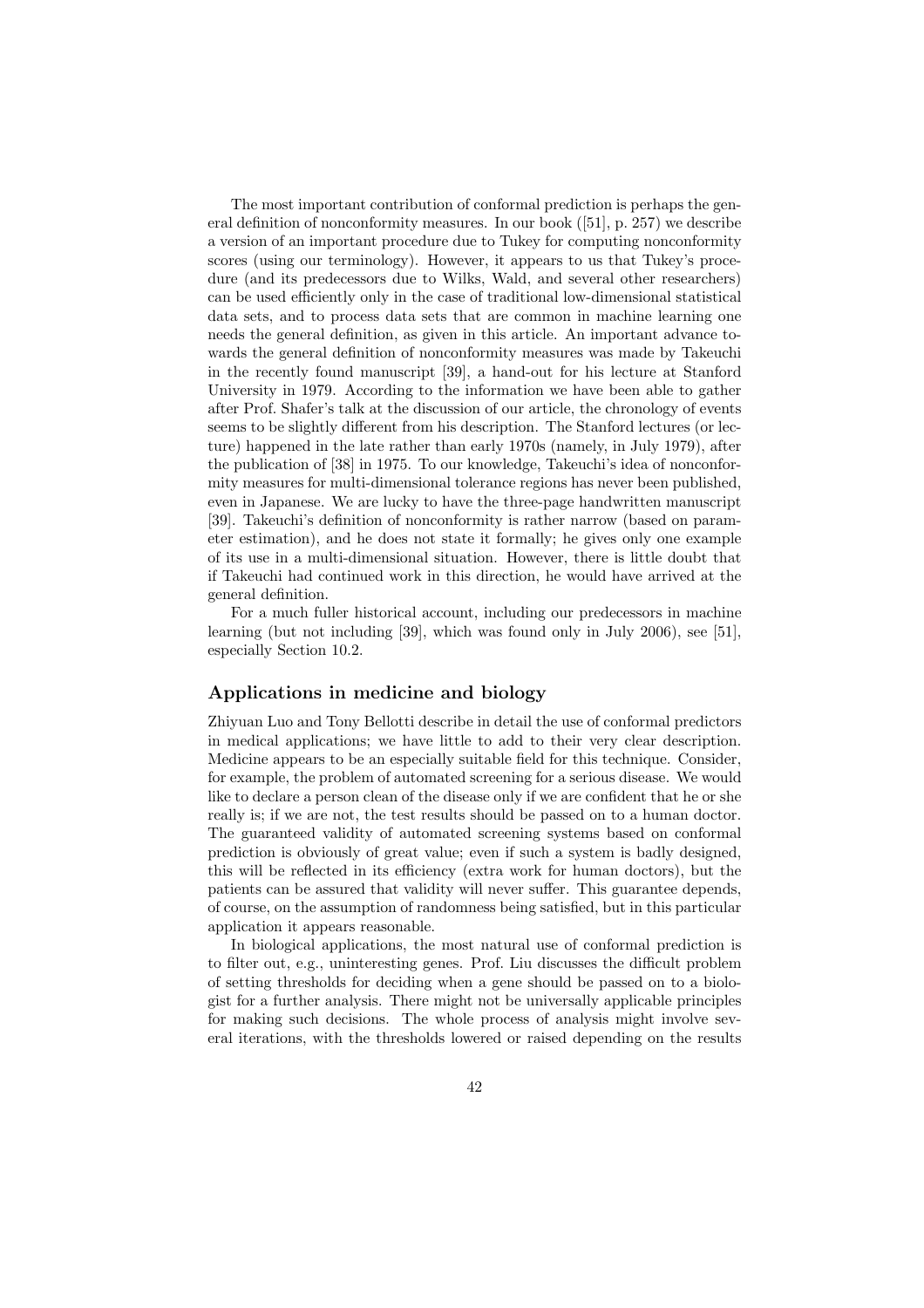The most important contribution of conformal prediction is perhaps the general definition of nonconformity measures. In our book ([51], p. 257) we describe a version of an important procedure due to Tukey for computing nonconformity scores (using our terminology). However, it appears to us that Tukey's procedure (and its predecessors due to Wilks, Wald, and several other researchers) can be used efficiently only in the case of traditional low-dimensional statistical data sets, and to process data sets that are common in machine learning one needs the general definition, as given in this article. An important advance towards the general definition of nonconformity measures was made by Takeuchi in the recently found manuscript [39], a hand-out for his lecture at Stanford University in 1979. According to the information we have been able to gather after Prof. Shafer's talk at the discussion of our article, the chronology of events seems to be slightly different from his description. The Stanford lectures (or lecture) happened in the late rather than early 1970s (namely, in July 1979), after the publication of [38] in 1975. To our knowledge, Takeuchi's idea of nonconformity measures for multi-dimensional tolerance regions has never been published, even in Japanese. We are lucky to have the three-page handwritten manuscript [39]. Takeuchi's definition of nonconformity is rather narrow (based on parameter estimation), and he does not state it formally; he gives only one example of its use in a multi-dimensional situation. However, there is little doubt that if Takeuchi had continued work in this direction, he would have arrived at the general definition.

For a much fuller historical account, including our predecessors in machine learning (but not including [39], which was found only in July 2006), see [51], especially Section 10.2.

### Applications in medicine and biology

Zhiyuan Luo and Tony Bellotti describe in detail the use of conformal predictors in medical applications; we have little to add to their very clear description. Medicine appears to be an especially suitable field for this technique. Consider, for example, the problem of automated screening for a serious disease. We would like to declare a person clean of the disease only if we are confident that he or she really is; if we are not, the test results should be passed on to a human doctor. The guaranteed validity of automated screening systems based on conformal prediction is obviously of great value; even if such a system is badly designed, this will be reflected in its efficiency (extra work for human doctors), but the patients can be assured that validity will never suffer. This guarantee depends, of course, on the assumption of randomness being satisfied, but in this particular application it appears reasonable.

In biological applications, the most natural use of conformal prediction is to filter out, e.g., uninteresting genes. Prof. Liu discusses the difficult problem of setting thresholds for deciding when a gene should be passed on to a biologist for a further analysis. There might not be universally applicable principles for making such decisions. The whole process of analysis might involve several iterations, with the thresholds lowered or raised depending on the results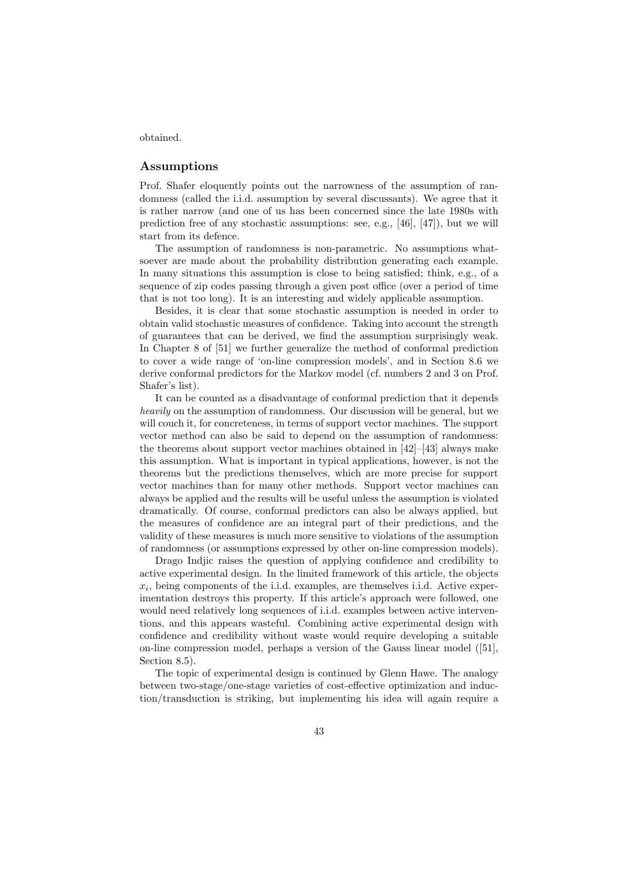obtained.

## Assumptions

Prof. Shafer eloquently points out the narrowness of the assumption of randomness (called the i.i.d. assumption by several discussants). We agree that it is rather narrow (and one of us has been concerned since the late 1980s with prediction free of any stochastic assumptions: see, e.g., [46], [47]), but we will start from its defence.

The assumption of randomness is non-parametric. No assumptions whatsoever are made about the probability distribution generating each example. In many situations this assumption is close to being satisfied; think, e.g., of a sequence of zip codes passing through a given post office (over a period of time that is not too long). It is an interesting and widely applicable assumption.

Besides, it is clear that some stochastic assumption is needed in order to obtain valid stochastic measures of confidence. Taking into account the strength of guarantees that can be derived, we find the assumption surprisingly weak. In Chapter 8 of [51] we further generalize the method of conformal prediction to cover a wide range of 'on-line compression models', and in Section 8.6 we derive conformal predictors for the Markov model (cf. numbers 2 and 3 on Prof. Shafer's list).

It can be counted as a disadvantage of conformal prediction that it depends *heavily* on the assumption of randomness. Our discussion will be general, but we will couch it, for concreteness, in terms of support vector machines. The support vector method can also be said to depend on the assumption of randomness: the theorems about support vector machines obtained in [42]–[43] always make this assumption. What is important in typical applications, however, is not the theorems but the predictions themselves, which are more precise for support vector machines than for many other methods. Support vector machines can always be applied and the results will be useful unless the assumption is violated dramatically. Of course, conformal predictors can also be always applied, but the measures of confidence are an integral part of their predictions, and the validity of these measures is much more sensitive to violations of the assumption of randomness (or assumptions expressed by other on-line compression models).

Drago Indjic raises the question of applying confidence and credibility to active experimental design. In the limited framework of this article, the objects $x_i$, being components of the i.i.d. examples, are themselves i.i.d. Active experimentation destroys this property. If this article's approach were followed, one would need relatively long sequences of i.i.d. examples between active interventions, and this appears wasteful. Combining active experimental design with confidence and credibility without waste would require developing a suitable on-line compression model, perhaps a version of the Gauss linear model ([51], Section 8.5).

The topic of experimental design is continued by Glenn Hawe. The analogy between two-stage/one-stage varieties of cost-effective optimization and induction/transduction is striking, but implementing his idea will again require a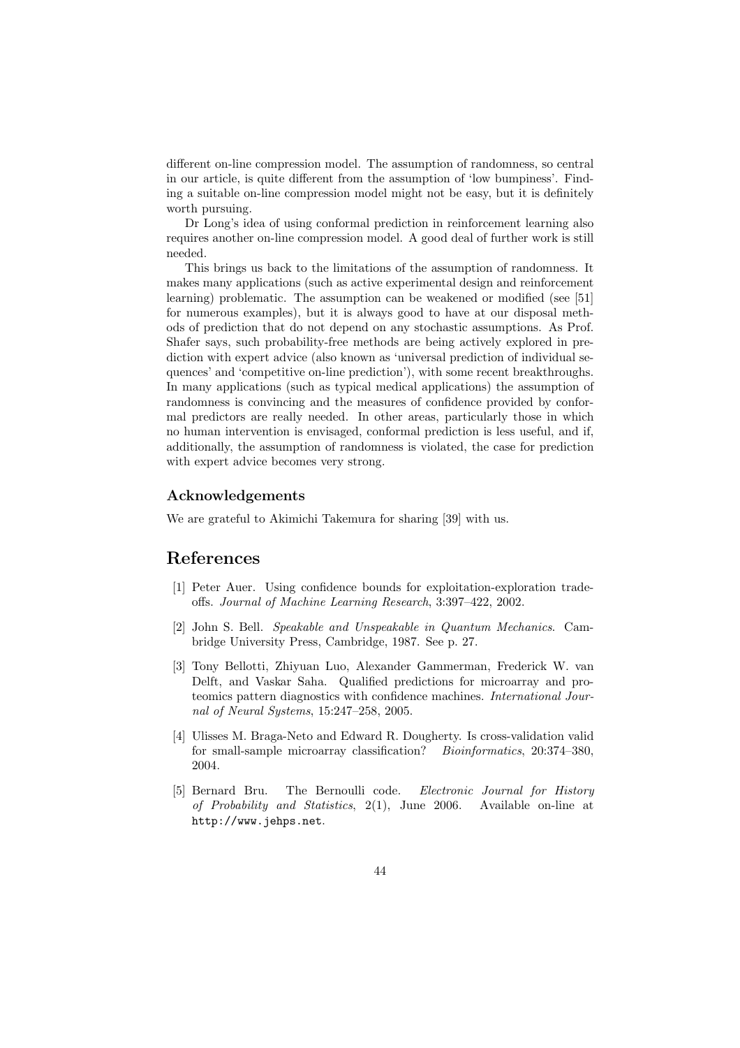different on-line compression model. The assumption of randomness, so central in our article, is quite different from the assumption of 'low bumpiness'. Finding a suitable on-line compression model might not be easy, but it is definitely worth pursuing.

Dr Long's idea of using conformal prediction in reinforcement learning also requires another on-line compression model. A good deal of further work is still needed.

This brings us back to the limitations of the assumption of randomness. It makes many applications (such as active experimental design and reinforcement learning) problematic. The assumption can be weakened or modified (see [51] for numerous examples), but it is always good to have at our disposal methods of prediction that do not depend on any stochastic assumptions. As Prof. Shafer says, such probability-free methods are being actively explored in prediction with expert advice (also known as 'universal prediction of individual sequences' and 'competitive on-line prediction'), with some recent breakthroughs. In many applications (such as typical medical applications) the assumption of randomness is convincing and the measures of confidence provided by conformal predictors are really needed. In other areas, particularly those in which no human intervention is envisaged, conformal prediction is less useful, and if, additionally, the assumption of randomness is violated, the case for prediction with expert advice becomes very strong.

### Acknowledgements

We are grateful to Akimichi Takemura for sharing [39] with us.

## References

[1] Peter Auer. Using confidence bounds for exploitation-exploration trade-offs. *Journal of Machine Learning Research*, 3:397–422, 2002.

[2] John S. Bell. *Speakable and Unspeakable in Quantum Mechanics*. Cambridge University Press, Cambridge, 1987. See p. 27.

[3] Tony Bellotti, Zhiyuan Luo, Alexander Gammerman, Frederick W. van Delft, and Vaskar Saha. Qualified predictions for microarray and proteomics pattern diagnostics with confidence machines. *International Journal of Neural Systems*, 15:247–258, 2005.

[4] Ulisses M. Braga-Neto and Edward R. Dougherty. Is cross-validation valid for small-sample microarray classification? *Bioinformatics*, 20:374–380, 2004.

[5] Bernard Bru. The Bernoulli code. *Electronic Journal for History of Probability and Statistics*, 2(1), June 2006. Available on-line at http://www.jehps.net.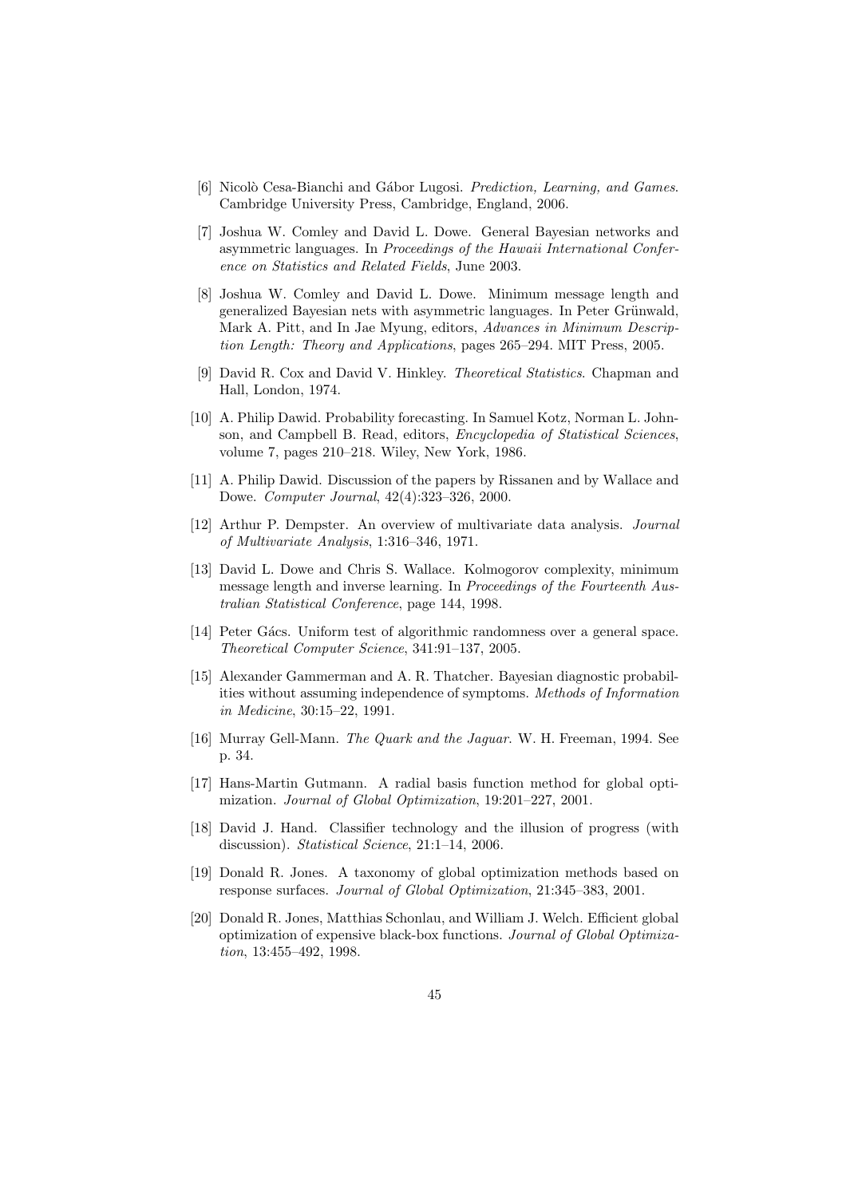[6] Nicolò Cesa-Bianchi and Gábor Lugosi. *Prediction, Learning, and Games*. Cambridge University Press, Cambridge, England, 2006.

[7] Joshua W. Comley and David L. Dowe. General Bayesian networks and asymmetric languages. In *Proceedings of the Hawaii International Conference on Statistics and Related Fields*, June 2003.

[8] Joshua W. Comley and David L. Dowe. Minimum message length and generalized Bayesian nets with asymmetric languages. In Peter Grünwald, Mark A. Pitt, and In Jae Myung, editors, *Advances in Minimum Description Length: Theory and Applications*, pages 265–294. MIT Press, 2005.

[9] David R. Cox and David V. Hinkley. *Theoretical Statistics*. Chapman and Hall, London, 1974.

[10] A. Philip Dawid. Probability forecasting. In Samuel Kotz, Norman L. Johnson, and Campbell B. Read, editors, *Encyclopedia of Statistical Sciences*, volume 7, pages 210–218. Wiley, New York, 1986.

[11] A. Philip Dawid. Discussion of the papers by Rissanen and by Wallace and Dowe. *Computer Journal*, 42(4):323–326, 2000.

[12] Arthur P. Dempster. An overview of multivariate data analysis. *Journal of Multivariate Analysis*, 1:316–346, 1971.

[13] David L. Dowe and Chris S. Wallace. Kolmogorov complexity, minimum message length and inverse learning. In *Proceedings of the Fourteenth Australian Statistical Conference*, page 144, 1998.

[14] Peter Gács. Uniform test of algorithmic randomness over a general space. *Theoretical Computer Science*, 341:91–137, 2005.

[15] Alexander Gammerman and A. R. Thatcher. Bayesian diagnostic probabilities without assuming independence of symptoms. *Methods of Information in Medicine*, 30:15–22, 1991.

[16] Murray Gell-Mann. *The Quark and the Jaguar*. W. H. Freeman, 1994. See p. 34.

[17] Hans-Martin Gutmann. A radial basis function method for global optimization. *Journal of Global Optimization*, 19:201–227, 2001.

[18] David J. Hand. Classifier technology and the illusion of progress (with discussion). *Statistical Science*, 21:1–14, 2006.

[19] Donald R. Jones. A taxonomy of global optimization methods based on response surfaces. *Journal of Global Optimization*, 21:345–383, 2001.

[20] Donald R. Jones, Matthias Schonlau, and William J. Welch. Efficient global optimization of expensive black-box functions. *Journal of Global Optimization*, 13:455–492, 1998.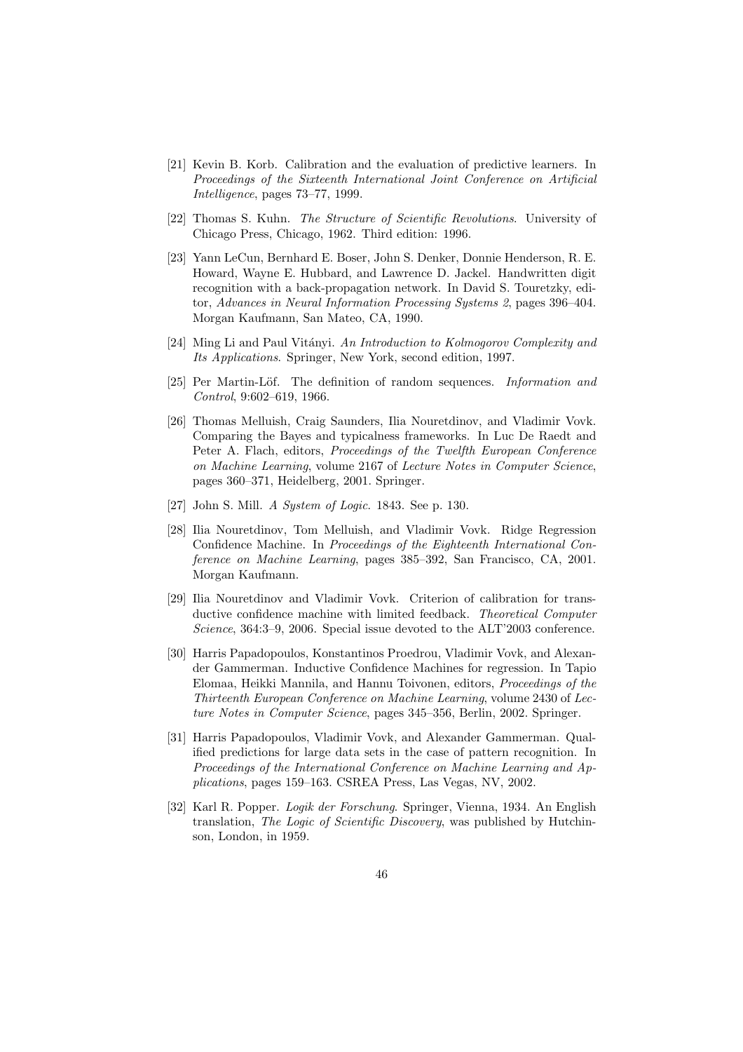[21] Kevin B. Korb. Calibration and the evaluation of predictive learners. In *Proceedings of the Sixteenth International Joint Conference on Artificial Intelligence*, pages 73–77, 1999.

[22] Thomas S. Kuhn. *The Structure of Scientific Revolutions*. University of Chicago Press, Chicago, 1962. Third edition: 1996.

[23] Yann LeCun, Bernhard E. Boser, John S. Denker, Donnie Henderson, R. E. Howard, Wayne E. Hubbard, and Lawrence D. Jackel. Handwritten digit recognition with a back-propagation network. In David S. Touretzky, editor, *Advances in Neural Information Processing Systems 2*, pages 396–404. Morgan Kaufmann, San Mateo, CA, 1990.

[24] Ming Li and Paul Vitányi. *An Introduction to Kolmogorov Complexity and Its Applications*. Springer, New York, second edition, 1997.

[25] Per Martin-Löf. The definition of random sequences. *Information and Control*, 9:602–619, 1966.

[26] Thomas Melluish, Craig Saunders, Ilia Nouretdinov, and Vladimir Vovk. Comparing the Bayes and typicalness frameworks. In Luc De Raedt and Peter A. Flach, editors, *Proceedings of the Twelfth European Conference on Machine Learning*, volume 2167 of *Lecture Notes in Computer Science*, pages 360–371, Heidelberg, 2001. Springer.

[27] John S. Mill. *A System of Logic*. 1843. See p. 130.

[28] Ilia Nouretdinov, Tom Melluish, and Vladimir Vovk. Ridge Regression Confidence Machine. In *Proceedings of the Eighteenth International Conference on Machine Learning*, pages 385–392, San Francisco, CA, 2001. Morgan Kaufmann.

[29] Ilia Nouretdinov and Vladimir Vovk. Criterion of calibration for transductive confidence machine with limited feedback. *Theoretical Computer Science*, 364:3–9, 2006. Special issue devoted to the ALT'2003 conference.

[30] Harris Papadopoulos, Konstantinos Proedrou, Vladimir Vovk, and Alexander Gammerman. Inductive Confidence Machines for regression. In Tapio Elomaa, Heikki Mannila, and Hannu Toivonen, editors, *Proceedings of the Thirteenth European Conference on Machine Learning*, volume 2430 of *Lecture Notes in Computer Science*, pages 345–356, Berlin, 2002. Springer.

[31] Harris Papadopoulos, Vladimir Vovk, and Alexander Gammerman. Qualified predictions for large data sets in the case of pattern recognition. In *Proceedings of the International Conference on Machine Learning and Applications*, pages 159–163. CSREA Press, Las Vegas, NV, 2002.

[32] Karl R. Popper. *Logik der Forschung*. Springer, Vienna, 1934. An English translation, *The Logic of Scientific Discovery*, was published by Hutchinson, London, in 1959.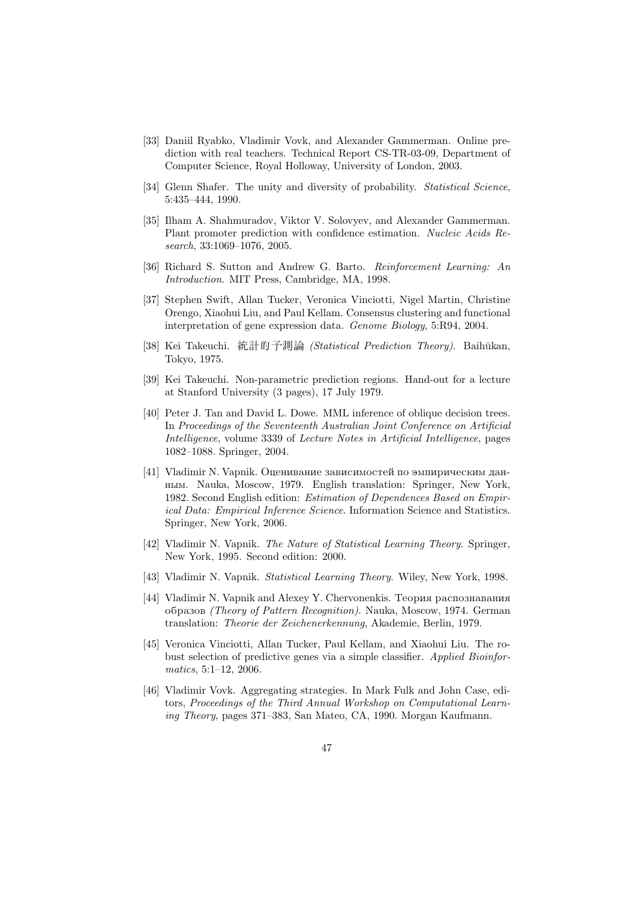[33] Daniil Ryabko, Vladimir Vovk, and Alexander Gammerman. Online prediction with real teachers. Technical Report CS-TR-03-09, Department of Computer Science, Royal Holloway, University of London, 2003.

[34] Glenn Shafer. The unity and diversity of probability. *Statistical Science*, 5:435–444, 1990.

[35] Ilham A. Shahmuradov, Viktor V. Solovyev, and Alexander Gammerman. Plant promoter prediction with confidence estimation. *Nucleic Acids Research*, 33:1069–1076, 2005.

[36] Richard S. Sutton and Andrew G. Barto. *Reinforcement Learning: An Introduction*. MIT Press, Cambridge, MA, 1998.

[37] Stephen Swift, Allan Tucker, Veronica Vinciotti, Nigel Martin, Christine Orengo, Xiaohui Liu, and Paul Kellam. Consensus clustering and functional interpretation of gene expression data. *Genome Biology*, 5:R94, 2004.

[38] Kei Takeuchi. 統計的予測論 *(Statistical Prediction Theory)*. Baihūkan, Tokyo, 1975.

[39] Kei Takeuchi. Non-parametric prediction regions. Hand-out for a lecture at Stanford University (3 pages), 17 July 1979.

[40] Peter J. Tan and David L. Dowe. MML inference of oblique decision trees. In *Proceedings of the Seventeenth Australian Joint Conference on Artificial Intelligence*, volume 3339 of *Lecture Notes in Artificial Intelligence*, pages 1082–1088. Springer, 2004.

[41] Vladimir N. Vapnik. Оценивание зависимостей по эмпирическим данным. Nauka, Moscow, 1979. English translation: Springer, New York, 1982. Second English edition: *Estimation of Dependences Based on Empirical Data: Empirical Inference Science*. Information Science and Statistics. Springer, New York, 2006.

[42] Vladimir N. Vapnik. *The Nature of Statistical Learning Theory*. Springer, New York, 1995. Second edition: 2000.

[43] Vladimir N. Vapnik. *Statistical Learning Theory*. Wiley, New York, 1998.

[44] Vladimir N. Vapnik and Alexey Y. Chervonenkis. Теория распознавания образов *(Theory of Pattern Recognition)*. Nauka, Moscow, 1974. German translation: *Theorie der Zeichenerkennung*, Akademie, Berlin, 1979.

[45] Veronica Vinciotti, Allan Tucker, Paul Kellam, and Xiaohui Liu. The robust selection of predictive genes via a simple classifier. *Applied Bioinformatics*, 5:1–12, 2006.

[46] Vladimir Vovk. Aggregating strategies. In Mark Fulk and John Case, editors, *Proceedings of the Third Annual Workshop on Computational Learning Theory*, pages 371–383, San Mateo, CA, 1990. Morgan Kaufmann.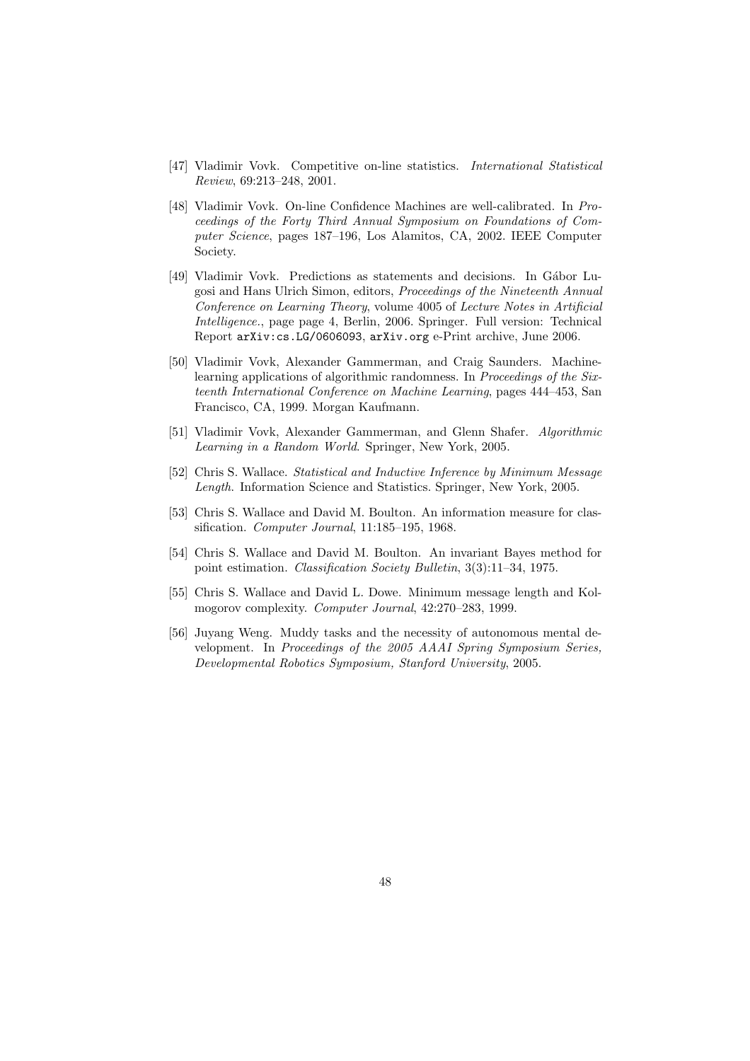[47] Vladimir Vovk. Competitive on-line statistics. *International Statistical Review*, 69:213–248, 2001.

[48] Vladimir Vovk. On-line Confidence Machines are well-calibrated. In *Proceedings of the Forty Third Annual Symposium on Foundations of Computer Science*, pages 187–196, Los Alamitos, CA, 2002. IEEE Computer Society.

[49] Vladimir Vovk. Predictions as statements and decisions. In Gábor Lugosi and Hans Ulrich Simon, editors, *Proceedings of the Nineteenth Annual Conference on Learning Theory*, volume 4005 of *Lecture Notes in Artificial Intelligence.*, page page 4, Berlin, 2006. Springer. Full version: Technical Report `arXiv:cs.LG/0606093`, `arXiv.org` e-Print archive, June 2006.

[50] Vladimir Vovk, Alexander Gammerman, and Craig Saunders. Machine-learning applications of algorithmic randomness. In *Proceedings of the Sixteenth International Conference on Machine Learning*, pages 444–453, San Francisco, CA, 1999. Morgan Kaufmann.

[51] Vladimir Vovk, Alexander Gammerman, and Glenn Shafer. *Algorithmic Learning in a Random World*. Springer, New York, 2005.

[52] Chris S. Wallace. *Statistical and Inductive Inference by Minimum Message Length*. Information Science and Statistics. Springer, New York, 2005.

[53] Chris S. Wallace and David M. Boulton. An information measure for classification. *Computer Journal*, 11:185–195, 1968.

[54] Chris S. Wallace and David M. Boulton. An invariant Bayes method for point estimation. *Classification Society Bulletin*, 3(3):11–34, 1975.

[55] Chris S. Wallace and David L. Dowe. Minimum message length and Kolmogorov complexity. *Computer Journal*, 42:270–283, 1999.

[56] Juyang Weng. Muddy tasks and the necessity of autonomous mental development. In *Proceedings of the 2005 AAAI Spring Symposium Series, Developmental Robotics Symposium, Stanford University*, 2005.